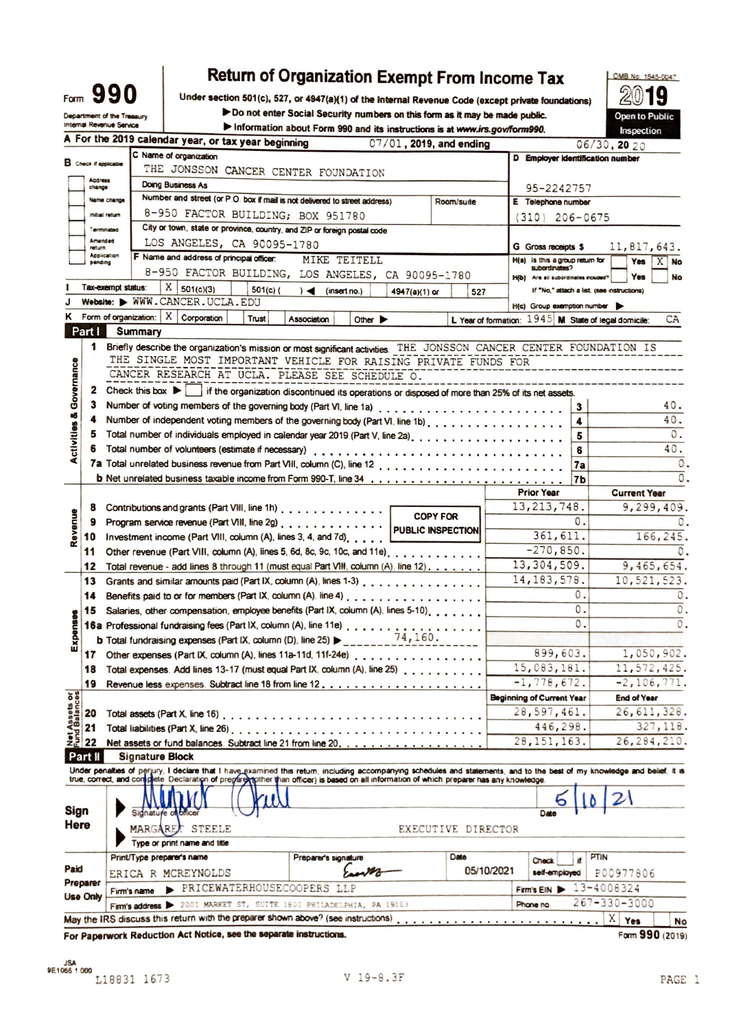# Form 990 — Return of Organization Exempt From Income Tax

Under section 501(c), 527, or 4947(a)(1) of the Internal Revenue Code (except private foundations)

▶ Do not enter Social Security numbers on this form as it may be made public.

▶ Information about Form 990 and its instructions is at www.irs.gov/form990.

OMB No. 1545-0047

**2019**

**Open to Public Inspection**

Department of the Treasury
Internal Revenue Service

**A** For the 2019 calendar year, or tax year beginning 07/01, 2019, and ending 06/30, 20 20

**B** Check if applicable: ☐ Address change ☐ Name change ☐ Initial return ☐ Terminated ☐ Amended return ☐ Application pending

**C** Name of organization: THE JONSSON CANCER CENTER FOUNDATION

Doing Business As:

Number and street (or P O box if mail is not delivered to street address): 8-950 FACTOR BUILDING; BOX 951780 — Room/suite:

City or town, state or province, country, and ZIP or foreign postal code: LOS ANGELES, CA 90095-1780

**D** Employer identification number: 95-2242757

**E** Telephone number: (310) 206-0675

**G** Gross receipts $ 11,817,643.

**F** Name and address of principal officer: MIKE TEITELL, 8-950 FACTOR BUILDING, LOS ANGELES, CA 90095-1780

**H(a)** Is this a group return for subordinates? ☐ Yes ☒ No

**H(b)** Are all subordinates included? ☐ Yes ☐ No — If "No," attach a list. (see instructions)

**H(c)** Group exemption number ▶

**I** Tax-exempt status: ☒ 501(c)(3) ☐ 501(c) ( ) ◀ (insert no.) ☐ 4947(a)(1) or ☐ 527

**J** Website: ▶ WWW.CANCER.UCLA.EDU

**K** Form of organization: ☒ Corporation ☐ Trust ☐ Association ☐ Other ▶

**L** Year of formation: 1945 **M** State of legal domicile: CA

## Part I Summary

**Activities & Governance**

1 Briefly describe the organization's mission or most significant activities: THE JONSSON CANCER CENTER FOUNDATION IS THE SINGLE MOST IMPORTANT VEHICLE FOR RAISING PRIVATE FUNDS FOR CANCER RESEARCH AT UCLA. PLEASE SEE SCHEDULE O.

2 Check this box ▶ ☐ if the organization discontinued its operations or disposed of more than 25% of its net assets.

| Line | Description | Box | Value |
|---|---|---|---|
| 3 | Number of voting members of the governing body (Part VI, line 1a) | 3 | 40. |
| 4 | Number of independent voting members of the governing body (Part VI, line 1b) | 4 | 40. |
| 5 | Total number of individuals employed in calendar year 2019 (Part V, line 2a) | 5 | 0. |
| 6 | Total number of volunteers (estimate if necessary) | 6 | 40. |
| 7a | Total unrelated business revenue from Part VIII, column (C), line 12 | 7a | 0. |
| b | Net unrelated business taxable income from Form 990-T, line 34 | 7b | 0. |

**COPY FOR PUBLIC INSPECTION**

| Section | Line | Description | Prior Year | Current Year |
|---|---|---|---|---|
| Revenue | 8 | Contributions and grants (Part VIII, line 1h) | 13,213,748. | 9,299,409. |
| | 9 | Program service revenue (Part VIII, line 2g) | 0. | 0. |
| | 10 | Investment income (Part VIII, column (A), lines 3, 4, and 7d) | 361,611. | 166,245. |
| | 11 | Other revenue (Part VIII, column (A), lines 5, 6d, 8c, 9c, 10c, and 11e) | -270,850. | 0. |
| | 12 | Total revenue - add lines 8 through 11 (must equal Part VIII, column (A), line 12) | 13,304,509. | 9,465,654. |
| Expenses | 13 | Grants and similar amounts paid (Part IX, column (A), lines 1-3) | 14,183,578. | 10,521,523. |
| | 14 | Benefits paid to or for members (Part IX, column (A), line 4) | 0. | 0. |
| | 15 | Salaries, other compensation, employee benefits (Part IX, column (A), lines 5-10) | 0. | 0. |
| | 16a | Professional fundraising fees (Part IX, column (A), line 11e) | 0. | 0. |
| | b | Total fundraising expenses (Part IX, column (D), line 25) ▶ 74,160. | | |
| | 17 | Other expenses (Part IX, column (A), lines 11a-11d, 11f-24e) | 899,603. | 1,050,902. |
| | 18 | Total expenses. Add lines 13-17 (must equal Part IX, column (A), line 25) | 15,083,181. | 11,572,425. |
| | 19 | Revenue less expenses. Subtract line 18 from line 12 | -1,778,672. | -2,106,771. |

| Section | Line | Description | Beginning of Current Year | End of Year |
|---|---|---|---|---|
| Net Assets or Fund Balances | 20 | Total assets (Part X, line 16) | 28,597,461. | 26,611,328. |
| | 21 | Total liabilities (Part X, line 26) | 446,298. | 327,118. |
| | 22 | Net assets or fund balances. Subtract line 21 from line 20 | 28,151,163. | 26,284,210. |

## Part II Signature Block

Under penalties of perjury, I declare that I have examined this return, including accompanying schedules and statements, and to the best of my knowledge and belief, it is true, correct, and complete. Declaration of preparer (other than officer) is based on all information of which preparer has any knowledge.

**Sign Here**

▶ Signature of officer: [signature] — Date: 5/10/21

▶ MARGARET STEELE — EXECUTIVE DIRECTOR
Type or print name and title

**Paid Preparer Use Only**

| Print/Type preparer's name | Preparer's signature | Date | Check ☐ if self-employed | PTIN |
|---|---|---|---|---|
| ERICA R MCREYNOLDS | [signature] | 05/10/2021 | | P00977806 |

Firm's name ▶ PRICEWATERHOUSECOOPERS LLP — Firm's EIN ▶ 13-4008324

Firm's address ▶ 2001 MARKET ST, SUITE 1800 PHILADELPHIA, PA 19103 — Phone no. 267-330-3000

May the IRS discuss this return with the preparer shown above? (see instructions) ☒ Yes ☐ No

**For Paperwork Reduction Act Notice, see the separate instructions.** Form **990** (2019)

JSA 9E1065 1.000

L18831 1673 V 19-8.3F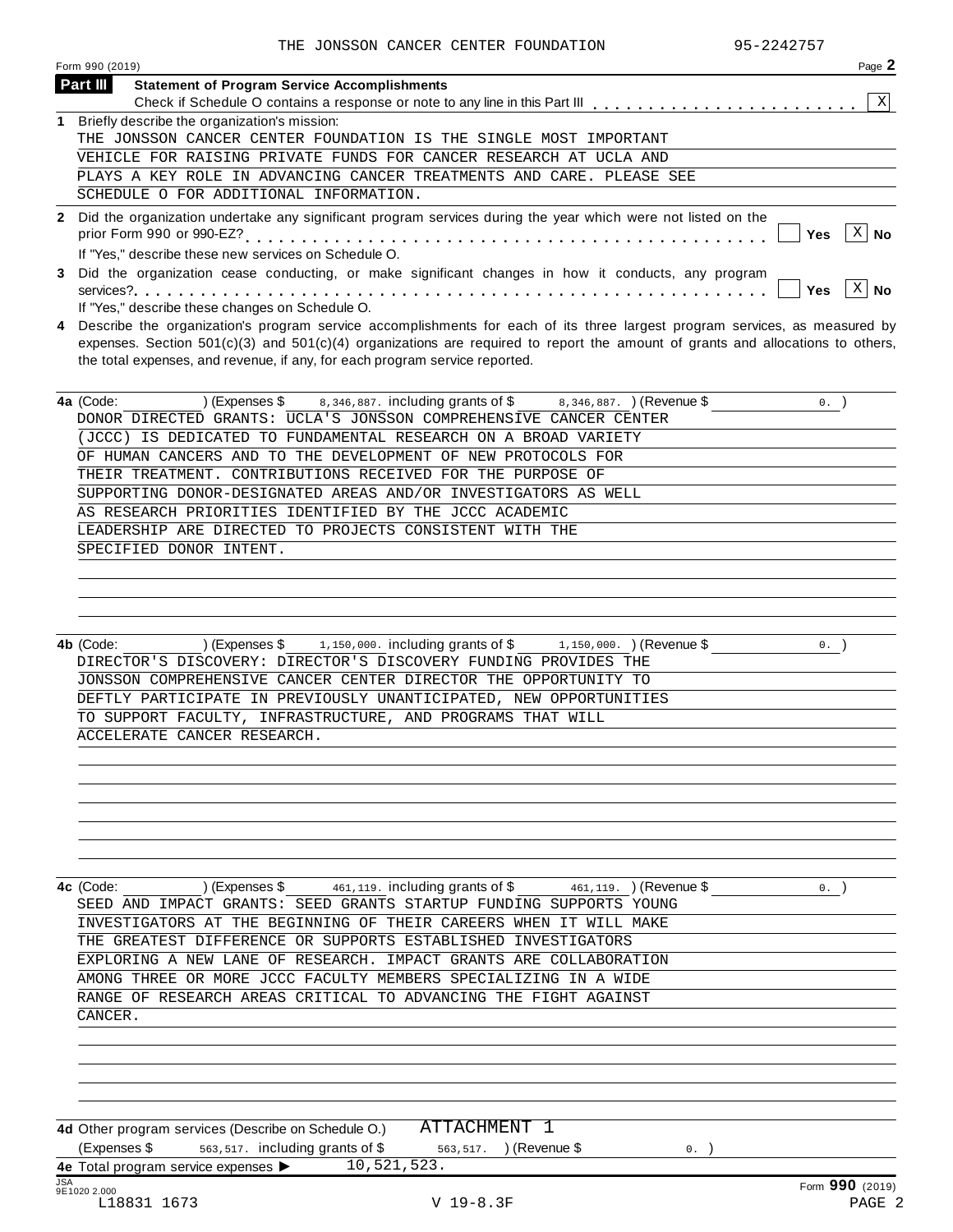THE JONSSON CANCER CENTER FOUNDATION 95-2242757

Form 990 (2019) Page **2**

## Part III Statement of Program Service Accomplishments

Check if Schedule O contains a response or note to any line in this Part III . . . . . . . . . . . . . . . . . . . . . . . [X]

**1** Briefly describe the organization's mission:

THE JONSSON CANCER CENTER FOUNDATION IS THE SINGLE MOST IMPORTANT VEHICLE FOR RAISING PRIVATE FUNDS FOR CANCER RESEARCH AT UCLA AND PLAYS A KEY ROLE IN ADVANCING CANCER TREATMENTS AND CARE. PLEASE SEE SCHEDULE O FOR ADDITIONAL INFORMATION.

**2** Did the organization undertake any significant program services during the year which were not listed on the prior Form 990 or 990-EZ? . . . . . . . . . . . . . . . . . . . . . . . . . . . . . . . . . . . . . . . . . . [ ] Yes [X] No

If "Yes," describe these new services on Schedule O.

**3** Did the organization cease conducting, or make significant changes in how it conducts, any program services? . . . . . . . . . . . . . . . . . . . . . . . . . . . . . . . . . . . . . . . . . . . . . . . . . . . . . . [ ] Yes [X] No

If "Yes," describe these changes on Schedule O.

**4** Describe the organization's program service accomplishments for each of its three largest program services, as measured by expenses. Section 501(c)(3) and 501(c)(4) organizations are required to report the amount of grants and allocations to others, the total expenses, and revenue, if any, for each program service reported.

**4a** (Code: ) (Expenses $ 8,346,887. including grants of $ 8,346,887. ) (Revenue $ 0. )

DONOR DIRECTED GRANTS: UCLA'S JONSSON COMPREHENSIVE CANCER CENTER (JCCC) IS DEDICATED TO FUNDAMENTAL RESEARCH ON A BROAD VARIETY OF HUMAN CANCERS AND TO THE DEVELOPMENT OF NEW PROTOCOLS FOR THEIR TREATMENT. CONTRIBUTIONS RECEIVED FOR THE PURPOSE OF SUPPORTING DONOR-DESIGNATED AREAS AND/OR INVESTIGATORS AS WELL AS RESEARCH PRIORITIES IDENTIFIED BY THE JCCC ACADEMIC LEADERSHIP ARE DIRECTED TO PROJECTS CONSISTENT WITH THE SPECIFIED DONOR INTENT.

**4b** (Code: ) (Expenses $ 1,150,000. including grants of $ 1,150,000. ) (Revenue $ 0. )

DIRECTOR'S DISCOVERY: DIRECTOR'S DISCOVERY FUNDING PROVIDES THE JONSSON COMPREHENSIVE CANCER CENTER DIRECTOR THE OPPORTUNITY TO DEFTLY PARTICIPATE IN PREVIOUSLY UNANTICIPATED, NEW OPPORTUNITIES TO SUPPORT FACULTY, INFRASTRUCTURE, AND PROGRAMS THAT WILL ACCELERATE CANCER RESEARCH.

**4c** (Code: ) (Expenses $ 461,119. including grants of $ 461,119. ) (Revenue $ 0. )

SEED AND IMPACT GRANTS: SEED GRANTS STARTUP FUNDING SUPPORTS YOUNG INVESTIGATORS AT THE BEGINNING OF THEIR CAREERS WHEN IT WILL MAKE THE GREATEST DIFFERENCE OR SUPPORTS ESTABLISHED INVESTIGATORS EXPLORING A NEW LANE OF RESEARCH. IMPACT GRANTS ARE COLLABORATION AMONG THREE OR MORE JCCC FACULTY MEMBERS SPECIALIZING IN A WIDE RANGE OF RESEARCH AREAS CRITICAL TO ADVANCING THE FIGHT AGAINST CANCER.

**4d** Other program services (Describe on Schedule O.) ATTACHMENT 1

(Expenses $ 563,517. including grants of $ 563,517. ) (Revenue $ 0. )

**4e** Total program service expenses ▶ 10,521,523.

Form **990** (2019)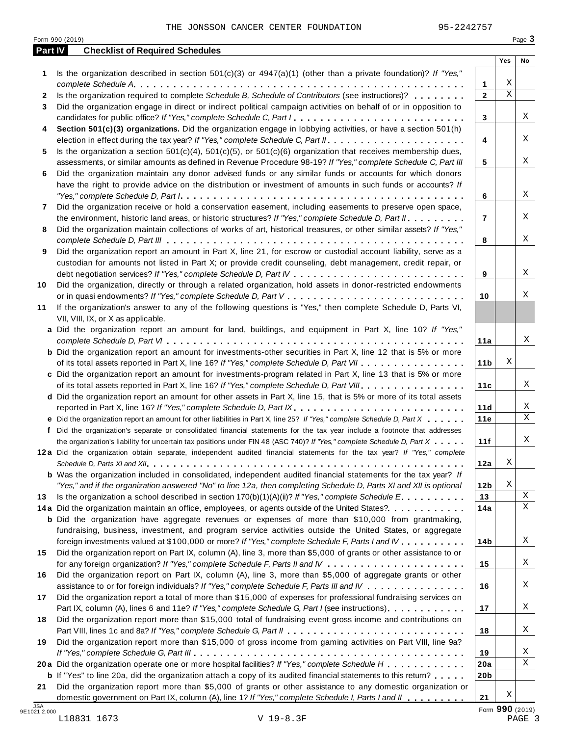THE JONSSON CANCER CENTER FOUNDATION 95-2242757

Form 990 (2019)

## Part IV Checklist of Required Schedules

| | | | Yes | No |
|---|---|---|---|---|
| 1 | Is the organization described in section 501(c)(3) or 4947(a)(1) (other than a private foundation)? *If "Yes," complete Schedule A* | 1 | X | |
| 2 | Is the organization required to complete *Schedule B, Schedule of Contributors* (see instructions)? | 2 | X | |
| 3 | Did the organization engage in direct or indirect political campaign activities on behalf of or in opposition to candidates for public office? *If "Yes," complete Schedule C, Part I* | 3 | | X |
| 4 | **Section 501(c)(3) organizations.** Did the organization engage in lobbying activities, or have a section 501(h) election in effect during the tax year? *If "Yes," complete Schedule C, Part II* | 4 | | X |
| 5 | Is the organization a section 501(c)(4), 501(c)(5), or 501(c)(6) organization that receives membership dues, assessments, or similar amounts as defined in Revenue Procedure 98-19? *If "Yes," complete Schedule C, Part III* | 5 | | X |
| 6 | Did the organization maintain any donor advised funds or any similar funds or accounts for which donors have the right to provide advice on the distribution or investment of amounts in such funds or accounts? *If "Yes," complete Schedule D, Part I* | 6 | | X |
| 7 | Did the organization receive or hold a conservation easement, including easements to preserve open space, the environment, historic land areas, or historic structures? *If "Yes," complete Schedule D, Part II* | 7 | | X |
| 8 | Did the organization maintain collections of works of art, historical treasures, or other similar assets? *If "Yes," complete Schedule D, Part III* | 8 | | X |
| 9 | Did the organization report an amount in Part X, line 21, for escrow or custodial account liability, serve as a custodian for amounts not listed in Part X; or provide credit counseling, debt management, credit repair, or debt negotiation services? *If "Yes," complete Schedule D, Part IV* | 9 | | X |
| 10 | Did the organization, directly or through a related organization, hold assets in donor-restricted endowments or in quasi endowments? *If "Yes," complete Schedule D, Part V* | 10 | | X |
| 11 | If the organization's answer to any of the following questions is "Yes," then complete Schedule D, Parts VI, VII, VIII, IX, or X as applicable. | | | |
| a | Did the organization report an amount for land, buildings, and equipment in Part X, line 10? *If "Yes," complete Schedule D, Part VI* | 11a | | X |
| b | Did the organization report an amount for investments-other securities in Part X, line 12 that is 5% or more of its total assets reported in Part X, line 16? *If "Yes," complete Schedule D, Part VII* | 11b | X | |
| c | Did the organization report an amount for investments-program related in Part X, line 13 that is 5% or more of its total assets reported in Part X, line 16? *If "Yes," complete Schedule D, Part VIII* | 11c | | X |
| d | Did the organization report an amount for other assets in Part X, line 15, that is 5% or more of its total assets reported in Part X, line 16? *If "Yes," complete Schedule D, Part IX* | 11d | | X |
| e | Did the organization report an amount for other liabilities in Part X, line 25? *If "Yes," complete Schedule D, Part X* | 11e | | X |
| f | Did the organization's separate or consolidated financial statements for the tax year include a footnote that addresses the organization's liability for uncertain tax positions under FIN 48 (ASC 740)? *If "Yes," complete Schedule D, Part X* | 11f | | X |
| 12a | Did the organization obtain separate, independent audited financial statements for the tax year? *If "Yes," complete Schedule D, Parts XI and XII* | 12a | X | |
| b | Was the organization included in consolidated, independent audited financial statements for the tax year? *If "Yes," and if the organization answered "No" to line 12a, then completing Schedule D, Parts XI and XII is optional* | 12b | X | |
| 13 | Is the organization a school described in section 170(b)(1)(A)(ii)? *If "Yes," complete Schedule E* | 13 | | X |
| 14a | Did the organization maintain an office, employees, or agents outside of the United States? | 14a | | X |
| b | Did the organization have aggregate revenues or expenses of more than $10,000 from grantmaking, fundraising, business, investment, and program service activities outside the United States, or aggregate foreign investments valued at $100,000 or more? *If "Yes," complete Schedule F, Parts I and IV* | 14b | | X |
| 15 | Did the organization report on Part IX, column (A), line 3, more than $5,000 of grants or other assistance to or for any foreign organization? *If "Yes," complete Schedule F, Parts II and IV* | 15 | | X |
| 16 | Did the organization report on Part IX, column (A), line 3, more than $5,000 of aggregate grants or other assistance to or for foreign individuals? *If "Yes," complete Schedule F, Parts III and IV* | 16 | | X |
| 17 | Did the organization report a total of more than $15,000 of expenses for professional fundraising services on Part IX, column (A), lines 6 and 11e? *If "Yes," complete Schedule G, Part I* (see instructions) | 17 | | X |
| 18 | Did the organization report more than $15,000 total of fundraising event gross income and contributions on Part VIII, lines 1c and 8a? *If "Yes," complete Schedule G, Part II* | 18 | | X |
| 19 | Did the organization report more than $15,000 of gross income from gaming activities on Part VIII, line 9a? *If "Yes," complete Schedule G, Part III* | 19 | | X |
| 20a | Did the organization operate one or more hospital facilities? *If "Yes," complete Schedule H* | 20a | | X |
| b | If "Yes" to line 20a, did the organization attach a copy of its audited financial statements to this return? | 20b | | |
| 21 | Did the organization report more than $5,000 of grants or other assistance to any domestic organization or domestic government on Part IX, column (A), line 1? *If "Yes," complete Schedule I, Parts I and II* | 21 | X | |

JSA 9E1021 2.000

Form **990** (2019)

L18831 1673 V 19-8.3F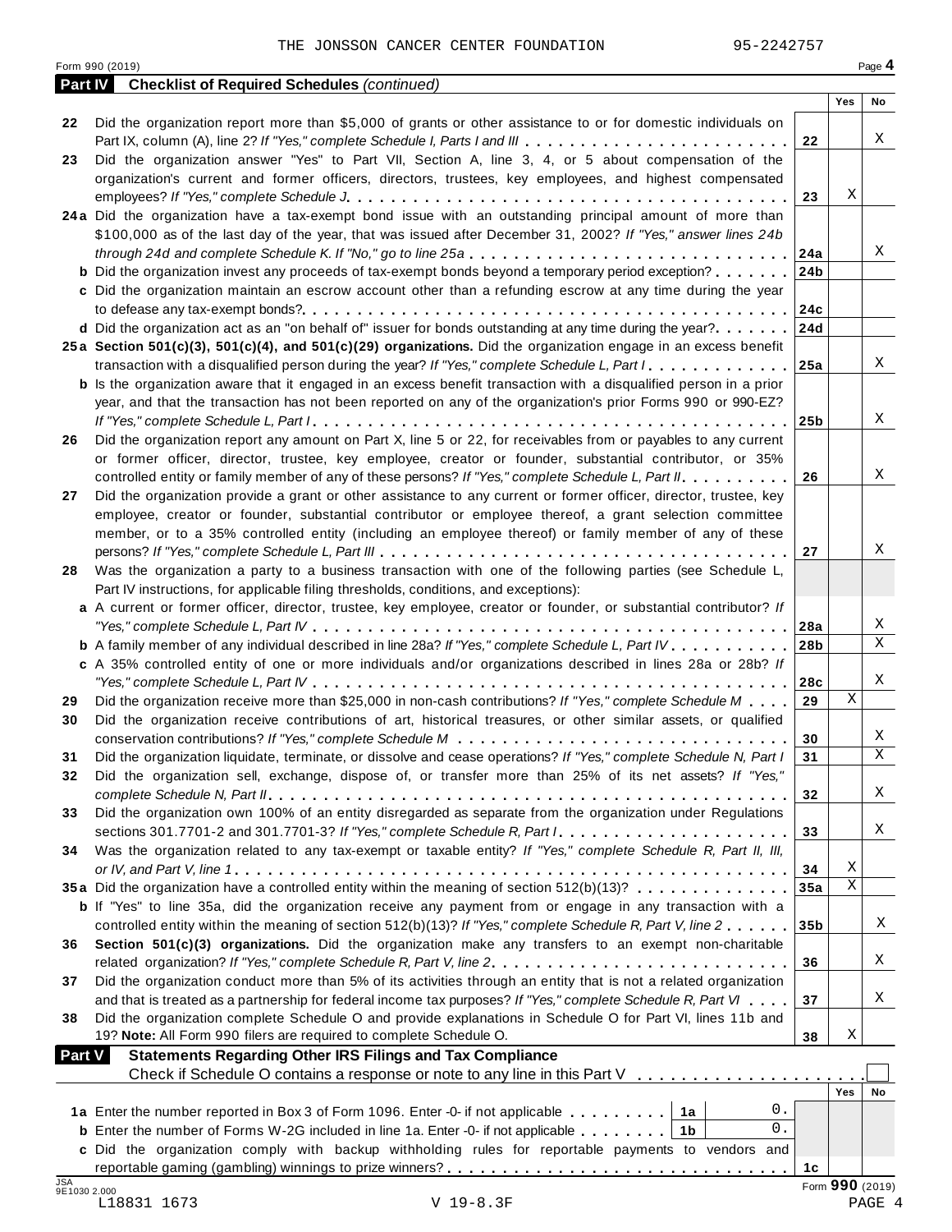THE JONSSON CANCER CENTER FOUNDATION 95-2242757

Form 990 (2019)

## Part IV Checklist of Required Schedules *(continued)*

| | | | Yes | No |
|---|---|---|---|---|
| 22 | Did the organization report more than $5,000 of grants or other assistance to or for domestic individuals on Part IX, column (A), line 2? *If "Yes," complete Schedule I, Parts I and III* | 22 | | X |
| 23 | Did the organization answer "Yes" to Part VII, Section A, line 3, 4, or 5 about compensation of the organization's current and former officers, directors, trustees, key employees, and highest compensated employees? *If "Yes," complete Schedule J* | 23 | X | |
| 24a | Did the organization have a tax-exempt bond issue with an outstanding principal amount of more than $100,000 as of the last day of the year, that was issued after December 31, 2002? *If "Yes," answer lines 24b through 24d and complete Schedule K. If "No," go to line 25a* | 24a | | X |
| b | Did the organization invest any proceeds of tax-exempt bonds beyond a temporary period exception? | 24b | | |
| c | Did the organization maintain an escrow account other than a refunding escrow at any time during the year to defease any tax-exempt bonds? | 24c | | |
| d | Did the organization act as an "on behalf of" issuer for bonds outstanding at any time during the year? | 24d | | |
| 25a | **Section 501(c)(3), 501(c)(4), and 501(c)(29) organizations.** Did the organization engage in an excess benefit transaction with a disqualified person during the year? *If "Yes," complete Schedule L, Part I* | 25a | | X |
| b | Is the organization aware that it engaged in an excess benefit transaction with a disqualified person in a prior year, and that the transaction has not been reported on any of the organization's prior Forms 990 or 990-EZ? *If "Yes," complete Schedule L, Part I* | 25b | | X |
| 26 | Did the organization report any amount on Part X, line 5 or 22, for receivables from or payables to any current or former officer, director, trustee, key employee, creator or founder, substantial contributor, or 35% controlled entity or family member of any of these persons? *If "Yes," complete Schedule L, Part II* | 26 | | X |
| 27 | Did the organization provide a grant or other assistance to any current or former officer, director, trustee, key employee, creator or founder, substantial contributor or employee thereof, a grant selection committee member, or to a 35% controlled entity (including an employee thereof) or family member of any of these persons? *If "Yes," complete Schedule L, Part III* | 27 | | X |
| 28 | Was the organization a party to a business transaction with one of the following parties (see Schedule L, Part IV instructions, for applicable filing thresholds, conditions, and exceptions): | | | |
| a | A current or former officer, director, trustee, key employee, creator or founder, or substantial contributor? *If "Yes," complete Schedule L, Part IV* | 28a | | X |
| b | A family member of any individual described in line 28a? *If "Yes," complete Schedule L, Part IV* | 28b | | X |
| c | A 35% controlled entity of one or more individuals and/or organizations described in lines 28a or 28b? *If "Yes," complete Schedule L, Part IV* | 28c | | X |
| 29 | Did the organization receive more than $25,000 in non-cash contributions? *If "Yes," complete Schedule M* | 29 | X | |
| 30 | Did the organization receive contributions of art, historical treasures, or other similar assets, or qualified conservation contributions? *If "Yes," complete Schedule M* | 30 | | X |
| 31 | Did the organization liquidate, terminate, or dissolve and cease operations? *If "Yes," complete Schedule N, Part I* | 31 | | X |
| 32 | Did the organization sell, exchange, dispose of, or transfer more than 25% of its net assets? *If "Yes," complete Schedule N, Part II* | 32 | | X |
| 33 | Did the organization own 100% of an entity disregarded as separate from the organization under Regulations sections 301.7701-2 and 301.7701-3? *If "Yes," complete Schedule R, Part I* | 33 | | X |
| 34 | Was the organization related to any tax-exempt or taxable entity? *If "Yes," complete Schedule R, Part II, III, or IV, and Part V, line 1* | 34 | X | |
| 35a | Did the organization have a controlled entity within the meaning of section 512(b)(13)? | 35a | X | |
| b | If "Yes" to line 35a, did the organization receive any payment from or engage in any transaction with a controlled entity within the meaning of section 512(b)(13)? *If "Yes," complete Schedule R, Part V, line 2* | 35b | | X |
| 36 | **Section 501(c)(3) organizations.** Did the organization make any transfers to an exempt non-charitable related organization? *If "Yes," complete Schedule R, Part V, line 2* | 36 | | X |
| 37 | Did the organization conduct more than 5% of its activities through an entity that is not a related organization and that is treated as a partnership for federal income tax purposes? *If "Yes," complete Schedule R, Part VI* | 37 | | X |
| 38 | Did the organization complete Schedule O and provide explanations in Schedule O for Part VI, lines 11b and 19? **Note:** All Form 990 filers are required to complete Schedule O. | 38 | X | |

## Part V Statements Regarding Other IRS Filings and Tax Compliance

Check if Schedule O contains a response or note to any line in this Part V ☐

| | | | | | Yes | No |
|---|---|---|---|---|---|---|
| 1a | Enter the number reported in Box 3 of Form 1096. Enter -0- if not applicable | 1a | 0. | | | |
| b | Enter the number of Forms W-2G included in line 1a. Enter -0- if not applicable | 1b | 0. | | | |
| c | Did the organization comply with backup withholding rules for reportable payments to vendors and reportable gaming (gambling) winnings to prize winners? | | | 1c | | |

Form **990** (2019)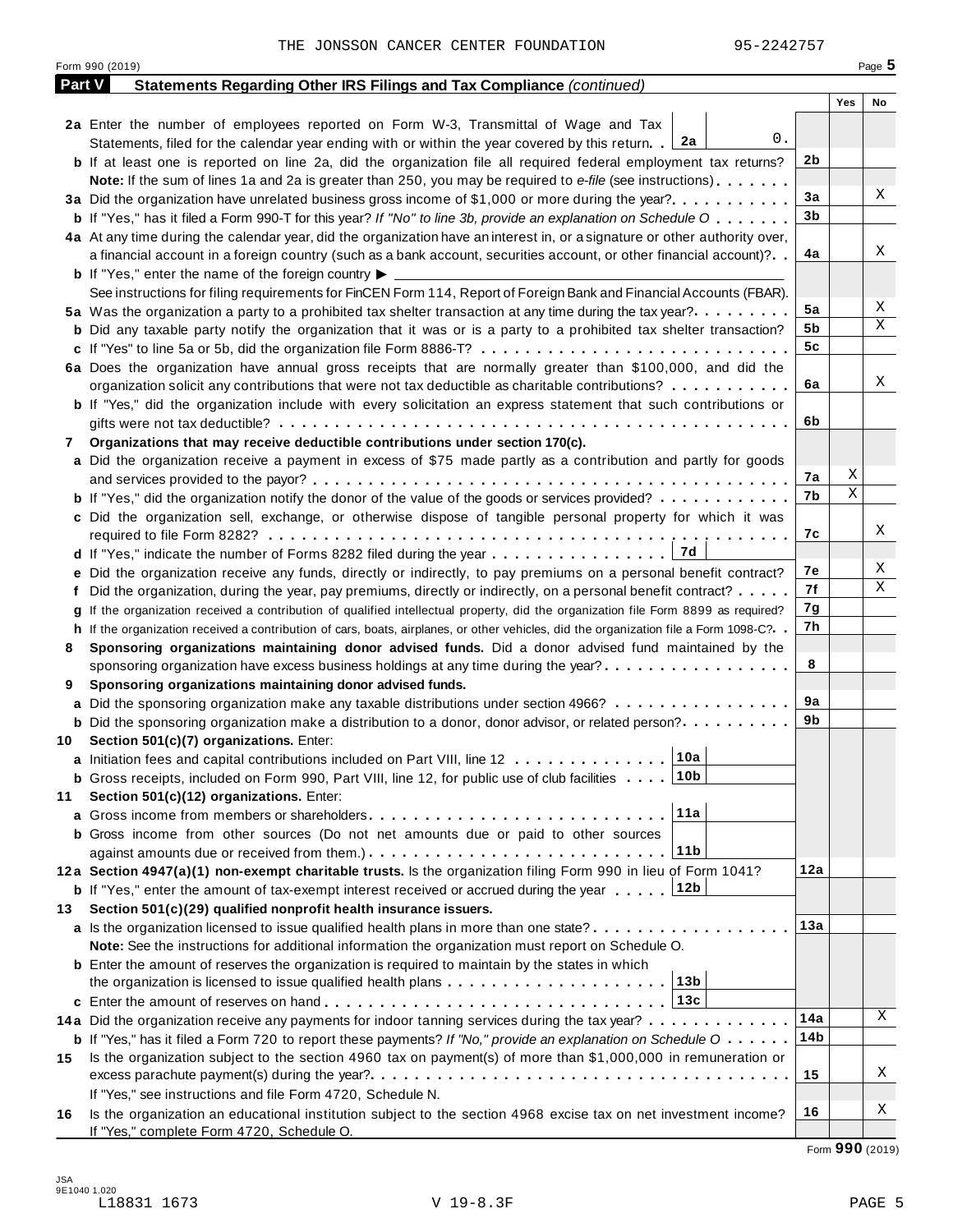THE JONSSON CANCER CENTER FOUNDATION 95-2242757

Form 990 (2019)

## Part V Statements Regarding Other IRS Filings and Tax Compliance *(continued)*

| | | | Yes | No |
|---|---|---|---|---|
| **2a** | Enter the number of employees reported on Form W-3, Transmittal of Wage and Tax Statements, filed for the calendar year ending with or within the year covered by this return . . **2a** 0. | | | |
| **b** | If at least one is reported on line 2a, did the organization file all required federal employment tax returns? | 2b | | |
| | **Note:** If the sum of lines 1a and 2a is greater than 250, you may be required to *e-file* (see instructions) | | | |
| **3a** | Did the organization have unrelated business gross income of $1,000 or more during the year? | 3a | | X |
| **b** | If "Yes," has it filed a Form 990-T for this year? *If "No" to line 3b, provide an explanation on Schedule O* | 3b | | |
| **4a** | At any time during the calendar year, did the organization have an interest in, or a signature or other authority over, a financial account in a foreign country (such as a bank account, securities account, or other financial account)? | 4a | | X |
| **b** | If "Yes," enter the name of the foreign country ▶ | | | |
| | See instructions for filing requirements for FinCEN Form 114, Report of Foreign Bank and Financial Accounts (FBAR). | | | |
| **5a** | Was the organization a party to a prohibited tax shelter transaction at any time during the tax year? | 5a | | X |
| **b** | Did any taxable party notify the organization that it was or is a party to a prohibited tax shelter transaction? | 5b | | X |
| **c** | If "Yes" to line 5a or 5b, did the organization file Form 8886-T? | 5c | | |
| **6a** | Does the organization have annual gross receipts that are normally greater than $100,000, and did the organization solicit any contributions that were not tax deductible as charitable contributions? | 6a | | X |
| **b** | If "Yes," did the organization include with every solicitation an express statement that such contributions or gifts were not tax deductible? | 6b | | |
| **7** | **Organizations that may receive deductible contributions under section 170(c).** | | | |
| **a** | Did the organization receive a payment in excess of $75 made partly as a contribution and partly for goods and services provided to the payor? | 7a | X | |
| **b** | If "Yes," did the organization notify the donor of the value of the goods or services provided? | 7b | X | |
| **c** | Did the organization sell, exchange, or otherwise dispose of tangible personal property for which it was required to file Form 8282? | 7c | | X |
| **d** | If "Yes," indicate the number of Forms 8282 filed during the year . . . **7d** | | | |
| **e** | Did the organization receive any funds, directly or indirectly, to pay premiums on a personal benefit contract? | 7e | | X |
| **f** | Did the organization, during the year, pay premiums, directly or indirectly, on a personal benefit contract? | 7f | | X |
| **g** | If the organization received a contribution of qualified intellectual property, did the organization file Form 8899 as required? | 7g | | |
| **h** | If the organization received a contribution of cars, boats, airplanes, or other vehicles, did the organization file a Form 1098-C? | 7h | | |
| **8** | **Sponsoring organizations maintaining donor advised funds.** Did a donor advised fund maintained by the sponsoring organization have excess business holdings at any time during the year? | 8 | | |
| **9** | **Sponsoring organizations maintaining donor advised funds.** | | | |
| **a** | Did the sponsoring organization make any taxable distributions under section 4966? | 9a | | |
| **b** | Did the sponsoring organization make a distribution to a donor, donor advisor, or related person? | 9b | | |
| **10** | **Section 501(c)(7) organizations.** Enter: | | | |
| **a** | Initiation fees and capital contributions included on Part VIII, line 12 . . . **10a** | | | |
| **b** | Gross receipts, included on Form 990, Part VIII, line 12, for public use of club facilities . . . **10b** | | | |
| **11** | **Section 501(c)(12) organizations.** Enter: | | | |
| **a** | Gross income from members or shareholders . . . **11a** | | | |
| **b** | Gross income from other sources (Do not net amounts due or paid to other sources against amounts due or received from them.) . . . **11b** | | | |
| **12a** | **Section 4947(a)(1) non-exempt charitable trusts.** Is the organization filing Form 990 in lieu of Form 1041? | 12a | | |
| **b** | If "Yes," enter the amount of tax-exempt interest received or accrued during the year . . . **12b** | | | |
| **13** | **Section 501(c)(29) qualified nonprofit health insurance issuers.** | | | |
| **a** | Is the organization licensed to issue qualified health plans in more than one state? | 13a | | |
| | **Note:** See the instructions for additional information the organization must report on Schedule O. | | | |
| **b** | Enter the amount of reserves the organization is required to maintain by the states in which the organization is licensed to issue qualified health plans . . . **13b** | | | |
| **c** | Enter the amount of reserves on hand . . . **13c** | | | |
| **14a** | Did the organization receive any payments for indoor tanning services during the tax year? | 14a | | X |
| **b** | If "Yes," has it filed a Form 720 to report these payments? *If "No," provide an explanation on Schedule O* | 14b | | |
| **15** | Is the organization subject to the section 4960 tax on payment(s) of more than $1,000,000 in remuneration or excess parachute payment(s) during the year? | 15 | | X |
| | If "Yes," see instructions and file Form 4720, Schedule N. | | | |
| **16** | Is the organization an educational institution subject to the section 4968 excise tax on net investment income? If "Yes," complete Form 4720, Schedule O. | 16 | | X |

Form **990** (2019)

JSA
9E1040 1.020
L18831 1673 V 19-8.3F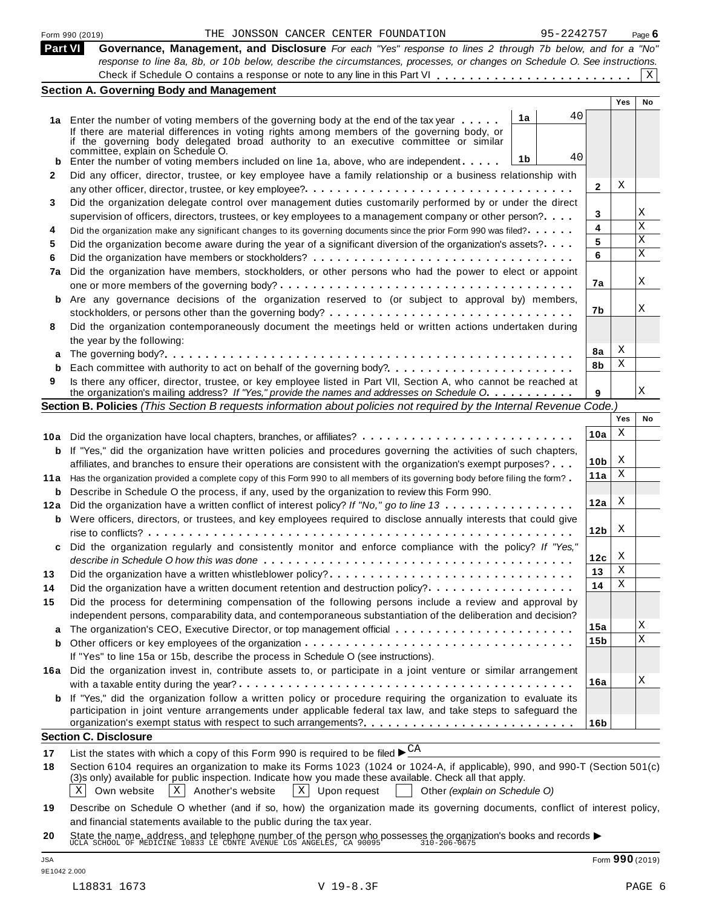Form 990 (2019) THE JONSSON CANCER CENTER FOUNDATION 95-2242757 Page **6**

## Part VI Governance, Management, and Disclosure

*For each "Yes" response to lines 2 through 7b below, and for a "No" response to line 8a, 8b, or 10b below, describe the circumstances, processes, or changes on Schedule O. See instructions.*

Check if Schedule O contains a response or note to any line in this Part VI . . . . . . . . . . . . . . . . . . . . . . . . [X]

### Section A. Governing Body and Management

| | | | | Yes | No |
|---|---|---|---|---|---|
| **1a** | Enter the number of voting members of the governing body at the end of the tax year . . . . . | 1a 40 | | | |
| | If there are material differences in voting rights among members of the governing body, or if the governing body delegated broad authority to an executive committee or similar committee, explain on Schedule O. | | | | |
| **b** | Enter the number of voting members included on line 1a, above, who are independent . . . . . | 1b 40 | | | |
| **2** | Did any officer, director, trustee, or key employee have a family relationship or a business relationship with any other officer, director, trustee, or key employee? . . . . . | | **2** | X | |
| **3** | Did the organization delegate control over management duties customarily performed by or under the direct supervision of officers, directors, trustees, or key employees to a management company or other person? . . . . | | **3** | | X |
| **4** | Did the organization make any significant changes to its governing documents since the prior Form 990 was filed? . . . . . | | **4** | | X |
| **5** | Did the organization become aware during the year of a significant diversion of the organization's assets? . . . . | | **5** | | X |
| **6** | Did the organization have members or stockholders? . . . . . | | **6** | | X |
| **7a** | Did the organization have members, stockholders, or other persons who had the power to elect or appoint one or more members of the governing body? . . . . . | | **7a** | | X |
| **b** | Are any governance decisions of the organization reserved to (or subject to approval by) members, stockholders, or persons other than the governing body? . . . . . | | **7b** | | X |
| **8** | Did the organization contemporaneously document the meetings held or written actions undertaken during the year by the following: | | | | |
| **a** | The governing body? . . . . . | | **8a** | X | |
| **b** | Each committee with authority to act on behalf of the governing body? . . . . . | | **8b** | X | |
| **9** | Is there any officer, director, trustee, or key employee listed in Part VII, Section A, who cannot be reached at the organization's mailing address? *If "Yes," provide the names and addresses on Schedule O.* . . . . . | | **9** | | X |

### Section B. Policies *(This Section B requests information about policies not required by the Internal Revenue Code.)*

| | | | Yes | No |
|---|---|---|---|---|
| **10a** | Did the organization have local chapters, branches, or affiliates? . . . . . | **10a** | X | |
| **b** | If "Yes," did the organization have written policies and procedures governing the activities of such chapters, affiliates, and branches to ensure their operations are consistent with the organization's exempt purposes? . . . | **10b** | X | |
| **11a** | Has the organization provided a complete copy of this Form 990 to all members of its governing body before filing the form? . | **11a** | X | |
| **b** | Describe in Schedule O the process, if any, used by the organization to review this Form 990. | | | |
| **12a** | Did the organization have a written conflict of interest policy? *If "No," go to line 13* . . . . . | **12a** | X | |
| **b** | Were officers, directors, or trustees, and key employees required to disclose annually interests that could give rise to conflicts? . . . . . | **12b** | X | |
| **c** | Did the organization regularly and consistently monitor and enforce compliance with the policy? *If "Yes," describe in Schedule O how this was done* . . . . . | **12c** | X | |
| **13** | Did the organization have a written whistleblower policy? . . . . . | **13** | X | |
| **14** | Did the organization have a written document retention and destruction policy? . . . . . | **14** | X | |
| **15** | Did the process for determining compensation of the following persons include a review and approval by independent persons, comparability data, and contemporaneous substantiation of the deliberation and decision? | | | |
| **a** | The organization's CEO, Executive Director, or top management official . . . . . | **15a** | | X |
| **b** | Other officers or key employees of the organization . . . . . | **15b** | | X |
| | If "Yes" to line 15a or 15b, describe the process in Schedule O (see instructions). | | | |
| **16a** | Did the organization invest in, contribute assets to, or participate in a joint venture or similar arrangement with a taxable entity during the year? . . . . . | **16a** | | X |
| **b** | If "Yes," did the organization follow a written policy or procedure requiring the organization to evaluate its participation in joint venture arrangements under applicable federal tax law, and take steps to safeguard the organization's exempt status with respect to such arrangements? . . . . . | **16b** | | |

### Section C. Disclosure

**17** List the states with which a copy of this Form 990 is required to be filed ► CA

**18** Section 6104 requires an organization to make its Forms 1023 (1024 or 1024-A, if applicable), 990, and 990-T (Section 501(c)(3)s only) available for public inspection. Indicate how you made these available. Check all that apply.

[X] Own website [X] Another's website [X] Upon request [ ] Other *(explain on Schedule O)*

**19** Describe on Schedule O whether (and if so, how) the organization made its governing documents, conflict of interest policy, and financial statements available to the public during the tax year.

**20** State the name, address, and telephone number of the person who possesses the organization's books and records ►
UCLA SCHOOL OF MEDICINE 10833 LE CONTE AVENUE LOS ANGELES, CA 90095 310-206-0675

JSA
9E1042 2.000

Form **990** (2019)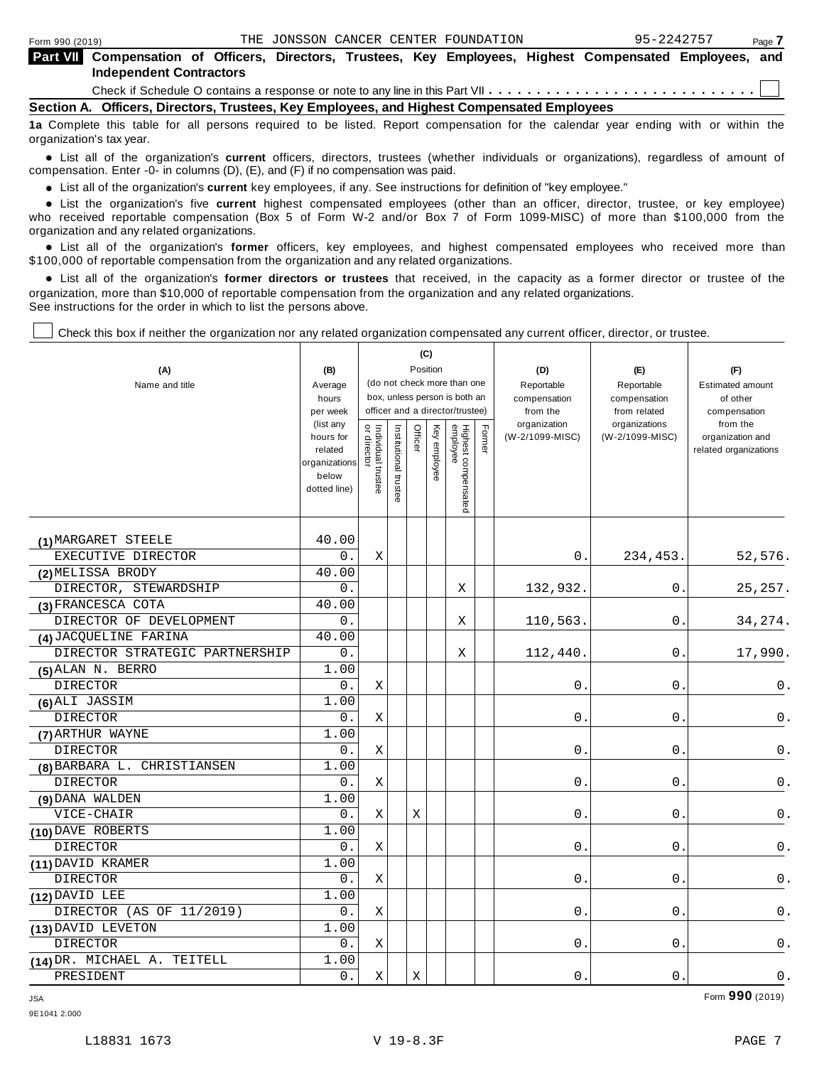## Part VII Compensation of Officers, Directors, Trustees, Key Employees, Highest Compensated Employees, and Independent Contractors

Check if Schedule O contains a response or note to any line in this Part VII . . . . . . . . . . . . . . . . . . . . . . . . . . . ☐

### Section A. Officers, Directors, Trustees, Key Employees, and Highest Compensated Employees

**1a** Complete this table for all persons required to be listed. Report compensation for the calendar year ending with or within the organization's tax year.

- List all of the organization's **current** officers, directors, trustees (whether individuals or organizations), regardless of amount of compensation. Enter -0- in columns (D), (E), and (F) if no compensation was paid.
- List all of the organization's **current** key employees, if any. See instructions for definition of "key employee."
- List the organization's five **current** highest compensated employees (other than an officer, director, trustee, or key employee) who received reportable compensation (Box 5 of Form W-2 and/or Box 7 of Form 1099-MISC) of more than $100,000 from the organization and any related organizations.
- List all of the organization's **former** officers, key employees, and highest compensated employees who received more than $100,000 of reportable compensation from the organization and any related organizations.
- List all of the organization's **former directors or trustees** that received, in the capacity as a former director or trustee of the organization, more than $10,000 of reportable compensation from the organization and any related organizations.

See instructions for the order in which to list the persons above.

☐ Check this box if neither the organization nor any related organization compensated any current officer, director, or trustee.

| (A) Name and title | (B) Average hours per week (list any hours for related organizations below dotted line) | (C) Position: Individual trustee or director | Institutional trustee | Officer | Key employee | Highest compensated employee | Former | (D) Reportable compensation from the organization (W-2/1099-MISC) | (E) Reportable compensation from related organizations (W-2/1099-MISC) | (F) Estimated amount of other compensation from the organization and related organizations |
|---|---|---|---|---|---|---|---|---|---|---|
| (1) MARGARET STEELE<br>EXECUTIVE DIRECTOR | 40.00<br>0. | X | | | | | | 0. | 234,453. | 52,576. |
| (2) MELISSA BRODY<br>DIRECTOR, STEWARDSHIP | 40.00<br>0. | | | | | X | | 132,932. | 0. | 25,257. |
| (3) FRANCESCA COTA<br>DIRECTOR OF DEVELOPMENT | 40.00<br>0. | | | | | X | | 110,563. | 0. | 34,274. |
| (4) JACQUELINE FARINA<br>DIRECTOR STRATEGIC PARTNERSHIP | 40.00<br>0. | | | | | X | | 112,440. | 0. | 17,990. |
| (5) ALAN N. BERRO<br>DIRECTOR | 1.00<br>0. | X | | | | | | 0. | 0. | 0. |
| (6) ALI JASSIM<br>DIRECTOR | 1.00<br>0. | X | | | | | | 0. | 0. | 0. |
| (7) ARTHUR WAYNE<br>DIRECTOR | 1.00<br>0. | X | | | | | | 0. | 0. | 0. |
| (8) BARBARA L. CHRISTIANSEN<br>DIRECTOR | 1.00<br>0. | X | | | | | | 0. | 0. | 0. |
| (9) DANA WALDEN<br>VICE-CHAIR | 1.00<br>0. | X | | X | | | | 0. | 0. | 0. |
| (10) DAVE ROBERTS<br>DIRECTOR | 1.00<br>0. | X | | | | | | 0. | 0. | 0. |
| (11) DAVID KRAMER<br>DIRECTOR | 1.00<br>0. | X | | | | | | 0. | 0. | 0. |
| (12) DAVID LEE<br>DIRECTOR (AS OF 11/2019) | 1.00<br>0. | X | | | | | | 0. | 0. | 0. |
| (13) DAVID LEVETON<br>DIRECTOR | 1.00<br>0. | X | | | | | | 0. | 0. | 0. |
| (14) DR. MICHAEL A. TEITELL<br>PRESIDENT | 1.00<br>0. | X | | X | | | | 0. | 0. | 0. |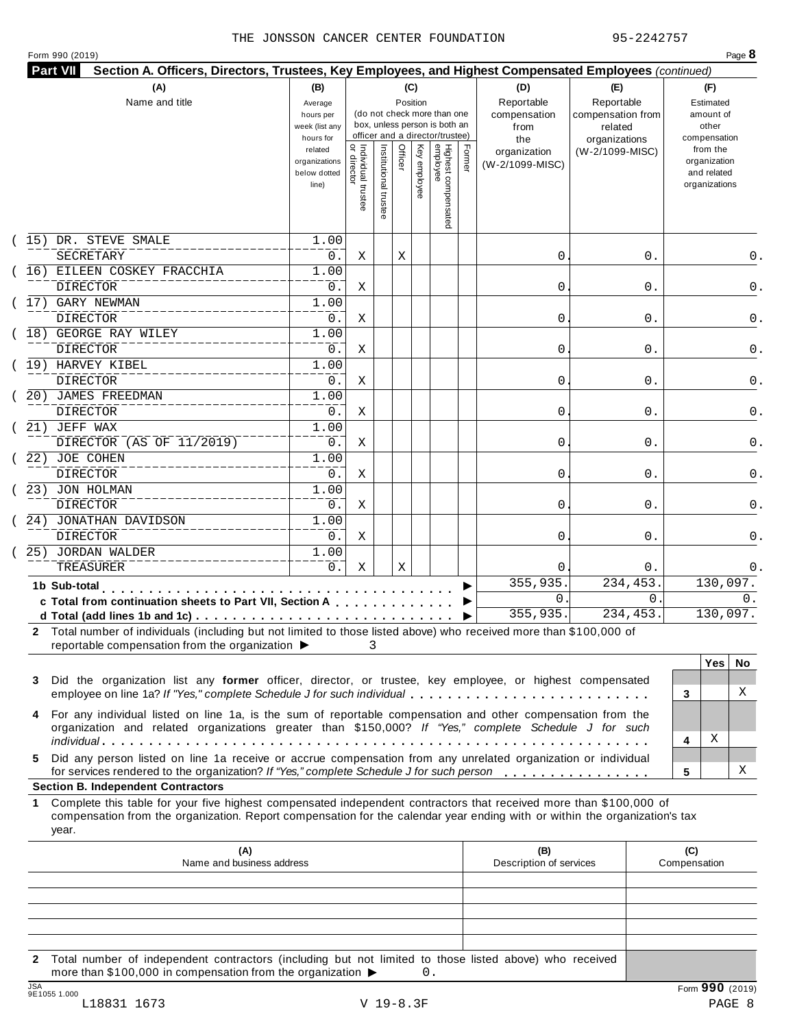THE JONSSON CANCER CENTER FOUNDATION 95-2242757

Form 990 (2019) Page **8**

**Part VII** **Section A. Officers, Directors, Trustees, Key Employees, and Highest Compensated Employees** *(continued)*

| (A) Name and title | (B) Average hours per week (list any hours for related organizations below dotted line) | (C) Position: Individual trustee or director | Institutional trustee | Officer | Key employee | Highest compensated employee | Former | (D) Reportable compensation from the organization (W-2/1099-MISC) | (E) Reportable compensation from related organizations (W-2/1099-MISC) | (F) Estimated amount of other compensation from the organization and related organizations |
|---|---|---|---|---|---|---|---|---|---|---|
| (15) DR. STEVE SMALE<br>SECRETARY | 1.00<br>0. | X | | X | | | | 0. | 0. | 0. |
| (16) EILEEN COSKEY FRACCHIA<br>DIRECTOR | 1.00<br>0. | X | | | | | | 0. | 0. | 0. |
| (17) GARY NEWMAN<br>DIRECTOR | 1.00<br>0. | X | | | | | | 0. | 0. | 0. |
| (18) GEORGE RAY WILEY<br>DIRECTOR | 1.00<br>0. | X | | | | | | 0. | 0. | 0. |
| (19) HARVEY KIBEL<br>DIRECTOR | 1.00<br>0. | X | | | | | | 0. | 0. | 0. |
| (20) JAMES FREEDMAN<br>DIRECTOR | 1.00<br>0. | X | | | | | | 0. | 0. | 0. |
| (21) JEFF WAX<br>DIRECTOR (AS OF 11/2019) | 1.00<br>0. | X | | | | | | 0. | 0. | 0. |
| (22) JOE COHEN<br>DIRECTOR | 1.00<br>0. | X | | | | | | 0. | 0. | 0. |
| (23) JON HOLMAN<br>DIRECTOR | 1.00<br>0. | X | | | | | | 0. | 0. | 0. |
| (24) JONATHAN DAVIDSON<br>DIRECTOR | 1.00<br>0. | X | | | | | | 0. | 0. | 0. |
| (25) JORDAN WALDER<br>TREASURER | 1.00<br>0. | X | | X | | | | 0. | 0. | 0. |
| **1b Sub-total** | | | | | | | | 355,935. | 234,453. | 130,097. |
| **c Total from continuation sheets to Part VII, Section A** | | | | | | | | 0. | 0. | 0. |
| **d Total (add lines 1b and 1c)** | | | | | | | | 355,935. | 234,453. | 130,097. |

**2** Total number of individuals (including but not limited to those listed above) who received more than $100,000 of reportable compensation from the organization ▶ 3

| | | Yes | No |
|---|---|---|---|
| **3** Did the organization list any **former** officer, director, or trustee, key employee, or highest compensated employee on line 1a? *If "Yes," complete Schedule J for such individual* | 3 | | X |
| **4** For any individual listed on line 1a, is the sum of reportable compensation and other compensation from the organization and related organizations greater than $150,000? *If "Yes," complete Schedule J for such individual* | 4 | X | |
| **5** Did any person listed on line 1a receive or accrue compensation from any unrelated organization or individual for services rendered to the organization? *If "Yes," complete Schedule J for such person* | 5 | | X |

**Section B. Independent Contractors**

**1** Complete this table for your five highest compensated independent contractors that received more than $100,000 of compensation from the organization. Report compensation for the calendar year ending with or within the organization's tax year.

| (A) Name and business address | (B) Description of services | (C) Compensation |
|---|---|---|
| | | |
| | | |
| | | |
| | | |
| | | |

**2** Total number of independent contractors (including but not limited to those listed above) who received more than $100,000 in compensation from the organization ▶ 0.

Form **990** (2019)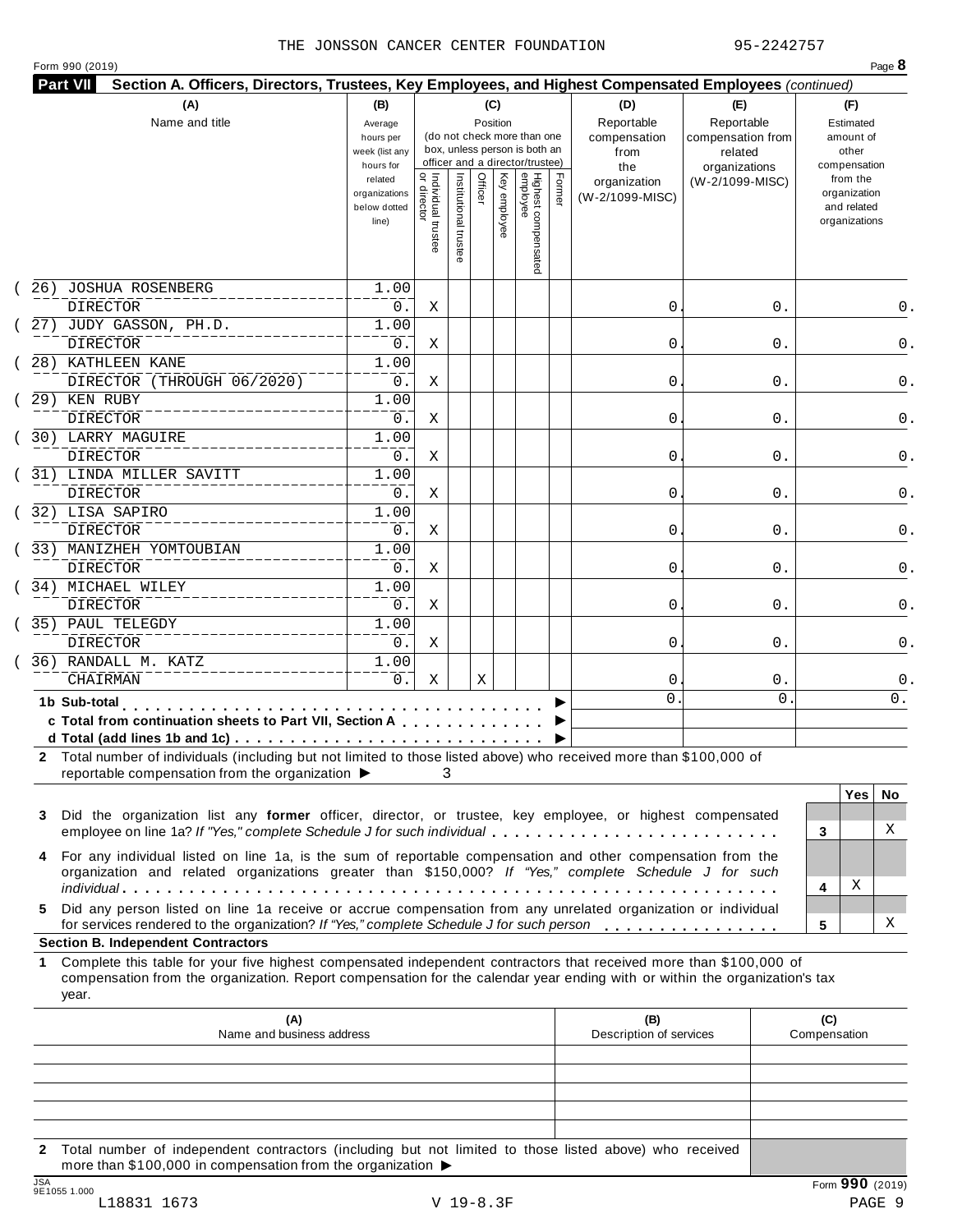THE JONSSON CANCER CENTER FOUNDATION 95-2242757

Form 990 (2019) Page **8**

**Part VII Section A. Officers, Directors, Trustees, Key Employees, and Highest Compensated Employees** *(continued)*

| (A) Name and title | (B) Average hours per week (list any hours for related organizations below dotted line) | (C) Position: Individual trustee or director | Institutional trustee | Officer | Key employee | Highest compensated employee | Former | (D) Reportable compensation from the organization (W-2/1099-MISC) | (E) Reportable compensation from related organizations (W-2/1099-MISC) | (F) Estimated amount of other compensation from the organization and related organizations |
|---|---|---|---|---|---|---|---|---|---|---|
| (26) JOSHUA ROSENBERG<br>DIRECTOR | 1.00<br>0. | X | | | | | | 0. | 0. | 0. |
| (27) JUDY GASSON, PH.D.<br>DIRECTOR | 1.00<br>0. | X | | | | | | 0. | 0. | 0. |
| (28) KATHLEEN KANE<br>DIRECTOR (THROUGH 06/2020) | 1.00<br>0. | X | | | | | | 0. | 0. | 0. |
| (29) KEN RUBY<br>DIRECTOR | 1.00<br>0. | X | | | | | | 0. | 0. | 0. |
| (30) LARRY MAGUIRE<br>DIRECTOR | 1.00<br>0. | X | | | | | | 0. | 0. | 0. |
| (31) LINDA MILLER SAVITT<br>DIRECTOR | 1.00<br>0. | X | | | | | | 0. | 0. | 0. |
| (32) LISA SAPIRO<br>DIRECTOR | 1.00<br>0. | X | | | | | | 0. | 0. | 0. |
| (33) MANIZHEH YOMTOUBIAN<br>DIRECTOR | 1.00<br>0. | X | | | | | | 0. | 0. | 0. |
| (34) MICHAEL WILEY<br>DIRECTOR | 1.00<br>0. | X | | | | | | 0. | 0. | 0. |
| (35) PAUL TELEGDY<br>DIRECTOR | 1.00<br>0. | X | | | | | | 0. | 0. | 0. |
| (36) RANDALL M. KATZ<br>CHAIRMAN | 1.00<br>0. | X | | X | | | | 0. | 0. | 0. |
| **1b Sub-total** ▶ | | | | | | | | 0. | 0. | 0. |
| **c Total from continuation sheets to Part VII, Section A** ▶ | | | | | | | | | | |
| **d Total (add lines 1b and 1c)** ▶ | | | | | | | | | | |

**2** Total number of individuals (including but not limited to those listed above) who received more than $100,000 of reportable compensation from the organization ▶ 3

| | | Yes | No |
|---|---|---|---|
| **3** Did the organization list any **former** officer, director, or trustee, key employee, or highest compensated employee on line 1a? *If "Yes," complete Schedule J for such individual* | 3 | | X |
| **4** For any individual listed on line 1a, is the sum of reportable compensation and other compensation from the organization and related organizations greater than $150,000? *If "Yes," complete Schedule J for such individual* | 4 | X | |
| **5** Did any person listed on line 1a receive or accrue compensation from any unrelated organization or individual for services rendered to the organization? *If "Yes," complete Schedule J for such person* | 5 | | X |

**Section B. Independent Contractors**

**1** Complete this table for your five highest compensated independent contractors that received more than $100,000 of compensation from the organization. Report compensation for the calendar year ending with or within the organization's tax year.

| (A) Name and business address | (B) Description of services | (C) Compensation |
|---|---|---|
| | | |
| | | |
| | | |
| | | |
| | | |

**2** Total number of independent contractors (including but not limited to those listed above) who received more than $100,000 in compensation from the organization ▶

Form **990** (2019)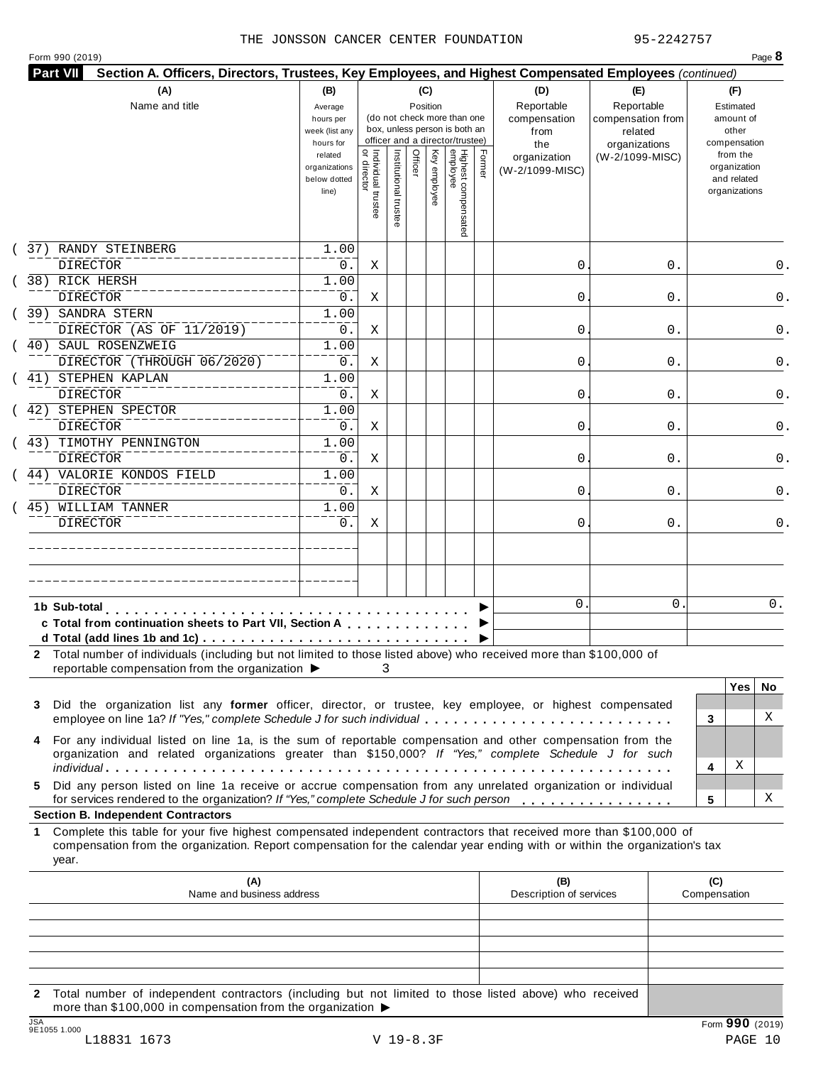THE JONSSON CANCER CENTER FOUNDATION 95-2242757

Form 990 (2019) Page **8**

**Part VII Section A. Officers, Directors, Trustees, Key Employees, and Highest Compensated Employees** *(continued)*

| (A) Name and title | (B) Average hours per week (list any hours for related organizations below dotted line) | (C) Position: Individual trustee or director | Institutional trustee | Officer | Key employee | Highest compensated employee | Former | (D) Reportable compensation from the organization (W-2/1099-MISC) | (E) Reportable compensation from related organizations (W-2/1099-MISC) | (F) Estimated amount of other compensation from the organization and related organizations |
|---|---|---|---|---|---|---|---|---|---|---|
| (37) RANDY STEINBERG<br>DIRECTOR | 1.00<br>0. | X | | | | | | 0. | 0. | 0. |
| (38) RICK HERSH<br>DIRECTOR | 1.00<br>0. | X | | | | | | 0. | 0. | 0. |
| (39) SANDRA STERN<br>DIRECTOR (AS OF 11/2019) | 1.00<br>0. | X | | | | | | 0. | 0. | 0. |
| (40) SAUL ROSENZWEIG<br>DIRECTOR (THROUGH 06/2020) | 1.00<br>0. | X | | | | | | 0. | 0. | 0. |
| (41) STEPHEN KAPLAN<br>DIRECTOR | 1.00<br>0. | X | | | | | | 0. | 0. | 0. |
| (42) STEPHEN SPECTOR<br>DIRECTOR | 1.00<br>0. | X | | | | | | 0. | 0. | 0. |
| (43) TIMOTHY PENNINGTON<br>DIRECTOR | 1.00<br>0. | X | | | | | | 0. | 0. | 0. |
| (44) VALORIE KONDOS FIELD<br>DIRECTOR | 1.00<br>0. | X | | | | | | 0. | 0. | 0. |
| (45) WILLIAM TANNER<br>DIRECTOR | 1.00<br>0. | X | | | | | | 0. | 0. | 0. |
| | | | | | | | | | | |
| | | | | | | | | | | |
| **1b Sub-total** ▶ | | | | | | | | 0. | 0. | 0. |
| **c Total from continuation sheets to Part VII, Section A** ▶ | | | | | | | | | | |
| **d Total (add lines 1b and 1c)** ▶ | | | | | | | | | | |

**2** Total number of individuals (including but not limited to those listed above) who received more than $100,000 of reportable compensation from the organization ▶ 3

| | | Yes | No |
|---|---|---|---|
| **3** Did the organization list any **former** officer, director, or trustee, key employee, or highest compensated employee on line 1a? *If "Yes," complete Schedule J for such individual* | 3 | | X |
| **4** For any individual listed on line 1a, is the sum of reportable compensation and other compensation from the organization and related organizations greater than $150,000? *If "Yes," complete Schedule J for such individual* | 4 | X | |
| **5** Did any person listed on line 1a receive or accrue compensation from any unrelated organization or individual for services rendered to the organization? *If "Yes," complete Schedule J for such person* | 5 | | X |

**Section B. Independent Contractors**

**1** Complete this table for your five highest compensated independent contractors that received more than $100,000 of compensation from the organization. Report compensation for the calendar year ending with or within the organization's tax year.

| (A) Name and business address | (B) Description of services | (C) Compensation |
|---|---|---|
| | | |
| | | |
| | | |
| | | |
| | | |

**2** Total number of independent contractors (including but not limited to those listed above) who received more than $100,000 in compensation from the organization ▶

JSA 9E1055 1.000

Form **990** (2019)

L18831 1673 V 19-8.3F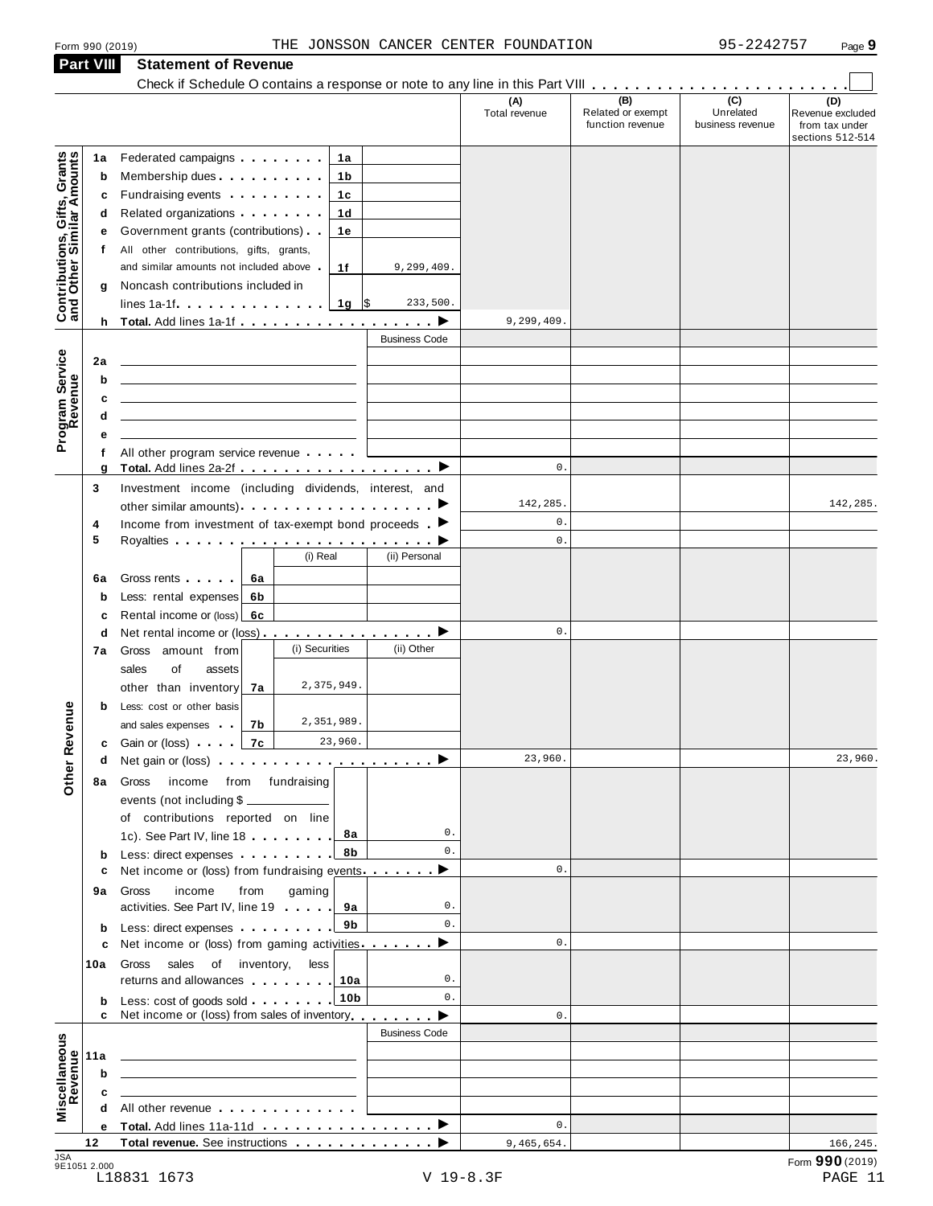Form 990 (2019) THE JONSSON CANCER CENTER FOUNDATION 95-2242757 Page 9

## Part VIII Statement of Revenue

Check if Schedule O contains a response or note to any line in this Part VIII . . . . . . . . . . . . . . . . . . . . . . . ☐

| | | | | (A) Total revenue | (B) Related or exempt function revenue | (C) Unrelated business revenue | (D) Revenue excluded from tax under sections 512-514 |
|---|---|---|---|---|---|---|---|
| **Contributions, Gifts, Grants and Other Similar Amounts** | 1a | Federated campaigns . . . . . . . . 1a | | | | | |
| | b | Membership dues . . . . . . . . . . 1b | | | | | |
| | c | Fundraising events . . . . . . . . . 1c | | | | | |
| | d | Related organizations . . . . . . . . 1d | | | | | |
| | e | Government grants (contributions) . . 1e | | | | | |
| | f | All other contributions, gifts, grants, and similar amounts not included above . 1f | 9,299,409. | | | | |
| | g | Noncash contributions included in lines 1a-1f . . . . . . . . . . . . . 1g | $ 233,500. | | | | |
| | h | **Total.** Add lines 1a-1f . . . . . . . . . . . . . . . . . . ▶ | | 9,299,409. | | | |
| **Program Service Revenue** | | | Business Code | | | | |
| | 2a | | | | | | |
| | b | | | | | | |
| | c | | | | | | |
| | d | | | | | | |
| | e | | | | | | |
| | f | All other program service revenue . . . . . | | | | | |
| | g | **Total.** Add lines 2a-2f . . . . . . . . . . . . . . . . . . ▶ | | 0. | | | |
| **Other Revenue** | 3 | Investment income (including dividends, interest, and other similar amounts) . . . . . . . . . . . . . . . . . ▶ | | 142,285. | | | 142,285. |
| | 4 | Income from investment of tax-exempt bond proceeds . ▶ | | 0. | | | |
| | 5 | Royalties . . . . . . . . . . . . . . . . . . . . . . . . ▶ | | 0. | | | |
| | | | (i) Real / (ii) Personal | | | | |
| | 6a | Gross rents . . . . . 6a | | | | | |
| | b | Less: rental expenses 6b | | | | | |
| | c | Rental income or (loss) 6c | | | | | |
| | d | Net rental income or (loss) . . . . . . . . . . . . . . . . ▶ | | 0. | | | |
| | | | (i) Securities / (ii) Other | | | | |
| | 7a | Gross amount from sales of assets other than inventory 7a | 2,375,949. | | | | |
| | b | Less: cost or other basis and sales expenses . . 7b | 2,351,989. | | | | |
| | c | Gain or (loss) . . . . 7c | 23,960. | | | | |
| | d | Net gain or (loss) . . . . . . . . . . . . . . . . . . . . ▶ | | 23,960. | | | 23,960. |
| | 8a | Gross income from fundraising events (not including $ ____ of contributions reported on line 1c). See Part IV, line 18 . . . . . . . . 8a | 0. | | | | |
| | b | Less: direct expenses . . . . . . . . . 8b | 0. | | | | |
| | c | Net income or (loss) from fundraising events . . . . . . . ▶ | | 0. | | | |
| | 9a | Gross income from gaming activities. See Part IV, line 19 . . . . . 9a | 0. | | | | |
| | b | Less: direct expenses . . . . . . . . . 9b | 0. | | | | |
| | c | Net income or (loss) from gaming activities . . . . . . . ▶ | | 0. | | | |
| | 10a | Gross sales of inventory, less returns and allowances . . . . . . . . 10a | 0. | | | | |
| | b | Less: cost of goods sold . . . . . . . . 10b | 0. | | | | |
| | c | Net income or (loss) from sales of inventory . . . . . . . ▶ | | 0. | | | |
| **Miscellaneous Revenue** | | | Business Code | | | | |
| | 11a | | | | | | |
| | b | | | | | | |
| | c | | | | | | |
| | d | All other revenue . . . . . . . . . . . . . | | | | | |
| | e | **Total.** Add lines 11a-11d . . . . . . . . . . . . . . . . ▶ | | 0. | | | |
| | 12 | **Total revenue.** See instructions . . . . . . . . . . . . . ▶ | | 9,465,654. | | | 166,245. |

JSA 9E1051 2.000 L18831 1673 V 19-8.3F Form **990** (2019)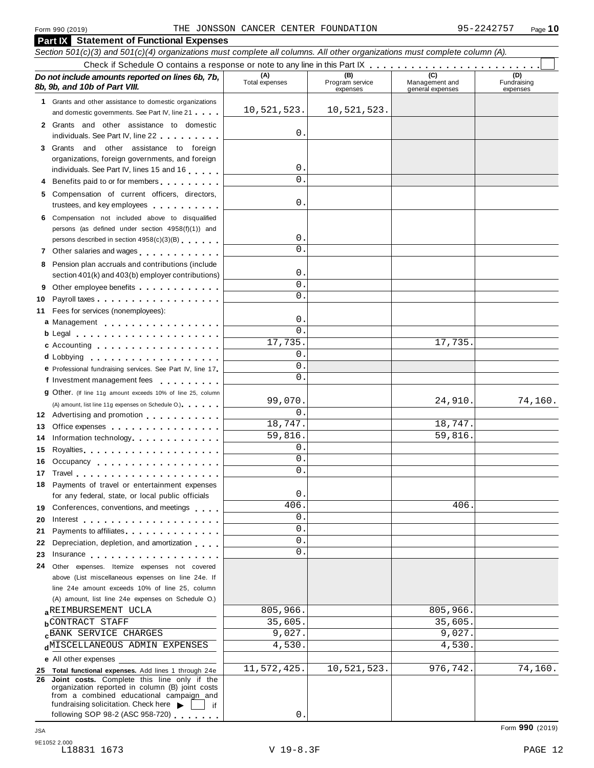Form 990 (2019) THE JONSSON CANCER CENTER FOUNDATION 95-2242757 Page **10**

## Part IX Statement of Functional Expenses

*Section 501(c)(3) and 501(c)(4) organizations must complete all columns. All other organizations must complete column (A).*

Check if Schedule O contains a response or note to any line in this Part IX . . . . . . . . . . . . . . . . . . . . . . . . ☐

| *Do not include amounts reported on lines 6b, 7b, 8b, 9b, and 10b of Part VIII.* | (A) Total expenses | (B) Program service expenses | (C) Management and general expenses | (D) Fundraising expenses |
|---|---|---|---|---|
| **1** Grants and other assistance to domestic organizations and domestic governments. See Part IV, line 21 | 10,521,523. | 10,521,523. | | |
| **2** Grants and other assistance to domestic individuals. See Part IV, line 22 | 0. | | | |
| **3** Grants and other assistance to foreign organizations, foreign governments, and foreign individuals. See Part IV, lines 15 and 16 | 0. | | | |
| **4** Benefits paid to or for members | 0. | | | |
| **5** Compensation of current officers, directors, trustees, and key employees | 0. | | | |
| **6** Compensation not included above to disqualified persons (as defined under section 4958(f)(1)) and persons described in section 4958(c)(3)(B) | 0. | | | |
| **7** Other salaries and wages | 0. | | | |
| **8** Pension plan accruals and contributions (include section 401(k) and 403(b) employer contributions) | 0. | | | |
| **9** Other employee benefits | 0. | | | |
| **10** Payroll taxes | 0. | | | |
| **11** Fees for services (nonemployees): | | | | |
| **a** Management | 0. | | | |
| **b** Legal | 0. | | | |
| **c** Accounting | 17,735. | | 17,735. | |
| **d** Lobbying | 0. | | | |
| **e** Professional fundraising services. See Part IV, line 17 | 0. | | | |
| **f** Investment management fees | 0. | | | |
| **g** Other. (If line 11g amount exceeds 10% of line 25, column (A) amount, list line 11g expenses on Schedule O.) | 99,070. | | 24,910. | 74,160. |
| **12** Advertising and promotion | 0. | | | |
| **13** Office expenses | 18,747. | | 18,747. | |
| **14** Information technology | 59,816. | | 59,816. | |
| **15** Royalties | 0. | | | |
| **16** Occupancy | 0. | | | |
| **17** Travel | 0. | | | |
| **18** Payments of travel or entertainment expenses for any federal, state, or local public officials | 0. | | | |
| **19** Conferences, conventions, and meetings | 406. | | 406. | |
| **20** Interest | 0. | | | |
| **21** Payments to affiliates | 0. | | | |
| **22** Depreciation, depletion, and amortization | 0. | | | |
| **23** Insurance | 0. | | | |
| **24** Other expenses. Itemize expenses not covered above (List miscellaneous expenses on line 24e. If line 24e amount exceeds 10% of line 25, column (A) amount, list line 24e expenses on Schedule O.) | | | | |
| **a** REIMBURSEMENT UCLA | 805,966. | | 805,966. | |
| **b** CONTRACT STAFF | 35,605. | | 35,605. | |
| **c** BANK SERVICE CHARGES | 9,027. | | 9,027. | |
| **d** MISCELLANEOUS ADMIN EXPENSES | 4,530. | | 4,530. | |
| **e** All other expenses | | | | |
| **25 Total functional expenses.** Add lines 1 through 24e | 11,572,425. | 10,521,523. | 976,742. | 74,160. |
| **26 Joint costs.** Complete this line only if the organization reported in column (B) joint costs from a combined educational campaign and fundraising solicitation. Check here ▶ ☐ if following SOP 98-2 (ASC 958-720) | 0. | | | |

Form **990** (2019)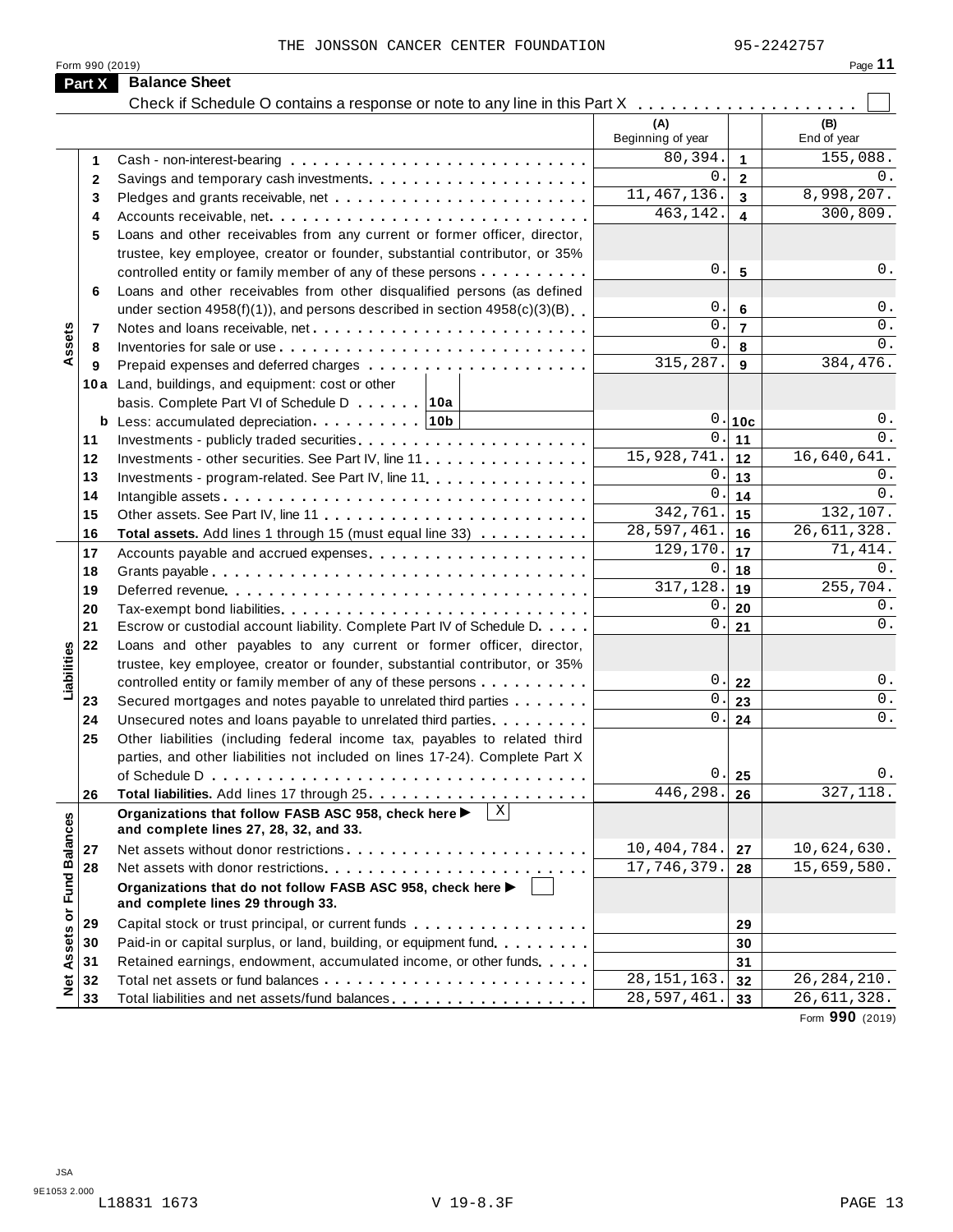THE JONSSON CANCER CENTER FOUNDATION 95-2242757

Form 990 (2019)

## Part X Balance Sheet

Check if Schedule O contains a response or note to any line in this Part X . . . . . . . . . . . . . . . . . . . ☐

| | | | (A) Beginning of year | | (B) End of year |
|---|---|---|---|---|---|
| **Assets** | 1 | Cash - non-interest-bearing | 80,394. | 1 | 155,088. |
| | 2 | Savings and temporary cash investments | 0. | 2 | 0. |
| | 3 | Pledges and grants receivable, net | 11,467,136. | 3 | 8,998,207. |
| | 4 | Accounts receivable, net | 463,142. | 4 | 300,809. |
| | 5 | Loans and other receivables from any current or former officer, director, trustee, key employee, creator or founder, substantial contributor, or 35% controlled entity or family member of any of these persons | 0. | 5 | 0. |
| | 6 | Loans and other receivables from other disqualified persons (as defined under section 4958(f)(1)), and persons described in section 4958(c)(3)(B) | 0. | 6 | 0. |
| | 7 | Notes and loans receivable, net | 0. | 7 | 0. |
| | 8 | Inventories for sale or use | 0. | 8 | 0. |
| | 9 | Prepaid expenses and deferred charges | 315,287. | 9 | 384,476. |
| | 10a | Land, buildings, and equipment: cost or other basis. Complete Part VI of Schedule D . . . . . . 10a | | | |
| | b | Less: accumulated depreciation . . . . . . . . . 10b | 0. | 10c | 0. |
| | 11 | Investments - publicly traded securities | 0. | 11 | 0. |
| | 12 | Investments - other securities. See Part IV, line 11 | 15,928,741. | 12 | 16,640,641. |
| | 13 | Investments - program-related. See Part IV, line 11 | 0. | 13 | 0. |
| | 14 | Intangible assets | 0. | 14 | 0. |
| | 15 | Other assets. See Part IV, line 11 | 342,761. | 15 | 132,107. |
| | 16 | **Total assets.** Add lines 1 through 15 (must equal line 33) | 28,597,461. | 16 | 26,611,328. |
| **Liabilities** | 17 | Accounts payable and accrued expenses | 129,170. | 17 | 71,414. |
| | 18 | Grants payable | 0. | 18 | 0. |
| | 19 | Deferred revenue | 317,128. | 19 | 255,704. |
| | 20 | Tax-exempt bond liabilities | 0. | 20 | 0. |
| | 21 | Escrow or custodial account liability. Complete Part IV of Schedule D | 0. | 21 | 0. |
| | 22 | Loans and other payables to any current or former officer, director, trustee, key employee, creator or founder, substantial contributor, or 35% controlled entity or family member of any of these persons | 0. | 22 | 0. |
| | 23 | Secured mortgages and notes payable to unrelated third parties | 0. | 23 | 0. |
| | 24 | Unsecured notes and loans payable to unrelated third parties | 0. | 24 | 0. |
| | 25 | Other liabilities (including federal income tax, payables to related third parties, and other liabilities not included on lines 17-24). Complete Part X of Schedule D | 0. | 25 | 0. |
| | 26 | **Total liabilities.** Add lines 17 through 25 | 446,298. | 26 | 327,118. |
| **Net Assets or Fund Balances** | | **Organizations that follow FASB ASC 958, check here ▶** ☒ **and complete lines 27, 28, 32, and 33.** | | | |
| | 27 | Net assets without donor restrictions | 10,404,784. | 27 | 10,624,630. |
| | 28 | Net assets with donor restrictions | 17,746,379. | 28 | 15,659,580. |
| | | **Organizations that do not follow FASB ASC 958, check here ▶** ☐ **and complete lines 29 through 33.** | | | |
| | 29 | Capital stock or trust principal, or current funds | | 29 | |
| | 30 | Paid-in or capital surplus, or land, building, or equipment fund | | 30 | |
| | 31 | Retained earnings, endowment, accumulated income, or other funds | | 31 | |
| | 32 | Total net assets or fund balances | 28,151,163. | 32 | 26,284,210. |
| | 33 | Total liabilities and net assets/fund balances | 28,597,461. | 33 | 26,611,328. |

Form **990** (2019)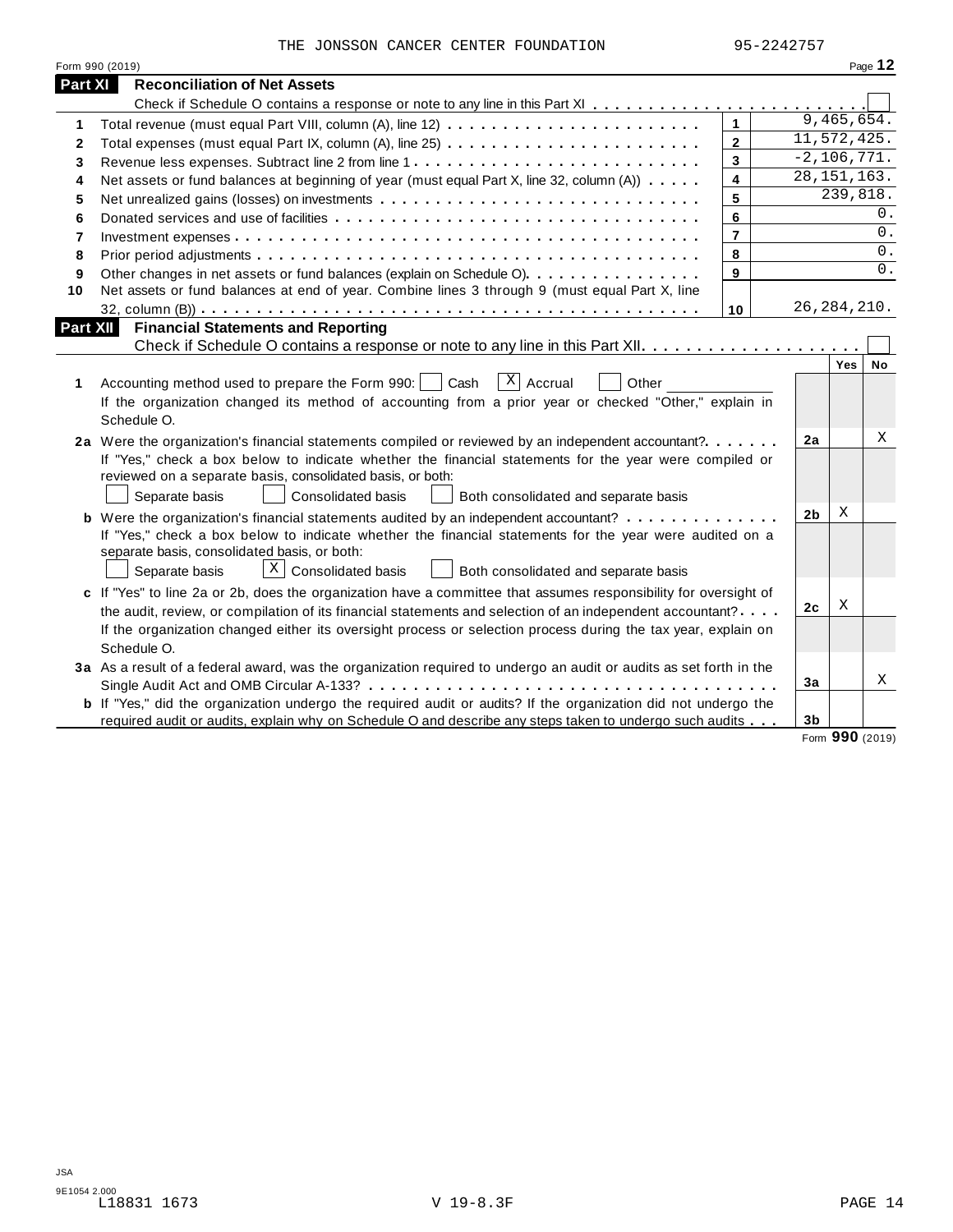THE JONSSON CANCER CENTER FOUNDATION 95-2242757

Form 990 (2019) Page **12**

## Part XI Reconciliation of Net Assets

Check if Schedule O contains a response or note to any line in this Part XI . . . . . . . . . . . . . . . . . . . . . . . . . ☐

| | | | |
|---|---|---|---|
| 1 | Total revenue (must equal Part VIII, column (A), line 12) | 1 | 9,465,654. |
| 2 | Total expenses (must equal Part IX, column (A), line 25) | 2 | 11,572,425. |
| 3 | Revenue less expenses. Subtract line 2 from line 1 | 3 | -2,106,771. |
| 4 | Net assets or fund balances at beginning of year (must equal Part X, line 32, column (A)) | 4 | 28,151,163. |
| 5 | Net unrealized gains (losses) on investments | 5 | 239,818. |
| 6 | Donated services and use of facilities | 6 | 0. |
| 7 | Investment expenses | 7 | 0. |
| 8 | Prior period adjustments | 8 | 0. |
| 9 | Other changes in net assets or fund balances (explain on Schedule O) | 9 | 0. |
| 10 | Net assets or fund balances at end of year. Combine lines 3 through 9 (must equal Part X, line 32, column (B)) | 10 | 26,284,210. |

## Part XII Financial Statements and Reporting

Check if Schedule O contains a response or note to any line in this Part XII . . . . . . . . . . . . . . . . . . . . ☐

| | | | Yes | No |
|---|---|---|---|---|
| 1 | Accounting method used to prepare the Form 990: ☐ Cash ☒ Accrual ☐ Other ______<br>If the organization changed its method of accounting from a prior year or checked "Other," explain in Schedule O. | | | |
| 2a | Were the organization's financial statements compiled or reviewed by an independent accountant?<br>If "Yes," check a box below to indicate whether the financial statements for the year were compiled or reviewed on a separate basis, consolidated basis, or both:<br>☐ Separate basis ☐ Consolidated basis ☐ Both consolidated and separate basis | 2a | | X |
| b | Were the organization's financial statements audited by an independent accountant?<br>If "Yes," check a box below to indicate whether the financial statements for the year were audited on a separate basis, consolidated basis, or both:<br>☐ Separate basis ☒ Consolidated basis ☐ Both consolidated and separate basis | 2b | X | |
| c | If "Yes" to line 2a or 2b, does the organization have a committee that assumes responsibility for oversight of the audit, review, or compilation of its financial statements and selection of an independent accountant?<br>If the organization changed either its oversight process or selection process during the tax year, explain on Schedule O. | 2c | X | |
| 3a | As a result of a federal award, was the organization required to undergo an audit or audits as set forth in the Single Audit Act and OMB Circular A-133? | 3a | | X |
| b | If "Yes," did the organization undergo the required audit or audits? If the organization did not undergo the required audit or audits, explain why on Schedule O and describe any steps taken to undergo such audits | 3b | | |

Form **990** (2019)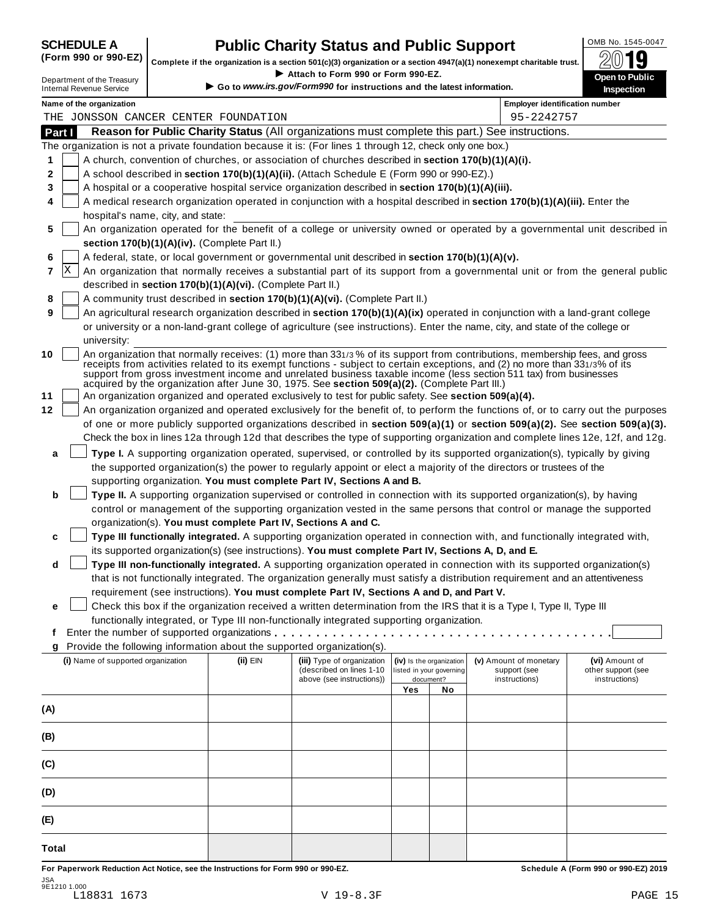**SCHEDULE A (Form 990 or 990-EZ)**

Department of the Treasury
Internal Revenue Service

# Public Charity Status and Public Support

**Complete if the organization is a section 501(c)(3) organization or a section 4947(a)(1) nonexempt charitable trust.**
► **Attach to Form 990 or Form 990-EZ.**
► **Go to** *www.irs.gov/Form990* **for instructions and the latest information.**

OMB No. 1545-0047
**2019**
**Open to Public Inspection**

| Name of the organization | Employer identification number |
|---|---|
| THE JONSSON CANCER CENTER FOUNDATION | 95-2242757 |

**Part I** **Reason for Public Charity Status** (All organizations must complete this part.) See instructions.

The organization is not a private foundation because it is: (For lines 1 through 12, check only one box.)

1 [ ] A church, convention of churches, or association of churches described in **section 170(b)(1)(A)(i).**
2 [ ] A school described in **section 170(b)(1)(A)(ii).** (Attach Schedule E (Form 990 or 990-EZ).)
3 [ ] A hospital or a cooperative hospital service organization described in **section 170(b)(1)(A)(iii).**
4 [ ] A medical research organization operated in conjunction with a hospital described in **section 170(b)(1)(A)(iii).** Enter the hospital's name, city, and state:
5 [ ] An organization operated for the benefit of a college or university owned or operated by a governmental unit described in **section 170(b)(1)(A)(iv).** (Complete Part II.)
6 [ ] A federal, state, or local government or governmental unit described in **section 170(b)(1)(A)(v).**
7 [X] An organization that normally receives a substantial part of its support from a governmental unit or from the general public described in **section 170(b)(1)(A)(vi).** (Complete Part II.)
8 [ ] A community trust described in **section 170(b)(1)(A)(vi).** (Complete Part II.)
9 [ ] An agricultural research organization described in **section 170(b)(1)(A)(ix)** operated in conjunction with a land-grant college or university or a non-land-grant college of agriculture (see instructions). Enter the name, city, and state of the college or university:
10 [ ] An organization that normally receives: (1) more than 33 1/3 % of its support from contributions, membership fees, and gross receipts from activities related to its exempt functions - subject to certain exceptions, and (2) no more than 33 1/3% of its support from gross investment income and unrelated business taxable income (less section 511 tax) from businesses acquired by the organization after June 30, 1975. See **section 509(a)(2).** (Complete Part III.)
11 [ ] An organization organized and operated exclusively to test for public safety. See **section 509(a)(4).**
12 [ ] An organization organized and operated exclusively for the benefit of, to perform the functions of, or to carry out the purposes of one or more publicly supported organizations described in **section 509(a)(1)** or **section 509(a)(2).** See **section 509(a)(3).** Check the box in lines 12a through 12d that describes the type of supporting organization and complete lines 12e, 12f, and 12g.

a [ ] **Type I.** A supporting organization operated, supervised, or controlled by its supported organization(s), typically by giving the supported organization(s) the power to regularly appoint or elect a majority of the directors or trustees of the supporting organization. **You must complete Part IV, Sections A and B.**

b [ ] **Type II.** A supporting organization supervised or controlled in connection with its supported organization(s), by having control or management of the supporting organization vested in the same persons that control or manage the supported organization(s). **You must complete Part IV, Sections A and C.**

c [ ] **Type III functionally integrated.** A supporting organization operated in connection with, and functionally integrated with, its supported organization(s) (see instructions). **You must complete Part IV, Sections A, D, and E.**

d [ ] **Type III non-functionally integrated.** A supporting organization operated in connection with its supported organization(s) that is not functionally integrated. The organization generally must satisfy a distribution requirement and an attentiveness requirement (see instructions). **You must complete Part IV, Sections A and D, and Part V.**

e [ ] Check this box if the organization received a written determination from the IRS that it is a Type I, Type II, Type III functionally integrated, or Type III non-functionally integrated supporting organization.

f Enter the number of supported organizations . . . . . . . . . . . . . . . . . . . . . . . . . . . . . . . . . . . . .

g Provide the following information about the supported organization(s).

| (i) Name of supported organization | (ii) EIN | (iii) Type of organization (described on lines 1-10 above (see instructions)) | (iv) Is the organization listed in your governing document? Yes | No | (v) Amount of monetary support (see instructions) | (vi) Amount of other support (see instructions) |
|---|---|---|---|---|---|---|
| (A) | | | | | | |
| (B) | | | | | | |
| (C) | | | | | | |
| (D) | | | | | | |
| (E) | | | | | | |
| Total | | | | | | |

**For Paperwork Reduction Act Notice, see the Instructions for Form 990 or 990-EZ.** **Schedule A (Form 990 or 990-EZ) 2019**

JSA
9E1210 1.000
L18831 1673 V 19-8.3F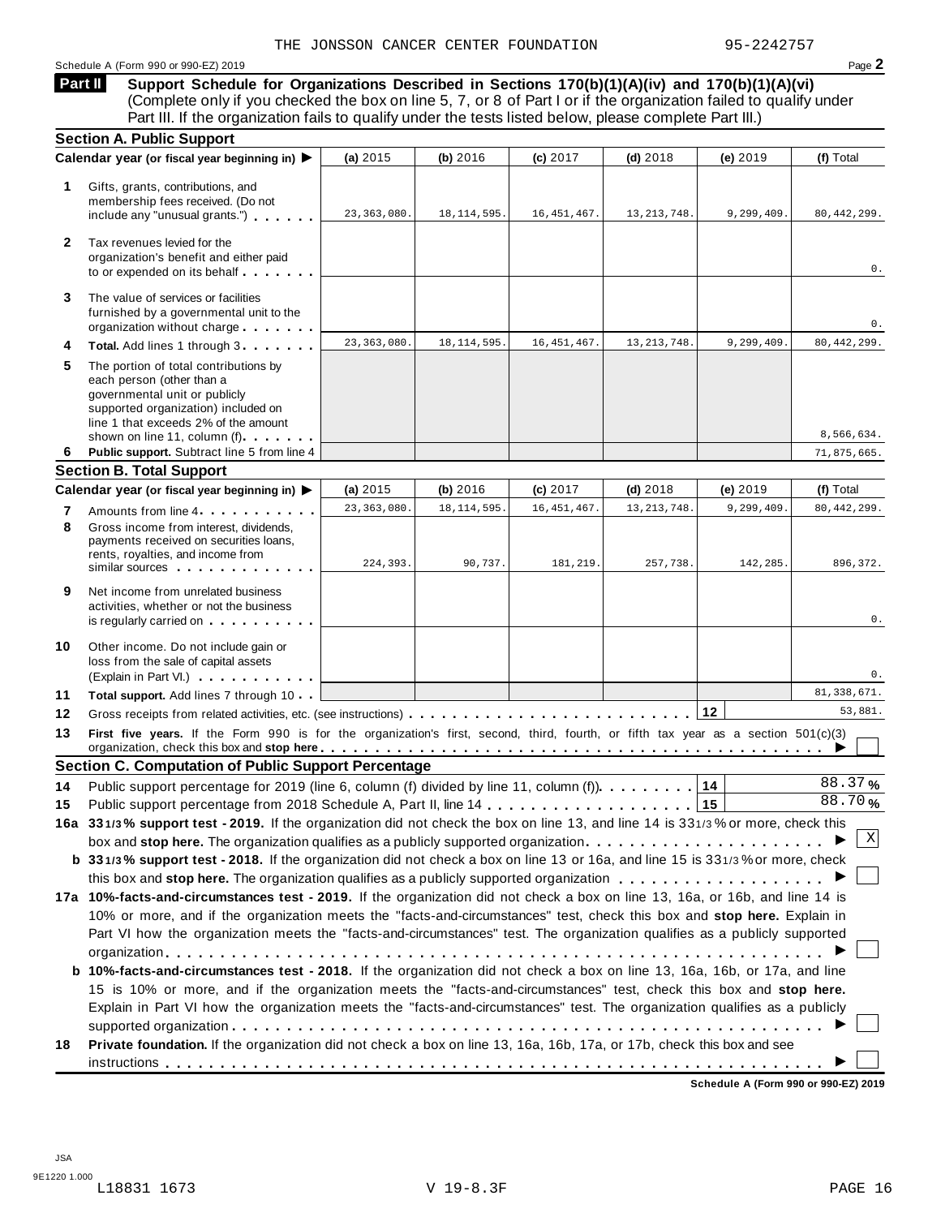THE JONSSON CANCER CENTER FOUNDATION 95-2242757

Schedule A (Form 990 or 990-EZ) 2019

**Part II Support Schedule for Organizations Described in Sections 170(b)(1)(A)(iv) and 170(b)(1)(A)(vi)**
(Complete only if you checked the box on line 5, 7, or 8 of Part I or if the organization failed to qualify under Part III. If the organization fails to qualify under the tests listed below, please complete Part III.)

**Section A. Public Support**

| Calendar year (or fiscal year beginning in) ▶ | (a) 2015 | (b) 2016 | (c) 2017 | (d) 2018 | (e) 2019 | (f) Total |
|---|---|---|---|---|---|---|
| **1** Gifts, grants, contributions, and membership fees received. (Do not include any "unusual grants.") | 23,363,080. | 18,114,595. | 16,451,467. | 13,213,748. | 9,299,409. | 80,442,299. |
| **2** Tax revenues levied for the organization's benefit and either paid to or expended on its behalf | | | | | | 0. |
| **3** The value of services or facilities furnished by a governmental unit to the organization without charge | | | | | | 0. |
| **4** **Total.** Add lines 1 through 3 | 23,363,080. | 18,114,595. | 16,451,467. | 13,213,748. | 9,299,409. | 80,442,299. |
| **5** The portion of total contributions by each person (other than a governmental unit or publicly supported organization) included on line 1 that exceeds 2% of the amount shown on line 11, column (f) | | | | | | 8,566,634. |
| **6** **Public support.** Subtract line 5 from line 4 | | | | | | 71,875,665. |

**Section B. Total Support**

| Calendar year (or fiscal year beginning in) ▶ | (a) 2015 | (b) 2016 | (c) 2017 | (d) 2018 | (e) 2019 | (f) Total |
|---|---|---|---|---|---|---|
| **7** Amounts from line 4 | 23,363,080. | 18,114,595. | 16,451,467. | 13,213,748. | 9,299,409. | 80,442,299. |
| **8** Gross income from interest, dividends, payments received on securities loans, rents, royalties, and income from similar sources | 224,393. | 90,737. | 181,219. | 257,738. | 142,285. | 896,372. |
| **9** Net income from unrelated business activities, whether or not the business is regularly carried on | | | | | | 0. |
| **10** Other income. Do not include gain or loss from the sale of capital assets (Explain in Part VI.) | | | | | | 0. |
| **11** **Total support.** Add lines 7 through 10 | | | | | | 81,338,671. |

**12** Gross receipts from related activities, etc. (see instructions) . . . **12** 53,881.

**13** **First five years.** If the Form 990 is for the organization's first, second, third, fourth, or fifth tax year as a section 501(c)(3) organization, check this box and **stop here** ▶ ☐

**Section C. Computation of Public Support Percentage**

**14** Public support percentage for 2019 (line 6, column (f) divided by line 11, column (f)) . . . **14** 88.37 %

**15** Public support percentage from 2018 Schedule A, Part II, line 14 . . . **15** 88.70 %

**16a 33 1/3 % support test - 2019.** If the organization did not check the box on line 13, and line 14 is 33 1/3 % or more, check this box and **stop here.** The organization qualifies as a publicly supported organization ▶ ☒

**b 33 1/3 % support test - 2018.** If the organization did not check a box on line 13 or 16a, and line 15 is 33 1/3 % or more, check this box and **stop here.** The organization qualifies as a publicly supported organization ▶ ☐

**17a 10%-facts-and-circumstances test - 2019.** If the organization did not check a box on line 13, 16a, or 16b, and line 14 is 10% or more, and if the organization meets the "facts-and-circumstances" test, check this box and **stop here.** Explain in Part VI how the organization meets the "facts-and-circumstances" test. The organization qualifies as a publicly supported organization ▶ ☐

**b 10%-facts-and-circumstances test - 2018.** If the organization did not check a box on line 13, 16a, 16b, or 17a, and line 15 is 10% or more, and if the organization meets the "facts-and-circumstances" test, check this box and **stop here.** Explain in Part VI how the organization meets the "facts-and-circumstances" test. The organization qualifies as a publicly supported organization ▶ ☐

**18** **Private foundation.** If the organization did not check a box on line 13, 16a, 16b, 17a, or 17b, check this box and see instructions ▶ ☐

**Schedule A (Form 990 or 990-EZ) 2019**

JSA
9E1220 1.000
L18831 1673 V 19-8.3F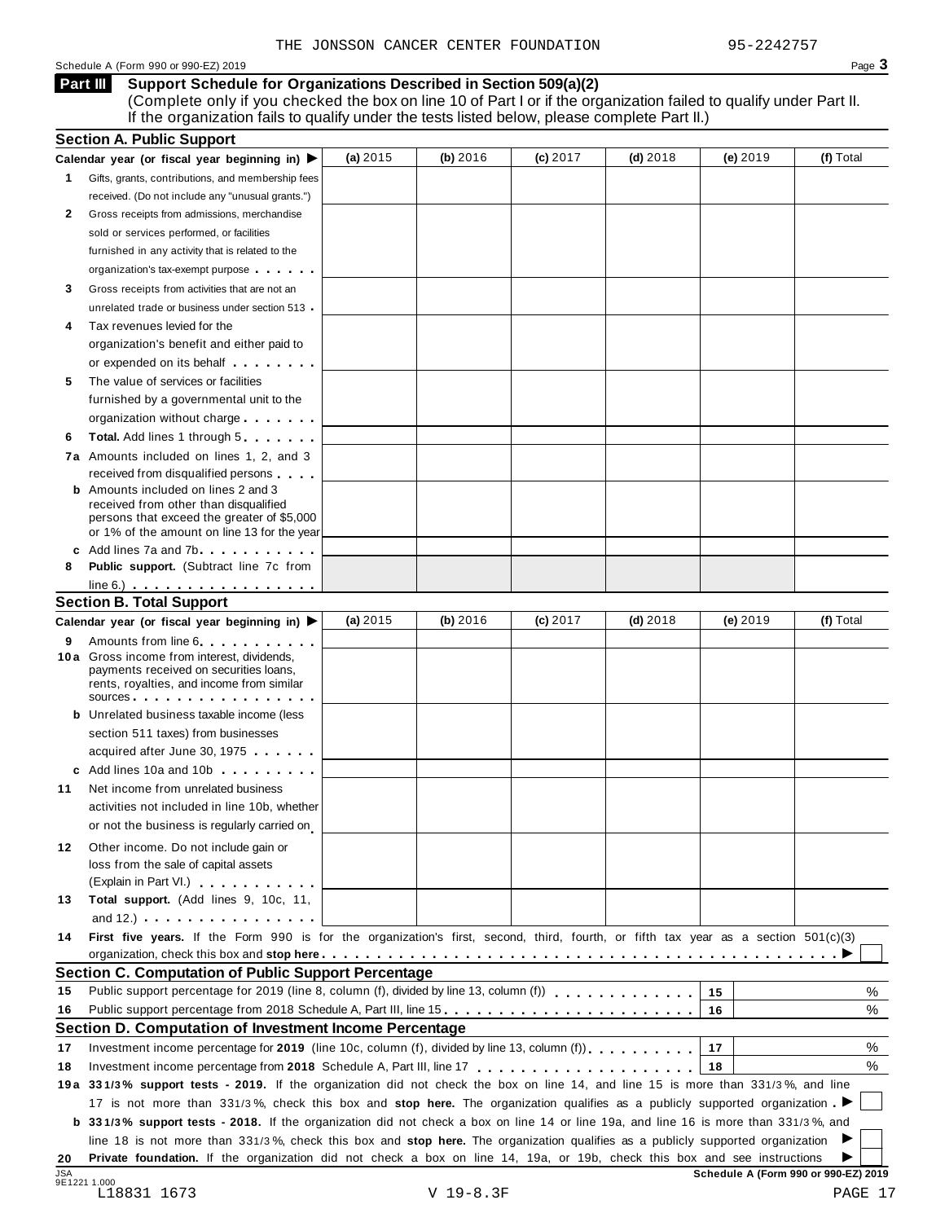THE JONSSON CANCER CENTER FOUNDATION 95-2242757

Schedule A (Form 990 or 990-EZ) 2019

## Part III Support Schedule for Organizations Described in Section 509(a)(2)

(Complete only if you checked the box on line 10 of Part I or if the organization failed to qualify under Part II. If the organization fails to qualify under the tests listed below, please complete Part II.)

### Section A. Public Support

| Calendar year (or fiscal year beginning in) ▶ | (a) 2015 | (b) 2016 | (c) 2017 | (d) 2018 | (e) 2019 | (f) Total |
|---|---|---|---|---|---|---|
| **1** Gifts, grants, contributions, and membership fees received. (Do not include any "unusual grants.") | | | | | | |
| **2** Gross receipts from admissions, merchandise sold or services performed, or facilities furnished in any activity that is related to the organization's tax-exempt purpose | | | | | | |
| **3** Gross receipts from activities that are not an unrelated trade or business under section 513 | | | | | | |
| **4** Tax revenues levied for the organization's benefit and either paid to or expended on its behalf | | | | | | |
| **5** The value of services or facilities furnished by a governmental unit to the organization without charge | | | | | | |
| **6** **Total.** Add lines 1 through 5 | | | | | | |
| **7a** Amounts included on lines 1, 2, and 3 received from disqualified persons | | | | | | |
| **b** Amounts included on lines 2 and 3 received from other than disqualified persons that exceed the greater of $5,000 or 1% of the amount on line 13 for the year | | | | | | |
| **c** Add lines 7a and 7b | | | | | | |
| **8** **Public support.** (Subtract line 7c from line 6.) | | | | | | |

### Section B. Total Support

| Calendar year (or fiscal year beginning in) ▶ | (a) 2015 | (b) 2016 | (c) 2017 | (d) 2018 | (e) 2019 | (f) Total |
|---|---|---|---|---|---|---|
| **9** Amounts from line 6 | | | | | | |
| **10a** Gross income from interest, dividends, payments received on securities loans, rents, royalties, and income from similar sources | | | | | | |
| **b** Unrelated business taxable income (less section 511 taxes) from businesses acquired after June 30, 1975 | | | | | | |
| **c** Add lines 10a and 10b | | | | | | |
| **11** Net income from unrelated business activities not included in line 10b, whether or not the business is regularly carried on | | | | | | |
| **12** Other income. Do not include gain or loss from the sale of capital assets (Explain in Part VI.) | | | | | | |
| **13** **Total support.** (Add lines 9, 10c, 11, and 12.) | | | | | | |

**14** **First five years.** If the Form 990 is for the organization's first, second, third, fourth, or fifth tax year as a section 501(c)(3) organization, check this box and **stop here** ▶ ☐

### Section C. Computation of Public Support Percentage

| | | | |
|---|---|---|---|
| **15** | Public support percentage for 2019 (line 8, column (f), divided by line 13, column (f)) | 15 | % |
| **16** | Public support percentage from 2018 Schedule A, Part III, line 15 | 16 | % |

### Section D. Computation of Investment Income Percentage

| | | | |
|---|---|---|---|
| **17** | Investment income percentage for **2019** (line 10c, column (f), divided by line 13, column (f)) | 17 | % |
| **18** | Investment income percentage from **2018** Schedule A, Part III, line 17 | 18 | % |

**19a** **33 1/3% support tests - 2019.** If the organization did not check the box on line 14, and line 15 is more than 33 1/3%, and line 17 is not more than 33 1/3%, check this box and **stop here.** The organization qualifies as a publicly supported organization ▶ ☐

**b** **33 1/3% support tests - 2018.** If the organization did not check a box on line 14 or line 19a, and line 16 is more than 33 1/3%, and line 18 is not more than 33 1/3%, check this box and **stop here.** The organization qualifies as a publicly supported organization ▶ ☐

**20** **Private foundation.** If the organization did not check a box on line 14, 19a, or 19b, check this box and see instructions ▶ ☐

**Schedule A (Form 990 or 990-EZ) 2019**

JSA 9E1221 1.000
L18831 1673 V 19-8.3F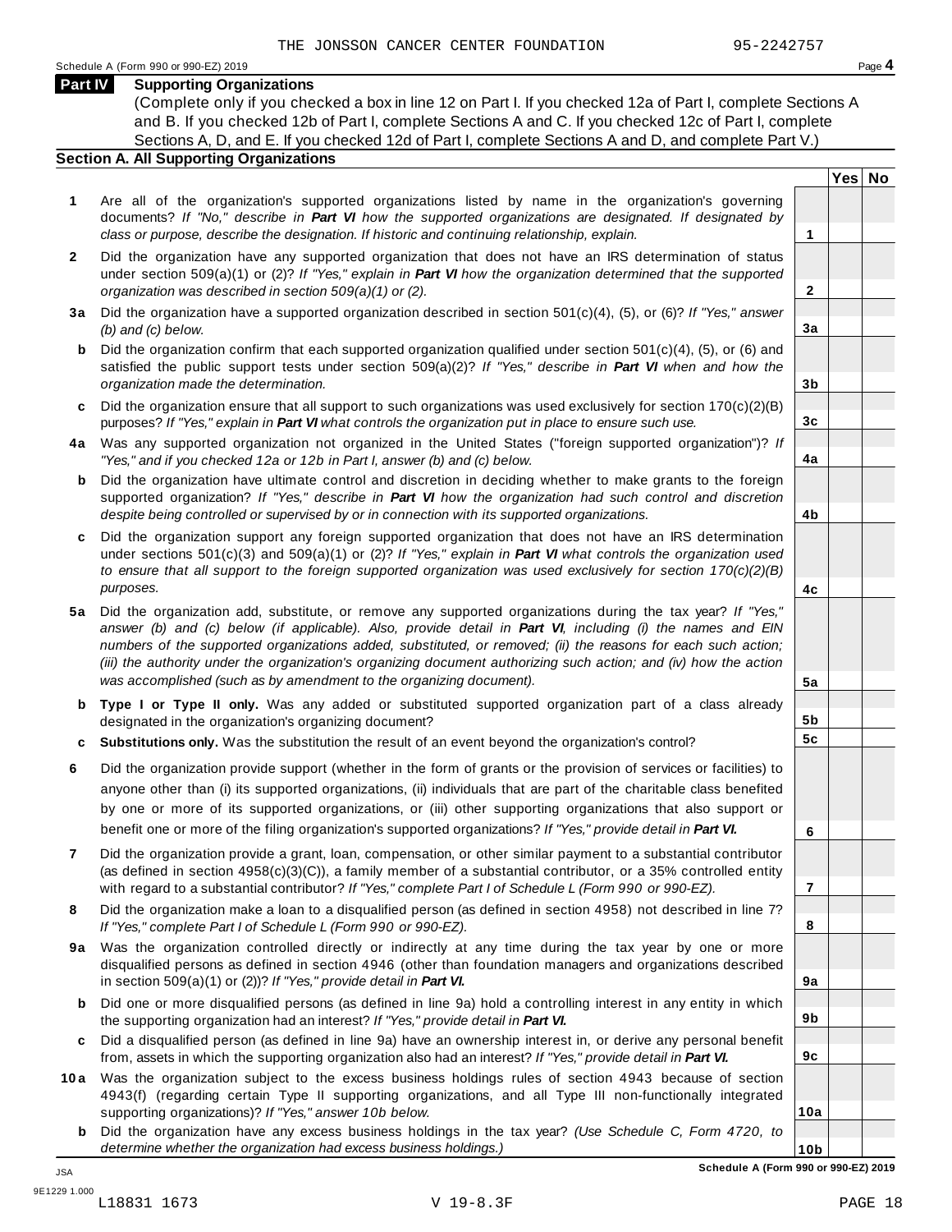THE JONSSON CANCER CENTER FOUNDATION 95-2242757

Schedule A (Form 990 or 990-EZ) 2019 Page **4**

## Part IV Supporting Organizations

(Complete only if you checked a box in line 12 on Part I. If you checked 12a of Part I, complete Sections A and B. If you checked 12b of Part I, complete Sections A and C. If you checked 12c of Part I, complete Sections A, D, and E. If you checked 12d of Part I, complete Sections A and D, and complete Part V.)

### Section A. All Supporting Organizations

| | | | Yes | No |
|---|---|---|---|---|
| **1** | Are all of the organization's supported organizations listed by name in the organization's governing documents? *If "No," describe in **Part VI** how the supported organizations are designated. If designated by class or purpose, describe the designation. If historic and continuing relationship, explain.* | **1** | | |
| **2** | Did the organization have any supported organization that does not have an IRS determination of status under section 509(a)(1) or (2)? *If "Yes," explain in **Part VI** how the organization determined that the supported organization was described in section 509(a)(1) or (2).* | **2** | | |
| **3a** | Did the organization have a supported organization described in section 501(c)(4), (5), or (6)? *If "Yes," answer (b) and (c) below.* | **3a** | | |
| **b** | Did the organization confirm that each supported organization qualified under section 501(c)(4), (5), or (6) and satisfied the public support tests under section 509(a)(2)? *If "Yes," describe in **Part VI** when and how the organization made the determination.* | **3b** | | |
| **c** | Did the organization ensure that all support to such organizations was used exclusively for section 170(c)(2)(B) purposes? *If "Yes," explain in **Part VI** what controls the organization put in place to ensure such use.* | **3c** | | |
| **4a** | Was any supported organization not organized in the United States ("foreign supported organization")? *If "Yes," and if you checked 12a or 12b in Part I, answer (b) and (c) below.* | **4a** | | |
| **b** | Did the organization have ultimate control and discretion in deciding whether to make grants to the foreign supported organization? *If "Yes," describe in **Part VI** how the organization had such control and discretion despite being controlled or supervised by or in connection with its supported organizations.* | **4b** | | |
| **c** | Did the organization support any foreign supported organization that does not have an IRS determination under sections 501(c)(3) and 509(a)(1) or (2)? *If "Yes," explain in **Part VI** what controls the organization used to ensure that all support to the foreign supported organization was used exclusively for section 170(c)(2)(B) purposes.* | **4c** | | |
| **5a** | Did the organization add, substitute, or remove any supported organizations during the tax year? *If "Yes," answer (b) and (c) below (if applicable). Also, provide detail in **Part VI**, including (i) the names and EIN numbers of the supported organizations added, substituted, or removed; (ii) the reasons for each such action; (iii) the authority under the organization's organizing document authorizing such action; and (iv) how the action was accomplished (such as by amendment to the organizing document).* | **5a** | | |
| **b** | **Type I or Type II only.** Was any added or substituted supported organization part of a class already designated in the organization's organizing document? | **5b** | | |
| **c** | **Substitutions only.** Was the substitution the result of an event beyond the organization's control? | **5c** | | |
| **6** | Did the organization provide support (whether in the form of grants or the provision of services or facilities) to anyone other than (i) its supported organizations, (ii) individuals that are part of the charitable class benefited by one or more of its supported organizations, or (iii) other supporting organizations that also support or benefit one or more of the filing organization's supported organizations? *If "Yes," provide detail in **Part VI.*** | **6** | | |
| **7** | Did the organization provide a grant, loan, compensation, or other similar payment to a substantial contributor (as defined in section 4958(c)(3)(C)), a family member of a substantial contributor, or a 35% controlled entity with regard to a substantial contributor? *If "Yes," complete Part I of Schedule L (Form 990 or 990-EZ).* | **7** | | |
| **8** | Did the organization make a loan to a disqualified person (as defined in section 4958) not described in line 7? *If "Yes," complete Part I of Schedule L (Form 990 or 990-EZ).* | **8** | | |
| **9a** | Was the organization controlled directly or indirectly at any time during the tax year by one or more disqualified persons as defined in section 4946 (other than foundation managers and organizations described in section 509(a)(1) or (2))? *If "Yes," provide detail in **Part VI.*** | **9a** | | |
| **b** | Did one or more disqualified persons (as defined in line 9a) hold a controlling interest in any entity in which the supporting organization had an interest? *If "Yes," provide detail in **Part VI.*** | **9b** | | |
| **c** | Did a disqualified person (as defined in line 9a) have an ownership interest in, or derive any personal benefit from, assets in which the supporting organization also had an interest? *If "Yes," provide detail in **Part VI.*** | **9c** | | |
| **10a** | Was the organization subject to the excess business holdings rules of section 4943 because of section 4943(f) (regarding certain Type II supporting organizations, and all Type III non-functionally integrated supporting organizations)? *If "Yes," answer 10b below.* | **10a** | | |
| **b** | Did the organization have any excess business holdings in the tax year? *(Use Schedule C, Form 4720, to determine whether the organization had excess business holdings.)* | **10b** | | |

**Schedule A (Form 990 or 990-EZ) 2019**

JSA
9E1229 1.000
L18831 1673 V 19-8.3F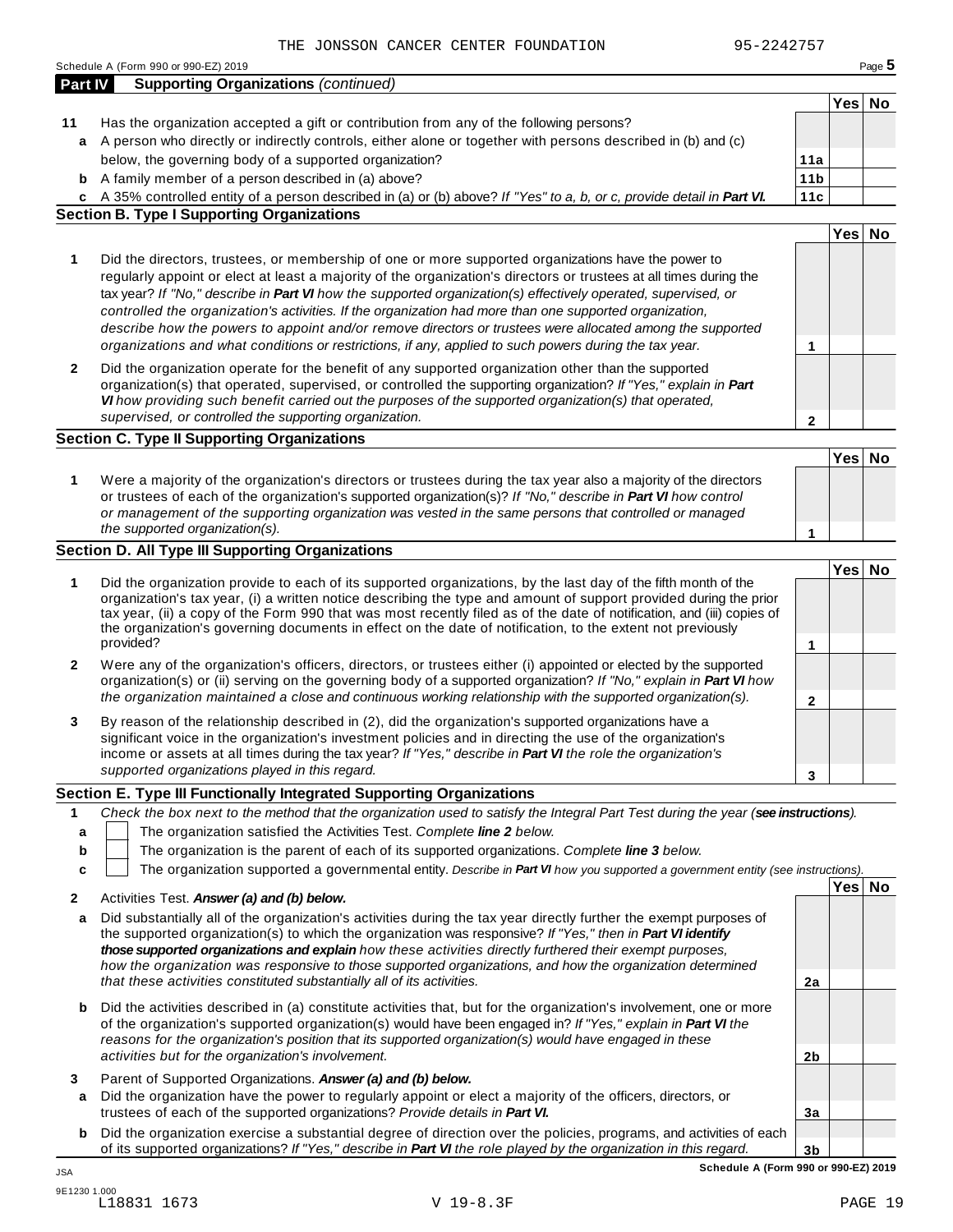THE JONSSON CANCER CENTER FOUNDATION 95-2242757

Schedule A (Form 990 or 990-EZ) 2019

## Part IV Supporting Organizations *(continued)*

| | | | Yes | No |
|---|---|---|---|---|
| **11** | Has the organization accepted a gift or contribution from any of the following persons? | | | |
| **a** | A person who directly or indirectly controls, either alone or together with persons described in (b) and (c) below, the governing body of a supported organization? | **11a** | | |
| **b** | A family member of a person described in (a) above? | **11b** | | |
| **c** | A 35% controlled entity of a person described in (a) or (b) above? *If "Yes" to a, b, or c, provide detail in **Part VI.*** | **11c** | | |

### Section B. Type I Supporting Organizations

| | | | Yes | No |
|---|---|---|---|---|
| **1** | Did the directors, trustees, or membership of one or more supported organizations have the power to regularly appoint or elect at least a majority of the organization's directors or trustees at all times during the tax year? *If "No," describe in **Part VI** how the supported organization(s) effectively operated, supervised, or controlled the organization's activities. If the organization had more than one supported organization, describe how the powers to appoint and/or remove directors or trustees were allocated among the supported organizations and what conditions or restrictions, if any, applied to such powers during the tax year.* | **1** | | |
| **2** | Did the organization operate for the benefit of any supported organization other than the supported organization(s) that operated, supervised, or controlled the supporting organization? *If "Yes," explain in **Part VI** how providing such benefit carried out the purposes of the supported organization(s) that operated, supervised, or controlled the supporting organization.* | **2** | | |

### Section C. Type II Supporting Organizations

| | | | Yes | No |
|---|---|---|---|---|
| **1** | Were a majority of the organization's directors or trustees during the tax year also a majority of the directors or trustees of each of the organization's supported organization(s)? *If "No," describe in **Part VI** how control or management of the supporting organization was vested in the same persons that controlled or managed the supported organization(s).* | **1** | | |

### Section D. All Type III Supporting Organizations

| | | | Yes | No |
|---|---|---|---|---|
| **1** | Did the organization provide to each of its supported organizations, by the last day of the fifth month of the organization's tax year, (i) a written notice describing the type and amount of support provided during the prior tax year, (ii) a copy of the Form 990 that was most recently filed as of the date of notification, and (iii) copies of the organization's governing documents in effect on the date of notification, to the extent not previously provided? | **1** | | |
| **2** | Were any of the organization's officers, directors, or trustees either (i) appointed or elected by the supported organization(s) or (ii) serving on the governing body of a supported organization? *If "No," explain in **Part VI** how the organization maintained a close and continuous working relationship with the supported organization(s).* | **2** | | |
| **3** | By reason of the relationship described in (2), did the organization's supported organizations have a significant voice in the organization's investment policies and in directing the use of the organization's income or assets at all times during the tax year? *If "Yes," describe in **Part VI** the role the organization's supported organizations played in this regard.* | **3** | | |

### Section E. Type III Functionally Integrated Supporting Organizations

**1** *Check the box next to the method that the organization used to satisfy the Integral Part Test during the year (**see instructions**).*

- **a** ☐ The organization satisfied the Activities Test. *Complete **line 2** below.*
- **b** ☐ The organization is the parent of each of its supported organizations. *Complete **line 3** below.*
- **c** ☐ The organization supported a governmental entity. *Describe in **Part VI** how you supported a government entity (see instructions).*

| | | | Yes | No |
|---|---|---|---|---|
| **2** | Activities Test. ***Answer (a) and (b) below.*** | | | |
| **a** | Did substantially all of the organization's activities during the tax year directly further the exempt purposes of the supported organization(s) to which the organization was responsive? *If "Yes," then in **Part VI identify those supported organizations and explain** how these activities directly furthered their exempt purposes, how the organization was responsive to those supported organizations, and how the organization determined that these activities constituted substantially all of its activities.* | **2a** | | |
| **b** | Did the activities described in (a) constitute activities that, but for the organization's involvement, one or more of the organization's supported organization(s) would have been engaged in? *If "Yes," explain in **Part VI** the reasons for the organization's position that its supported organization(s) would have engaged in these activities but for the organization's involvement.* | **2b** | | |
| **3** | Parent of Supported Organizations. ***Answer (a) and (b) below.*** | | | |
| **a** | Did the organization have the power to regularly appoint or elect a majority of the officers, directors, or trustees of each of the supported organizations? *Provide details in **Part VI.*** | **3a** | | |
| **b** | Did the organization exercise a substantial degree of direction over the policies, programs, and activities of each of its supported organizations? *If "Yes," describe in **Part VI** the role played by the organization in this regard.* | **3b** | | |

**Schedule A (Form 990 or 990-EZ) 2019**

JSA
9E1230 1.000
L18831 1673 V 19-8.3F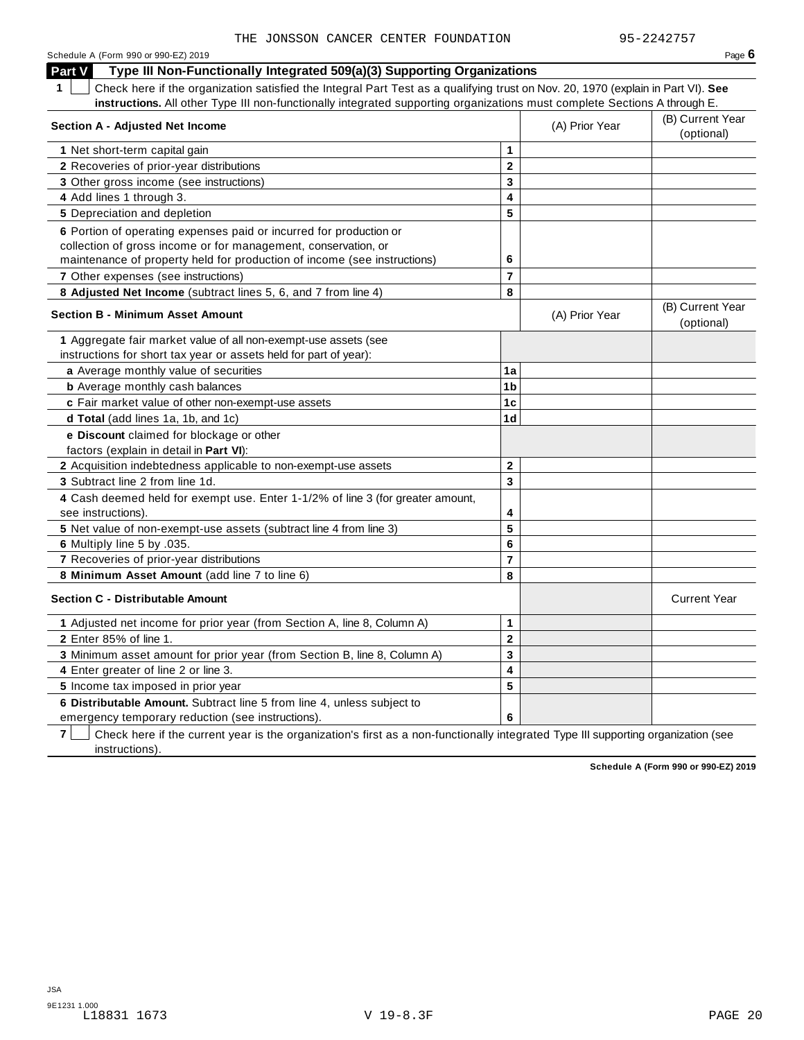THE JONSSON CANCER CENTER FOUNDATION 95-2242757

Schedule A (Form 990 or 990-EZ) 2019 Page **6**

## Part V Type III Non-Functionally Integrated 509(a)(3) Supporting Organizations

**1** ☐ Check here if the organization satisfied the Integral Part Test as a qualifying trust on Nov. 20, 1970 (explain in Part VI). **See instructions.** All other Type III non-functionally integrated supporting organizations must complete Sections A through E.

| Section A - Adjusted Net Income | | (A) Prior Year | (B) Current Year (optional) |
|---|---|---|---|
| **1** Net short-term capital gain | 1 | | |
| **2** Recoveries of prior-year distributions | 2 | | |
| **3** Other gross income (see instructions) | 3 | | |
| **4** Add lines 1 through 3. | 4 | | |
| **5** Depreciation and depletion | 5 | | |
| **6** Portion of operating expenses paid or incurred for production or collection of gross income or for management, conservation, or maintenance of property held for production of income (see instructions) | 6 | | |
| **7** Other expenses (see instructions) | 7 | | |
| **8 Adjusted Net Income** (subtract lines 5, 6, and 7 from line 4) | 8 | | |

| Section B - Minimum Asset Amount | | (A) Prior Year | (B) Current Year (optional) |
|---|---|---|---|
| **1** Aggregate fair market value of all non-exempt-use assets (see instructions for short tax year or assets held for part of year): | | | |
| **a** Average monthly value of securities | 1a | | |
| **b** Average monthly cash balances | 1b | | |
| **c** Fair market value of other non-exempt-use assets | 1c | | |
| **d Total** (add lines 1a, 1b, and 1c) | 1d | | |
| **e Discount** claimed for blockage or other factors (explain in detail in **Part VI**): | | | |
| **2** Acquisition indebtedness applicable to non-exempt-use assets | 2 | | |
| **3** Subtract line 2 from line 1d. | 3 | | |
| **4** Cash deemed held for exempt use. Enter 1-1/2% of line 3 (for greater amount, see instructions). | 4 | | |
| **5** Net value of non-exempt-use assets (subtract line 4 from line 3) | 5 | | |
| **6** Multiply line 5 by .035. | 6 | | |
| **7** Recoveries of prior-year distributions | 7 | | |
| **8 Minimum Asset Amount** (add line 7 to line 6) | 8 | | |

| Section C - Distributable Amount | | | Current Year |
|---|---|---|---|
| **1** Adjusted net income for prior year (from Section A, line 8, Column A) | 1 | | |
| **2** Enter 85% of line 1. | 2 | | |
| **3** Minimum asset amount for prior year (from Section B, line 8, Column A) | 3 | | |
| **4** Enter greater of line 2 or line 3. | 4 | | |
| **5** Income tax imposed in prior year | 5 | | |
| **6 Distributable Amount.** Subtract line 5 from line 4, unless subject to emergency temporary reduction (see instructions). | 6 | | |

**7** ☐ Check here if the current year is the organization's first as a non-functionally integrated Type III supporting organization (see instructions).

**Schedule A (Form 990 or 990-EZ) 2019**

JSA
9E1231 1.000
L18831 1673 V 19-8.3F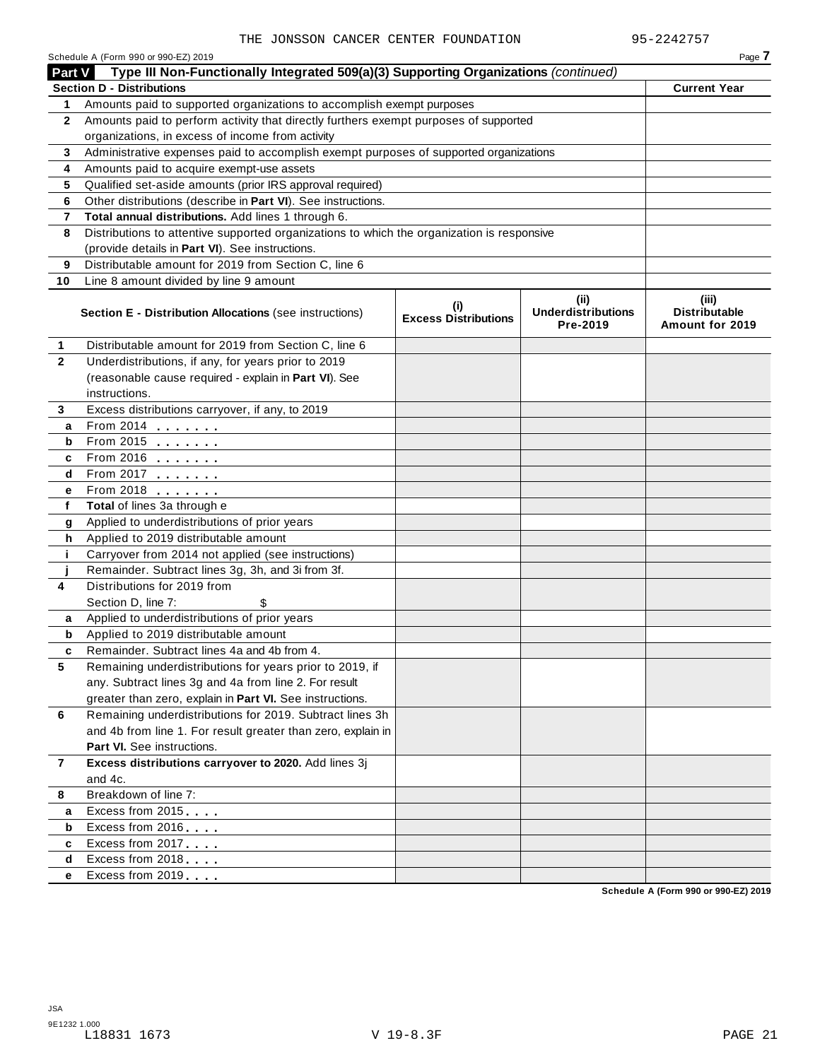THE JONSSON CANCER CENTER FOUNDATION 95-2242757

Schedule A (Form 990 or 990-EZ) 2019

**Part V** **Type III Non-Functionally Integrated 509(a)(3) Supporting Organizations** *(continued)*

| **Section D - Distributions** | | **Current Year** |
|---|---|---|
| 1 | Amounts paid to supported organizations to accomplish exempt purposes | |
| 2 | Amounts paid to perform activity that directly furthers exempt purposes of supported organizations, in excess of income from activity | |
| 3 | Administrative expenses paid to accomplish exempt purposes of supported organizations | |
| 4 | Amounts paid to acquire exempt-use assets | |
| 5 | Qualified set-aside amounts (prior IRS approval required) | |
| 6 | Other distributions (describe in **Part VI**). See instructions. | |
| 7 | **Total annual distributions.** Add lines 1 through 6. | |
| 8 | Distributions to attentive supported organizations to which the organization is responsive (provide details in **Part VI**). See instructions. | |
| 9 | Distributable amount for 2019 from Section C, line 6 | |
| 10 | Line 8 amount divided by line 9 amount | |

| | **Section E - Distribution Allocations** (see instructions) | **(i) Excess Distributions** | **(ii) Underdistributions Pre-2019** | **(iii) Distributable Amount for 2019** |
|---|---|---|---|---|
| 1 | Distributable amount for 2019 from Section C, line 6 | | | |
| 2 | Underdistributions, if any, for years prior to 2019 (reasonable cause required - explain in **Part VI**). See instructions. | | | |
| 3 | Excess distributions carryover, if any, to 2019 | | | |
| a | From 2014 | | | |
| b | From 2015 | | | |
| c | From 2016 | | | |
| d | From 2017 | | | |
| e | From 2018 | | | |
| f | **Total** of lines 3a through e | | | |
| g | Applied to underdistributions of prior years | | | |
| h | Applied to 2019 distributable amount | | | |
| i | Carryover from 2014 not applied (see instructions) | | | |
| j | Remainder. Subtract lines 3g, 3h, and 3i from 3f. | | | |
| 4 | Distributions for 2019 from Section D, line 7: $ | | | |
| a | Applied to underdistributions of prior years | | | |
| b | Applied to 2019 distributable amount | | | |
| c | Remainder. Subtract lines 4a and 4b from 4. | | | |
| 5 | Remaining underdistributions for years prior to 2019, if any. Subtract lines 3g and 4a from line 2. For result greater than zero, explain in **Part VI.** See instructions. | | | |
| 6 | Remaining underdistributions for 2019. Subtract lines 3h and 4b from line 1. For result greater than zero, explain in **Part VI.** See instructions. | | | |
| 7 | **Excess distributions carryover to 2020.** Add lines 3j and 4c. | | | |
| 8 | Breakdown of line 7: | | | |
| a | Excess from 2015 | | | |
| b | Excess from 2016 | | | |
| c | Excess from 2017 | | | |
| d | Excess from 2018 | | | |
| e | Excess from 2019 | | | |

Schedule A (Form 990 or 990-EZ) 2019

JSA
9E1232 1.000
L18831 1673 V 19-8.3F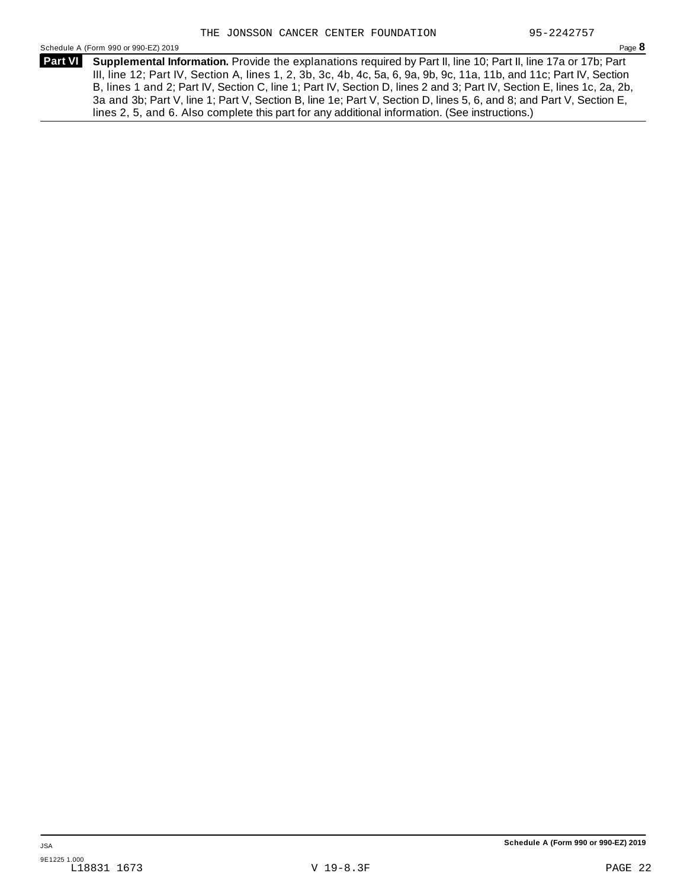**Part VI** **Supplemental Information.** Provide the explanations required by Part II, line 10; Part II, line 17a or 17b; Part III, line 12; Part IV, Section A, lines 1, 2, 3b, 3c, 4b, 4c, 5a, 6, 9a, 9b, 9c, 11a, 11b, and 11c; Part IV, Section B, lines 1 and 2; Part IV, Section C, line 1; Part IV, Section D, lines 2 and 3; Part IV, Section E, lines 1c, 2a, 2b, 3a and 3b; Part V, line 1; Part V, Section B, line 1e; Part V, Section D, lines 5, 6, and 8; and Part V, Section E, lines 2, 5, and 6. Also complete this part for any additional information. (See instructions.)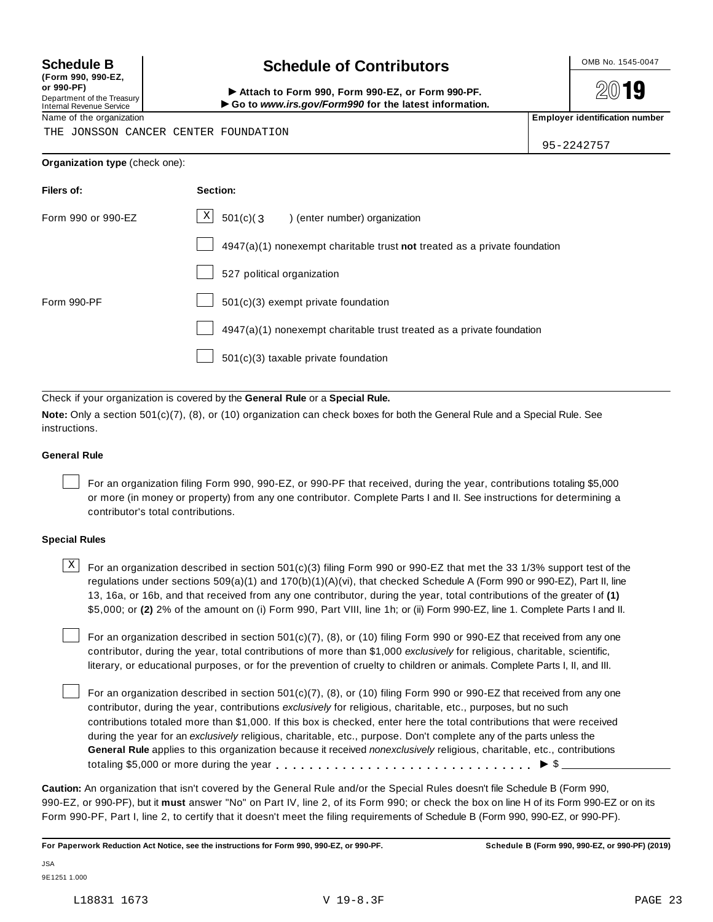**Schedule B**
**(Form 990, 990-EZ, or 990-PF)**
Department of the Treasury
Internal Revenue Service

# Schedule of Contributors

► **Attach to Form 990, Form 990-EZ, or Form 990-PF.**
► **Go to *www.irs.gov/Form990* for the latest information.**

OMB No. 1545-0047

**2019**

| Name of the organization | Employer identification number |
|---|---|
| THE JONSSON CANCER CENTER FOUNDATION | 95-2242757 |

**Organization type** (check one):

| Filers of: | Section: |
|---|---|
| Form 990 or 990-EZ | [X] 501(c)( 3 ) (enter number) organization |
| | [ ] 4947(a)(1) nonexempt charitable trust **not** treated as a private foundation |
| | [ ] 527 political organization |
| Form 990-PF | [ ] 501(c)(3) exempt private foundation |
| | [ ] 4947(a)(1) nonexempt charitable trust treated as a private foundation |
| | [ ] 501(c)(3) taxable private foundation |

Check if your organization is covered by the **General Rule** or a **Special Rule.**

**Note:** Only a section 501(c)(7), (8), or (10) organization can check boxes for both the General Rule and a Special Rule. See instructions.

### General Rule

[ ] For an organization filing Form 990, 990-EZ, or 990-PF that received, during the year, contributions totaling $5,000 or more (in money or property) from any one contributor. Complete Parts I and II. See instructions for determining a contributor's total contributions.

### Special Rules

[X] For an organization described in section 501(c)(3) filing Form 990 or 990-EZ that met the 33 1/3% support test of the regulations under sections 509(a)(1) and 170(b)(1)(A)(vi), that checked Schedule A (Form 990 or 990-EZ), Part II, line 13, 16a, or 16b, and that received from any one contributor, during the year, total contributions of the greater of **(1)** $5,000; or **(2)** 2% of the amount on (i) Form 990, Part VIII, line 1h; or (ii) Form 990-EZ, line 1. Complete Parts I and II.

[ ] For an organization described in section 501(c)(7), (8), or (10) filing Form 990 or 990-EZ that received from any one contributor, during the year, total contributions of more than $1,000 *exclusively* for religious, charitable, scientific, literary, or educational purposes, or for the prevention of cruelty to children or animals. Complete Parts I, II, and III.

[ ] For an organization described in section 501(c)(7), (8), or (10) filing Form 990 or 990-EZ that received from any one contributor, during the year, contributions *exclusively* for religious, charitable, etc., purposes, but no such contributions totaled more than $1,000. If this box is checked, enter here the total contributions that were received during the year for an *exclusively* religious, charitable, etc., purpose. Don't complete any of the parts unless the **General Rule** applies to this organization because it received *nonexclusively* religious, charitable, etc., contributions totaling $5,000 or more during the year . . . . . . . . . . . . . . . . . . . . . . . . . . . . . ► $ ____________

**Caution:** An organization that isn't covered by the General Rule and/or the Special Rules doesn't file Schedule B (Form 990, 990-EZ, or 990-PF), but it **must** answer "No" on Part IV, line 2, of its Form 990; or check the box on line H of its Form 990-EZ or on its Form 990-PF, Part I, line 2, to certify that it doesn't meet the filing requirements of Schedule B (Form 990, 990-EZ, or 990-PF).

**For Paperwork Reduction Act Notice, see the instructions for Form 990, 990-EZ, or 990-PF.** **Schedule B (Form 990, 990-EZ, or 990-PF) (2019)**

JSA
9E1251 1.000

L18831 1673 V 19-8.3F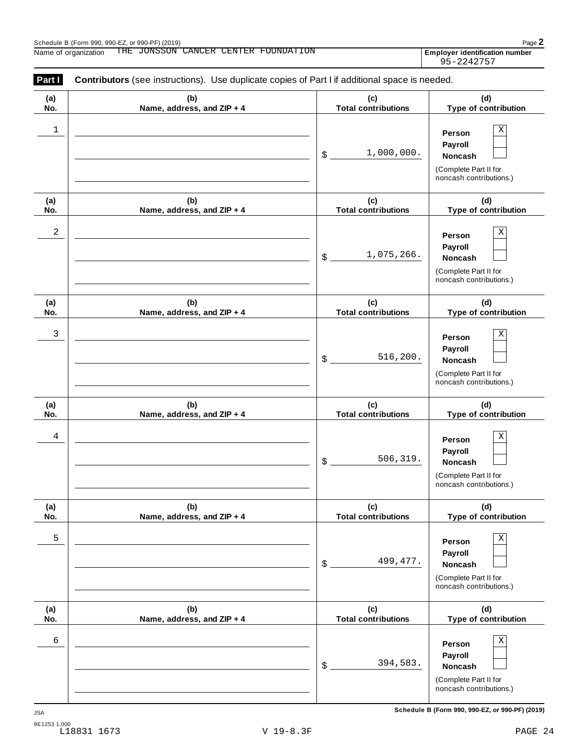Schedule B (Form 990, 990-EZ, or 990-PF) (2019)

Name of organization THE JONSSON CANCER CENTER FOUNDATION

**Employer identification number** 95-2242757

## Part I — Contributors (see instructions). Use duplicate copies of Part I if additional space is needed.

| (a) No. | (b) Name, address, and ZIP + 4 | (c) Total contributions | (d) Type of contribution |
|---|---|---|---|
| 1 | | $ 1,000,000. | Person [X] Payroll [ ] Noncash [ ] (Complete Part II for noncash contributions.) |
| 2 | | $ 1,075,266. | Person [X] Payroll [ ] Noncash [ ] (Complete Part II for noncash contributions.) |
| 3 | | $ 516,200. | Person [X] Payroll [ ] Noncash [ ] (Complete Part II for noncash contributions.) |
| 4 | | $ 506,319. | Person [X] Payroll [ ] Noncash [ ] (Complete Part II for noncash contributions.) |
| 5 | | $ 499,477. | Person [X] Payroll [ ] Noncash [ ] (Complete Part II for noncash contributions.) |
| 6 | | $ 394,583. | Person [X] Payroll [ ] Noncash [ ] (Complete Part II for noncash contributions.) |

JSA

9E1253 1.000

L18831 1673 V 19-8.3F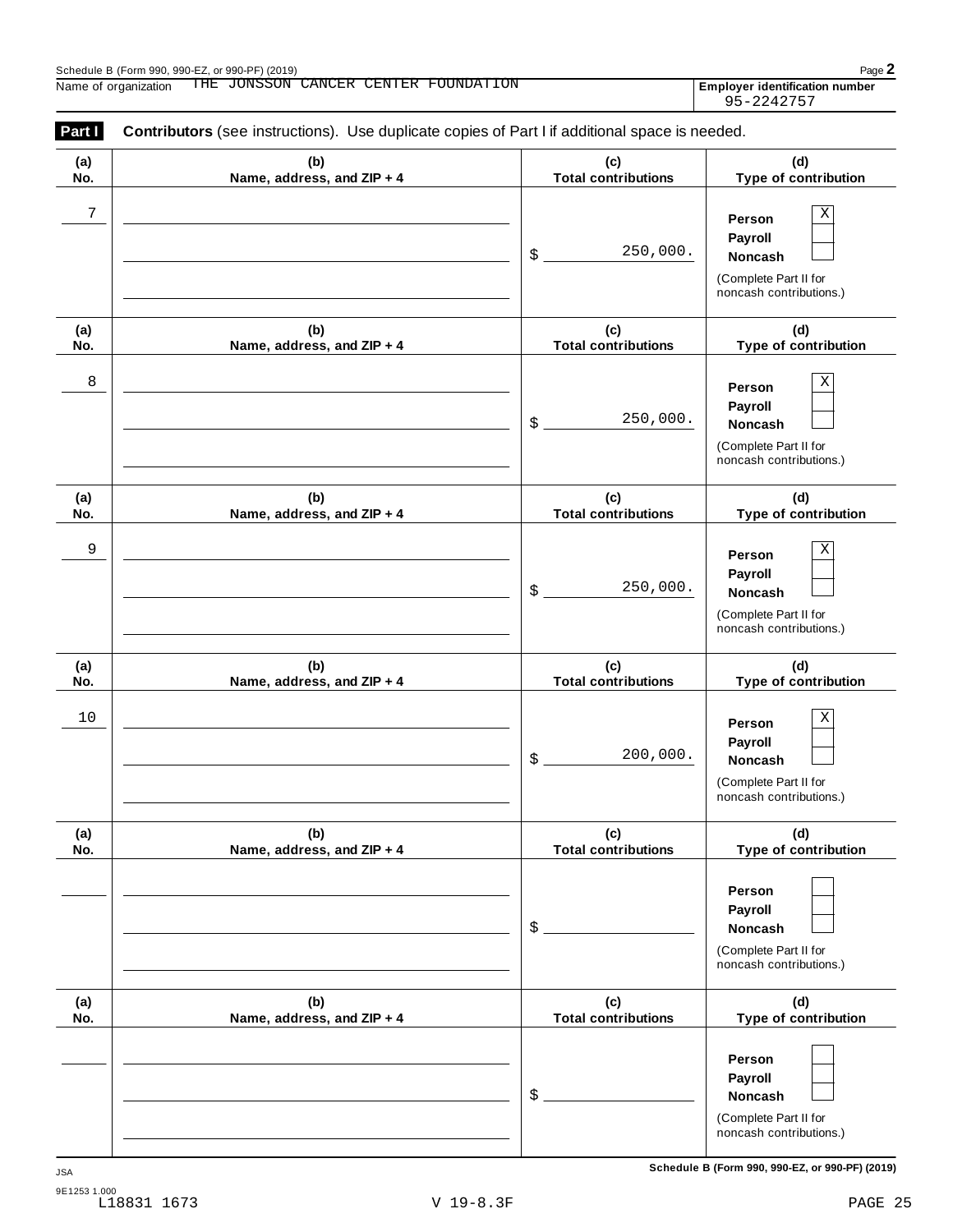Name of organization THE JONSSON CANCER CENTER FOUNDATION

**Employer identification number** 95-2242757

**Part I** **Contributors** (see instructions). Use duplicate copies of Part I if additional space is needed.

| (a) No. | (b) Name, address, and ZIP + 4 | (c) Total contributions | (d) Type of contribution |
|---|---|---|---|
| 7 | | $ 250,000. | Person [X] Payroll [ ] Noncash [ ] (Complete Part II for noncash contributions.) |
| 8 | | $ 250,000. | Person [X] Payroll [ ] Noncash [ ] (Complete Part II for noncash contributions.) |
| 9 | | $ 250,000. | Person [X] Payroll [ ] Noncash [ ] (Complete Part II for noncash contributions.) |
| 10 | | $ 200,000. | Person [X] Payroll [ ] Noncash [ ] (Complete Part II for noncash contributions.) |
| | | $ | Person [ ] Payroll [ ] Noncash [ ] (Complete Part II for noncash contributions.) |
| | | $ | Person [ ] Payroll [ ] Noncash [ ] (Complete Part II for noncash contributions.) |

**Schedule B (Form 990, 990-EZ, or 990-PF) (2019)**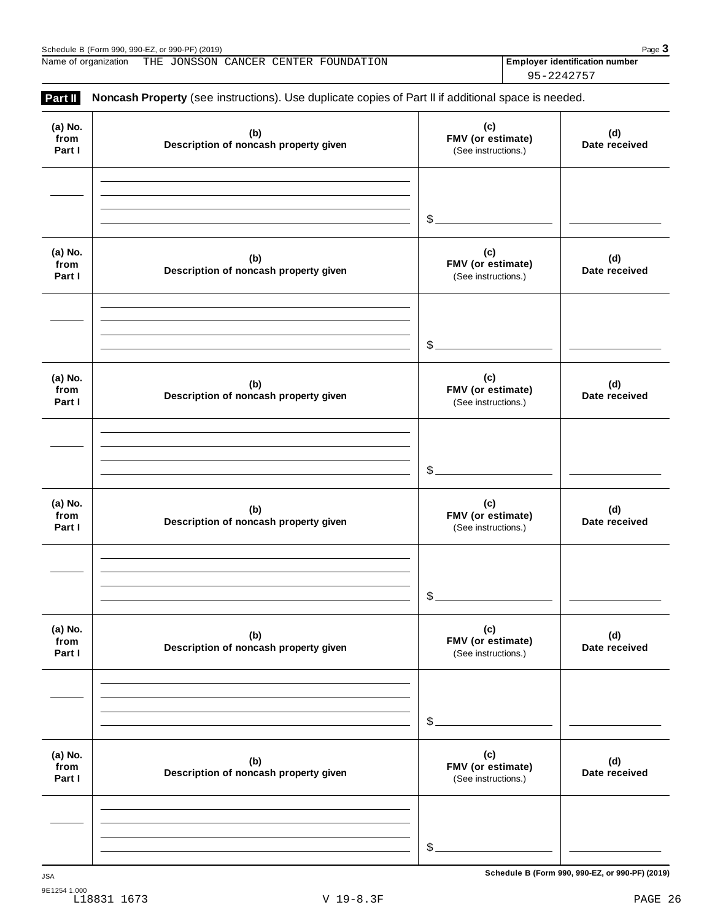Name of organization THE JONSSON CANCER CENTER FOUNDATION

**Employer identification number** 95-2242757

**Part II** **Noncash Property** (see instructions). Use duplicate copies of Part II if additional space is needed.

| (a) No. from Part I | (b) Description of noncash property given | (c) FMV (or estimate) (See instructions.) | (d) Date received |
|---|---|---|---|
| | | $ | |

| (a) No. from Part I | (b) Description of noncash property given | (c) FMV (or estimate) (See instructions.) | (d) Date received |
|---|---|---|---|
| | | $ | |

| (a) No. from Part I | (b) Description of noncash property given | (c) FMV (or estimate) (See instructions.) | (d) Date received |
|---|---|---|---|
| | | $ | |

| (a) No. from Part I | (b) Description of noncash property given | (c) FMV (or estimate) (See instructions.) | (d) Date received |
|---|---|---|---|
| | | $ | |

| (a) No. from Part I | (b) Description of noncash property given | (c) FMV (or estimate) (See instructions.) | (d) Date received |
|---|---|---|---|
| | | $ | |

| (a) No. from Part I | (b) Description of noncash property given | (c) FMV (or estimate) (See instructions.) | (d) Date received |
|---|---|---|---|
| | | $ | |

JSA

9E1254 1.000
L18831 1673 V 19-8.3F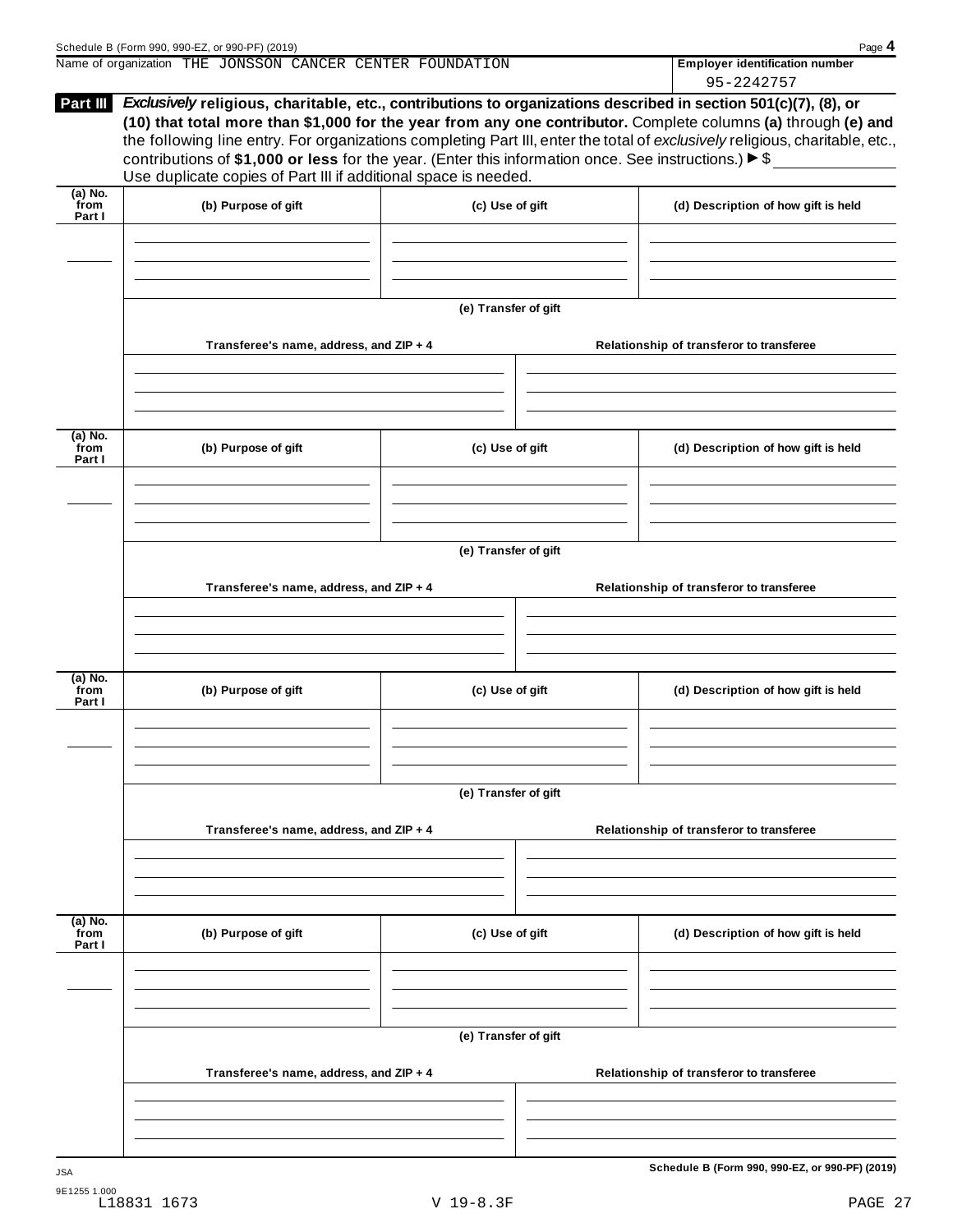Schedule B (Form 990, 990-EZ, or 990-PF) (2019)

Name of organization THE JONSSON CANCER CENTER FOUNDATION

**Employer identification number** 95-2242757

**Part III** ***Exclusively*** **religious, charitable, etc., contributions to organizations described in section 501(c)(7), (8), or (10) that total more than $1,000 for the year from any one contributor.** Complete columns **(a)** through **(e)** and the following line entry. For organizations completing Part III, enter the total of *exclusively* religious, charitable, etc., contributions of **$1,000 or less** for the year. (Enter this information once. See instructions.) ▶ $ ______________
Use duplicate copies of Part III if additional space is needed.

| (a) No. from Part I | (b) Purpose of gift | (c) Use of gift | (d) Description of how gift is held |
|---|---|---|---|
| | | | |

**(e) Transfer of gift**

| Transferee's name, address, and ZIP + 4 | Relationship of transferor to transferee |
|---|---|
| | |

| (a) No. from Part I | (b) Purpose of gift | (c) Use of gift | (d) Description of how gift is held |
|---|---|---|---|
| | | | |

**(e) Transfer of gift**

| Transferee's name, address, and ZIP + 4 | Relationship of transferor to transferee |
|---|---|
| | |

| (a) No. from Part I | (b) Purpose of gift | (c) Use of gift | (d) Description of how gift is held |
|---|---|---|---|
| | | | |

**(e) Transfer of gift**

| Transferee's name, address, and ZIP + 4 | Relationship of transferor to transferee |
|---|---|
| | |

| (a) No. from Part I | (b) Purpose of gift | (c) Use of gift | (d) Description of how gift is held |
|---|---|---|---|
| | | | |

**(e) Transfer of gift**

| Transferee's name, address, and ZIP + 4 | Relationship of transferor to transferee |
|---|---|
| | |

**Schedule B (Form 990, 990-EZ, or 990-PF) (2019)**

JSA
9E1255 1.000
L18831 1673 V 19-8.3F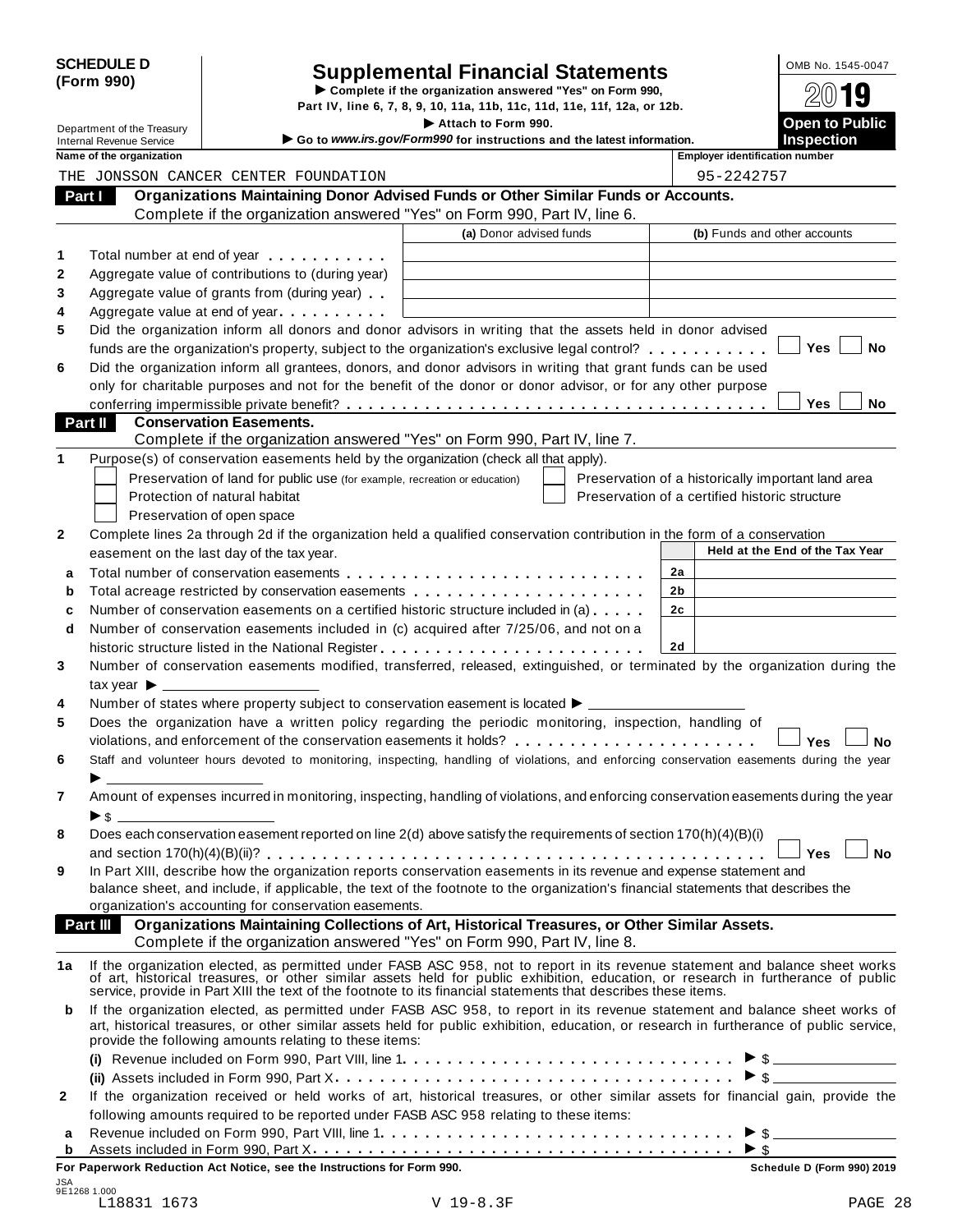**SCHEDULE D (Form 990)**

Department of the Treasury
Internal Revenue Service

# Supplemental Financial Statements

▶ Complete if the organization answered "Yes" on Form 990, Part IV, line 6, 7, 8, 9, 10, 11a, 11b, 11c, 11d, 11e, 11f, 12a, or 12b.

▶ Attach to Form 990.

▶ Go to *www.irs.gov/Form990* for instructions and the latest information.

OMB No. 1545-0047

2019

**Open to Public Inspection**

| Name of the organization | Employer identification number |
|---|---|
| THE JONSSON CANCER CENTER FOUNDATION | 95-2242757 |

## Part I Organizations Maintaining Donor Advised Funds or Other Similar Funds or Accounts.

Complete if the organization answered "Yes" on Form 990, Part IV, line 6.

| | | (a) Donor advised funds | (b) Funds and other accounts |
|---|---|---|---|
| 1 | Total number at end of year | | |
| 2 | Aggregate value of contributions to (during year) | | |
| 3 | Aggregate value of grants from (during year) | | |
| 4 | Aggregate value at end of year | | |

5 Did the organization inform all donors and donor advisors in writing that the assets held in donor advised funds are the organization's property, subject to the organization's exclusive legal control? ☐ Yes ☐ No

6 Did the organization inform all grantees, donors, and donor advisors in writing that grant funds can be used only for charitable purposes and not for the benefit of the donor or donor advisor, or for any other purpose conferring impermissible private benefit? ☐ Yes ☐ No

## Part II Conservation Easements.

Complete if the organization answered "Yes" on Form 990, Part IV, line 7.

1 Purpose(s) of conservation easements held by the organization (check all that apply).

☐ Preservation of land for public use (for example, recreation or education)
☐ Protection of natural habitat
☐ Preservation of open space
☐ Preservation of a historically important land area
☐ Preservation of a certified historic structure

2 Complete lines 2a through 2d if the organization held a qualified conservation contribution in the form of a conservation easement on the last day of the tax year.

| | | | Held at the End of the Tax Year |
|---|---|---|---|
| a | Total number of conservation easements | 2a | |
| b | Total acreage restricted by conservation easements | 2b | |
| c | Number of conservation easements on a certified historic structure included in (a) | 2c | |
| d | Number of conservation easements included in (c) acquired after 7/25/06, and not on a historic structure listed in the National Register | 2d | |

3 Number of conservation easements modified, transferred, released, extinguished, or terminated by the organization during the tax year ▶ ____________

4 Number of states where property subject to conservation easement is located ▶ ____________

5 Does the organization have a written policy regarding the periodic monitoring, inspection, handling of violations, and enforcement of the conservation easements it holds? ☐ Yes ☐ No

6 Staff and volunteer hours devoted to monitoring, inspecting, handling of violations, and enforcing conservation easements during the year ▶ ____________

7 Amount of expenses incurred in monitoring, inspecting, handling of violations, and enforcing conservation easements during the year ▶ $ ____________

8 Does each conservation easement reported on line 2(d) above satisfy the requirements of section 170(h)(4)(B)(i) and section 170(h)(4)(B)(ii)? ☐ Yes ☐ No

9 In Part XIII, describe how the organization reports conservation easements in its revenue and expense statement and balance sheet, and include, if applicable, the text of the footnote to the organization's financial statements that describes the organization's accounting for conservation easements.

## Part III Organizations Maintaining Collections of Art, Historical Treasures, or Other Similar Assets.

Complete if the organization answered "Yes" on Form 990, Part IV, line 8.

1a If the organization elected, as permitted under FASB ASC 958, not to report in its revenue statement and balance sheet works of art, historical treasures, or other similar assets held for public exhibition, education, or research in furtherance of public service, provide in Part XIII the text of the footnote to its financial statements that describes these items.

b If the organization elected, as permitted under FASB ASC 958, to report in its revenue statement and balance sheet works of art, historical treasures, or other similar assets held for public exhibition, education, or research in furtherance of public service, provide the following amounts relating to these items:

(i) Revenue included on Form 990, Part VIII, line 1 ▶ $ ____________

(ii) Assets included in Form 990, Part X ▶ $ ____________

2 If the organization received or held works of art, historical treasures, or other similar assets for financial gain, provide the following amounts required to be reported under FASB ASC 958 relating to these items:

a Revenue included on Form 990, Part VIII, line 1 ▶ $ ____________

b Assets included in Form 990, Part X ▶ $ ____________

**For Paperwork Reduction Act Notice, see the Instructions for Form 990.** **Schedule D (Form 990) 2019**

JSA
9E1268 1.000
L18831 1673 V 19-8.3F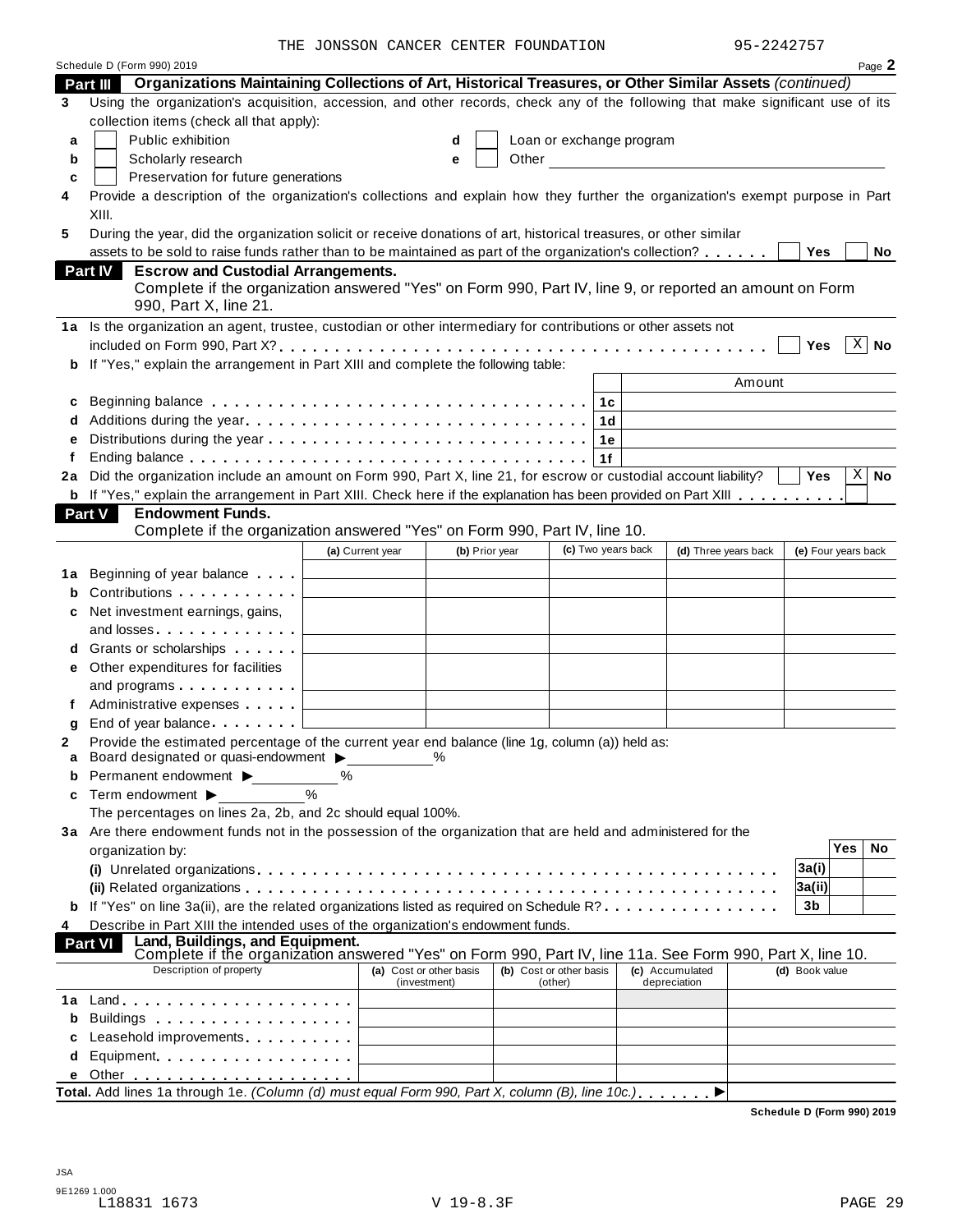THE JONSSON CANCER CENTER FOUNDATION 95-2242757

Schedule D (Form 990) 2019 Page **2**

**Part III Organizations Maintaining Collections of Art, Historical Treasures, or Other Similar Assets** *(continued)*

**3** Using the organization's acquisition, accession, and other records, check any of the following that make significant use of its collection items (check all that apply):

- **a** ☐ Public exhibition
- **b** ☐ Scholarly research
- **c** ☐ Preservation for future generations
- **d** ☐ Loan or exchange program
- **e** ☐ Other

**4** Provide a description of the organization's collections and explain how they further the organization's exempt purpose in Part XIII.

**5** During the year, did the organization solicit or receive donations of art, historical treasures, or other similar assets to be sold to raise funds rather than to be maintained as part of the organization's collection? ☐ Yes ☐ No

**Part IV Escrow and Custodial Arrangements.**
Complete if the organization answered "Yes" on Form 990, Part IV, line 9, or reported an amount on Form 990, Part X, line 21.

**1a** Is the organization an agent, trustee, custodian or other intermediary for contributions or other assets not included on Form 990, Part X? ☐ Yes ☒ No

**b** If "Yes," explain the arrangement in Part XIII and complete the following table:

| | | | Amount |
|---|---|---|---|
| **c** | Beginning balance | 1c | |
| **d** | Additions during the year | 1d | |
| **e** | Distributions during the year | 1e | |
| **f** | Ending balance | 1f | |

**2a** Did the organization include an amount on Form 990, Part X, line 21, for escrow or custodial account liability? ☐ Yes ☒ No

**b** If "Yes," explain the arrangement in Part XIII. Check here if the explanation has been provided on Part XIII ☐

**Part V Endowment Funds.**
Complete if the organization answered "Yes" on Form 990, Part IV, line 10.

| | | (a) Current year | (b) Prior year | (c) Two years back | (d) Three years back | (e) Four years back |
|---|---|---|---|---|---|---|
| **1a** | Beginning of year balance | | | | | |
| **b** | Contributions | | | | | |
| **c** | Net investment earnings, gains, and losses | | | | | |
| **d** | Grants or scholarships | | | | | |
| **e** | Other expenditures for facilities and programs | | | | | |
| **f** | Administrative expenses | | | | | |
| **g** | End of year balance | | | | | |

**2** Provide the estimated percentage of the current year end balance (line 1g, column (a)) held as:

- **a** Board designated or quasi-endowment ▶ ______ %
- **b** Permanent endowment ▶ ______ %
- **c** Term endowment ▶ ______ %

The percentages on lines 2a, 2b, and 2c should equal 100%.

**3a** Are there endowment funds not in the possession of the organization that are held and administered for the organization by:

| | | | Yes | No |
|---|---|---|---|---|
| | **(i)** Unrelated organizations | 3a(i) | | |
| | **(ii)** Related organizations | 3a(ii) | | |
| **b** | If "Yes" on line 3a(ii), are the related organizations listed as required on Schedule R? | 3b | | |

**4** Describe in Part XIII the intended uses of the organization's endowment funds.

**Part VI Land, Buildings, and Equipment.**
Complete if the organization answered "Yes" on Form 990, Part IV, line 11a. See Form 990, Part X, line 10.

| | Description of property | (a) Cost or other basis (investment) | (b) Cost or other basis (other) | (c) Accumulated depreciation | (d) Book value |
|---|---|---|---|---|---|
| **1a** | Land | | | | |
| **b** | Buildings | | | | |
| **c** | Leasehold improvements | | | | |
| **d** | Equipment | | | | |
| **e** | Other | | | | |

**Total.** Add lines 1a through 1e. *(Column (d) must equal Form 990, Part X, column (B), line 10c.)* ▶

**Schedule D (Form 990) 2019**

JSA
9E1269 1.000
L18831 1673 V 19-8.3F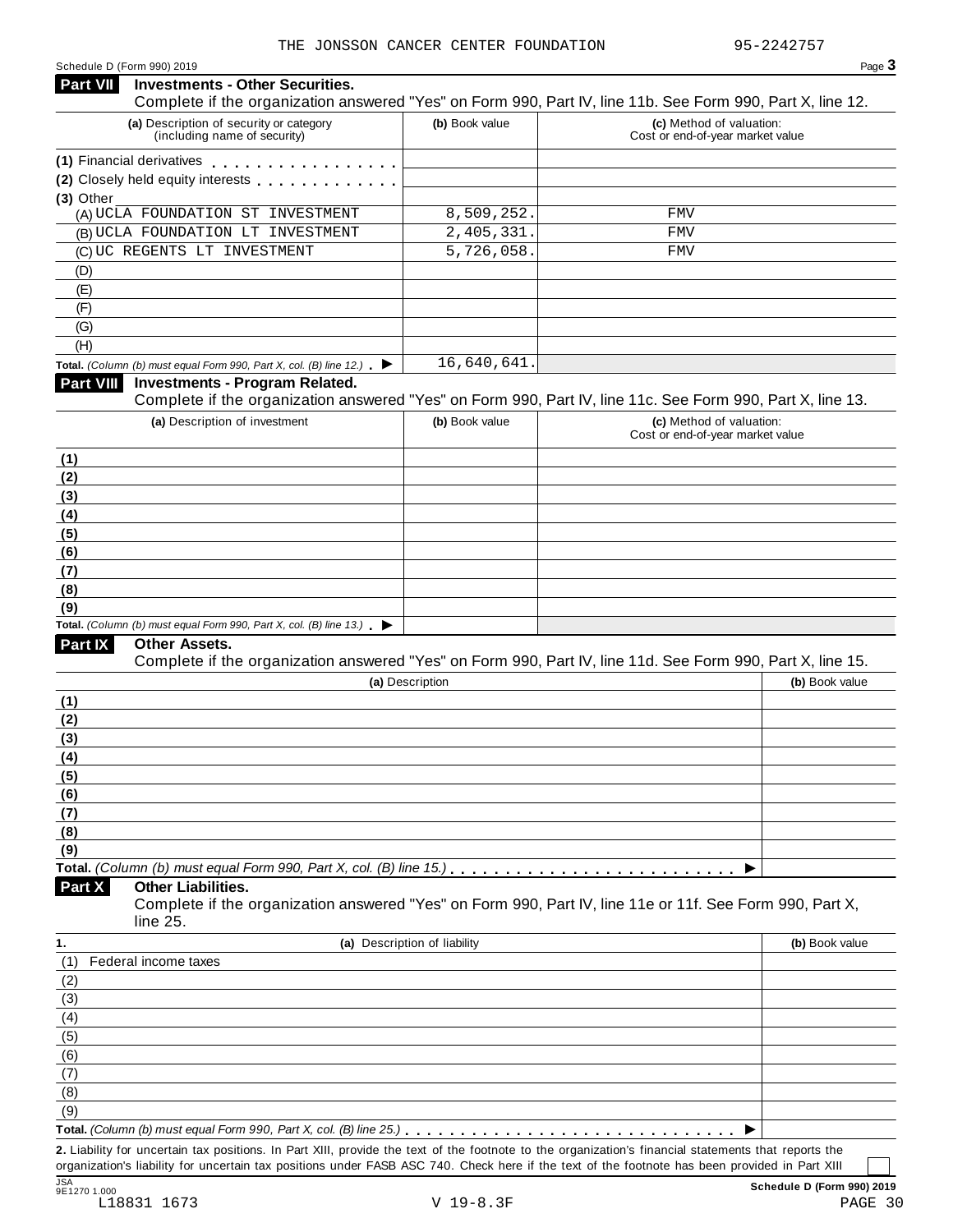THE JONSSON CANCER CENTER FOUNDATION 95-2242757

Schedule D (Form 990) 2019 Page **3**

## Part VII Investments - Other Securities.

Complete if the organization answered "Yes" on Form 990, Part IV, line 11b. See Form 990, Part X, line 12.

| (a) Description of security or category (including name of security) | (b) Book value | (c) Method of valuation: Cost or end-of-year market value |
|---|---|---|
| (1) Financial derivatives | | |
| (2) Closely held equity interests | | |
| (3) Other | | |
| (A) UCLA FOUNDATION ST INVESTMENT | 8,509,252. | FMV |
| (B) UCLA FOUNDATION LT INVESTMENT | 2,405,331. | FMV |
| (C) UC REGENTS LT INVESTMENT | 5,726,058. | FMV |
| (D) | | |
| (E) | | |
| (F) | | |
| (G) | | |
| (H) | | |
| **Total.** *(Column (b) must equal Form 990, Part X, col. (B) line 12.)* ▶ | 16,640,641. | |

## Part VIII Investments - Program Related.

Complete if the organization answered "Yes" on Form 990, Part IV, line 11c. See Form 990, Part X, line 13.

| (a) Description of investment | (b) Book value | (c) Method of valuation: Cost or end-of-year market value |
|---|---|---|
| (1) | | |
| (2) | | |
| (3) | | |
| (4) | | |
| (5) | | |
| (6) | | |
| (7) | | |
| (8) | | |
| (9) | | |
| **Total.** *(Column (b) must equal Form 990, Part X, col. (B) line 13.)* ▶ | | |

## Part IX Other Assets.

Complete if the organization answered "Yes" on Form 990, Part IV, line 11d. See Form 990, Part X, line 15.

| (a) Description | (b) Book value |
|---|---|
| (1) | |
| (2) | |
| (3) | |
| (4) | |
| (5) | |
| (6) | |
| (7) | |
| (8) | |
| (9) | |
| **Total.** *(Column (b) must equal Form 990, Part X, col. (B) line 15.)* ▶ | |

## Part X Other Liabilities.

Complete if the organization answered "Yes" on Form 990, Part IV, line 11e or 11f. See Form 990, Part X, line 25.

| 1. (a) Description of liability | (b) Book value |
|---|---|
| (1) Federal income taxes | |
| (2) | |
| (3) | |
| (4) | |
| (5) | |
| (6) | |
| (7) | |
| (8) | |
| (9) | |
| **Total.** *(Column (b) must equal Form 990, Part X, col. (B) line 25.)* ▶ | |

**2.** Liability for uncertain tax positions. In Part XIII, provide the text of the footnote to the organization's financial statements that reports the organization's liability for uncertain tax positions under FASB ASC 740. Check here if the text of the footnote has been provided in Part XIII ☐

JSA 9E1270 1.000 **Schedule D (Form 990) 2019**

L18831 1673 V 19-8.3F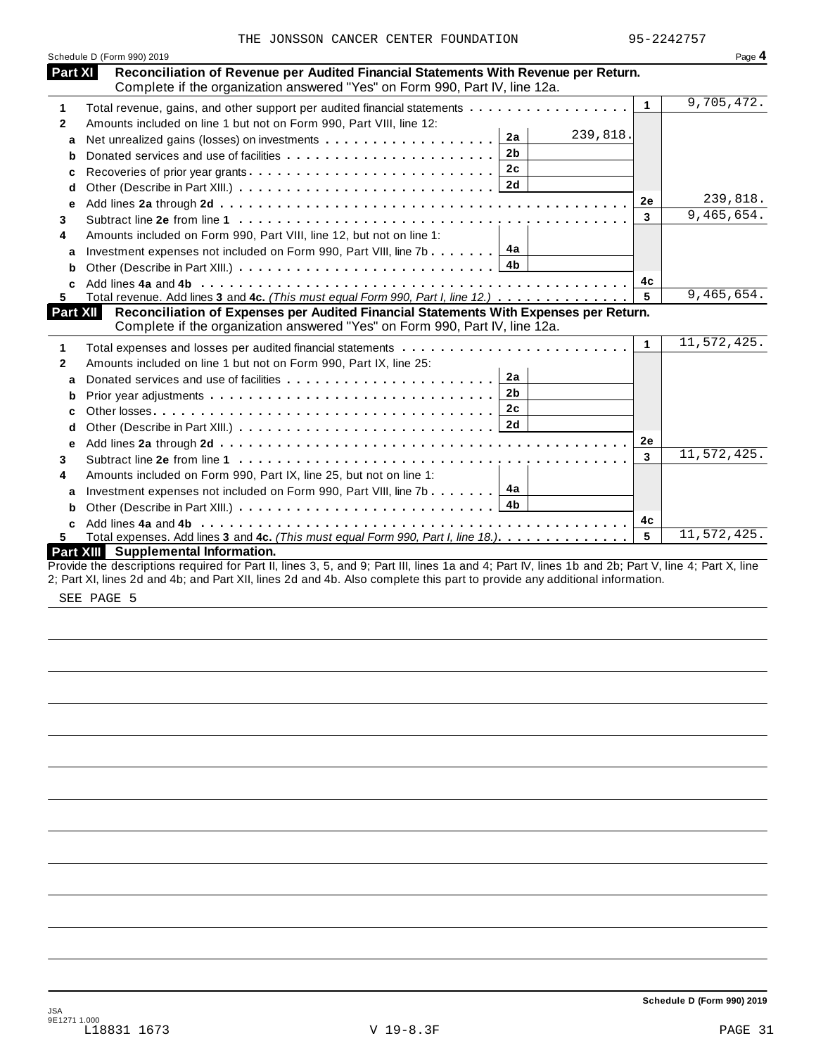THE JONSSON CANCER CENTER FOUNDATION 95-2242757

Schedule D (Form 990) 2019 Page **4**

## Part XI Reconciliation of Revenue per Audited Financial Statements With Revenue per Return.

Complete if the organization answered "Yes" on Form 990, Part IV, line 12a.

| | | | | | |
|---|---|---|---|---|---|
| 1 | Total revenue, gains, and other support per audited financial statements | | | 1 | 9,705,472. |
| 2 | Amounts included on line 1 but not on Form 990, Part VIII, line 12: | | | | |
| a | Net unrealized gains (losses) on investments | 2a | 239,818. | | |
| b | Donated services and use of facilities | 2b | | | |
| c | Recoveries of prior year grants | 2c | | | |
| d | Other (Describe in Part XIII.) | 2d | | | |
| e | Add lines **2a** through **2d** | | | 2e | 239,818. |
| 3 | Subtract line **2e** from line **1** | | | 3 | 9,465,654. |
| 4 | Amounts included on Form 990, Part VIII, line 12, but not on line 1: | | | | |
| a | Investment expenses not included on Form 990, Part VIII, line 7b | 4a | | | |
| b | Other (Describe in Part XIII.) | 4b | | | |
| c | Add lines **4a** and **4b** | | | 4c | |
| 5 | Total revenue. Add lines **3** and **4c.** *(This must equal Form 990, Part I, line 12.)* | | | 5 | 9,465,654. |

## Part XII Reconciliation of Expenses per Audited Financial Statements With Expenses per Return.

Complete if the organization answered "Yes" on Form 990, Part IV, line 12a.

| | | | | | |
|---|---|---|---|---|---|
| 1 | Total expenses and losses per audited financial statements | | | 1 | 11,572,425. |
| 2 | Amounts included on line 1 but not on Form 990, Part IX, line 25: | | | | |
| a | Donated services and use of facilities | 2a | | | |
| b | Prior year adjustments | 2b | | | |
| c | Other losses | 2c | | | |
| d | Other (Describe in Part XIII.) | 2d | | | |
| e | Add lines **2a** through **2d** | | | 2e | |
| 3 | Subtract line **2e** from line **1** | | | 3 | 11,572,425. |
| 4 | Amounts included on Form 990, Part IX, line 25, but not on line 1: | | | | |
| a | Investment expenses not included on Form 990, Part VIII, line 7b | 4a | | | |
| b | Other (Describe in Part XIII.) | 4b | | | |
| c | Add lines **4a** and **4b** | | | 4c | |
| 5 | Total expenses. Add lines **3** and **4c.** *(This must equal Form 990, Part I, line 18.)* | | | 5 | 11,572,425. |

## Part XIII Supplemental Information.

Provide the descriptions required for Part II, lines 3, 5, and 9; Part III, lines 1a and 4; Part IV, lines 1b and 2b; Part V, line 4; Part X, line 2; Part XI, lines 2d and 4b; and Part XII, lines 2d and 4b. Also complete this part to provide any additional information.

SEE PAGE 5

Schedule D (Form 990) 2019

JSA
9E1271 1.000
L18831 1673 V 19-8.3F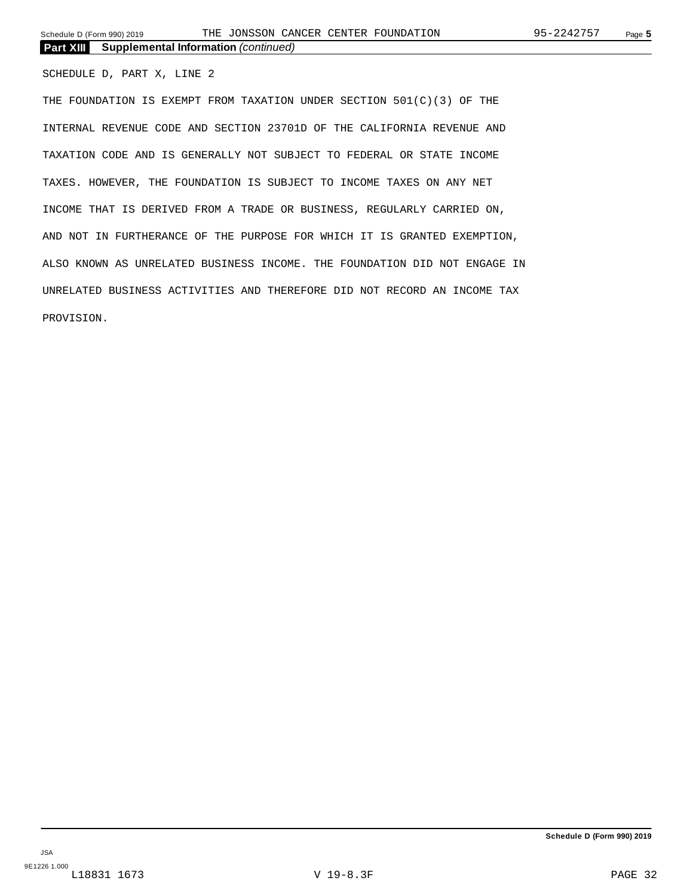**Part XIII Supplemental Information** *(continued)*

SCHEDULE D, PART X, LINE 2

THE FOUNDATION IS EXEMPT FROM TAXATION UNDER SECTION 501(C)(3) OF THE INTERNAL REVENUE CODE AND SECTION 23701D OF THE CALIFORNIA REVENUE AND TAXATION CODE AND IS GENERALLY NOT SUBJECT TO FEDERAL OR STATE INCOME TAXES. HOWEVER, THE FOUNDATION IS SUBJECT TO INCOME TAXES ON ANY NET INCOME THAT IS DERIVED FROM A TRADE OR BUSINESS, REGULARLY CARRIED ON, AND NOT IN FURTHERANCE OF THE PURPOSE FOR WHICH IT IS GRANTED EXEMPTION, ALSO KNOWN AS UNRELATED BUSINESS INCOME. THE FOUNDATION DID NOT ENGAGE IN UNRELATED BUSINESS ACTIVITIES AND THEREFORE DID NOT RECORD AN INCOME TAX PROVISION.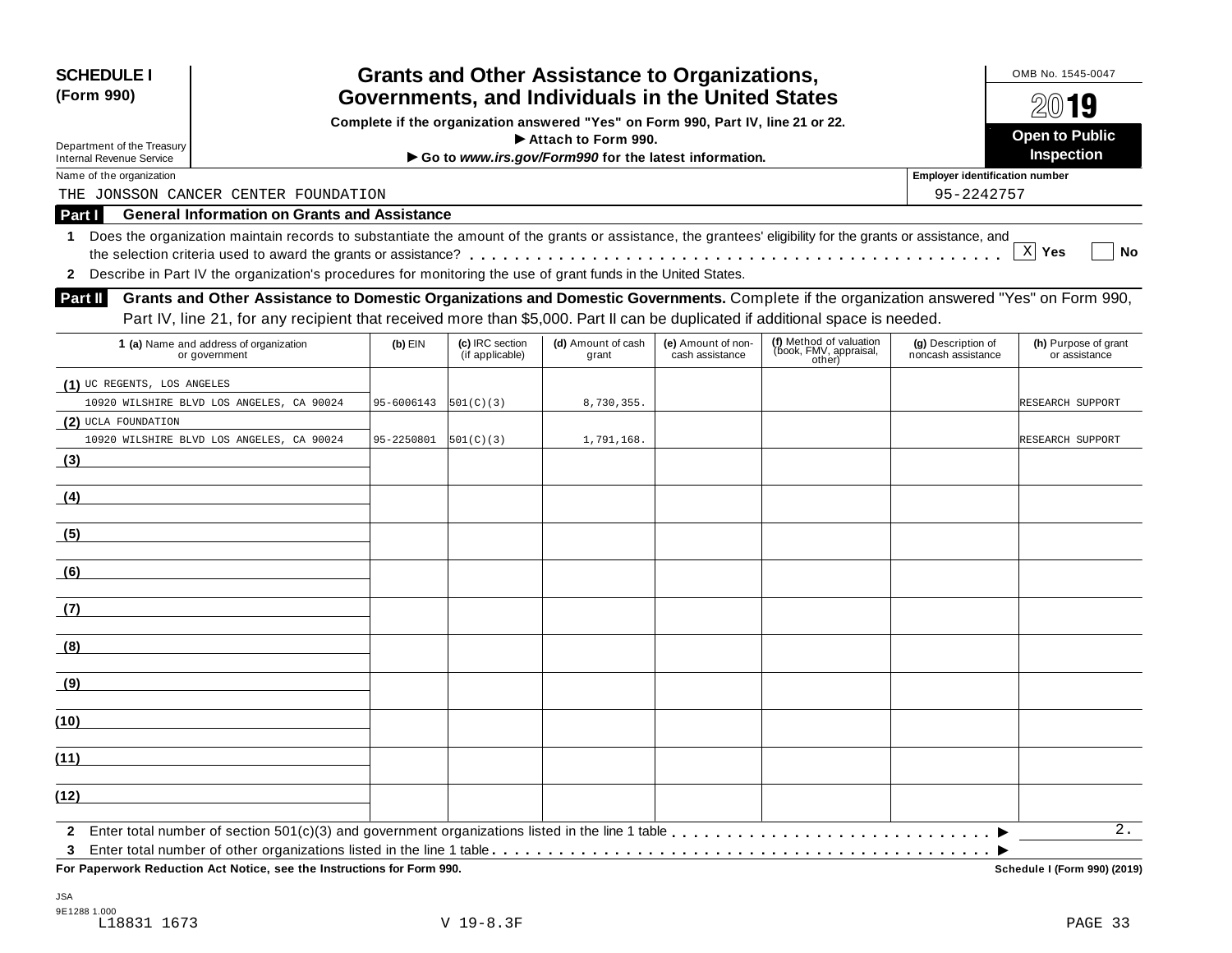**SCHEDULE I**
**(Form 990)**

Department of the Treasury
Internal Revenue Service

# Grants and Other Assistance to Organizations, Governments, and Individuals in the United States

**Complete if the organization answered "Yes" on Form 990, Part IV, line 21 or 22.**
**▶ Attach to Form 990.**
**▶ Go to *www.irs.gov/Form990* for the latest information.**

OMB No. 1545-0047

**2019**

**Open to Public Inspection**

Name of the organization: THE JONSSON CANCER CENTER FOUNDATION

Employer identification number: 95-2242757

## Part I General Information on Grants and Assistance

**1** Does the organization maintain records to substantiate the amount of the grants or assistance, the grantees' eligibility for the grants or assistance, and the selection criteria used to award the grants or assistance? . . . . . [X] **Yes** [ ] **No**

**2** Describe in Part IV the organization's procedures for monitoring the use of grant funds in the United States.

## Part II Grants and Other Assistance to Domestic Organizations and Domestic Governments.

Complete if the organization answered "Yes" on Form 990, Part IV, line 21, for any recipient that received more than $5,000. Part II can be duplicated if additional space is needed.

| 1 (a) Name and address of organization or government | (b) EIN | (c) IRC section (if applicable) | (d) Amount of cash grant | (e) Amount of non-cash assistance | (f) Method of valuation (book, FMV, appraisal, other) | (g) Description of noncash assistance | (h) Purpose of grant or assistance |
|---|---|---|---|---|---|---|---|
| (1) UC REGENTS, LOS ANGELES<br>10920 WILSHIRE BLVD LOS ANGELES, CA 90024 | 95-6006143 | 501(C)(3) | 8,730,355. | | | | RESEARCH SUPPORT |
| (2) UCLA FOUNDATION<br>10920 WILSHIRE BLVD LOS ANGELES, CA 90024 | 95-2250801 | 501(C)(3) | 1,791,168. | | | | RESEARCH SUPPORT |
| (3) | | | | | | | |
| (4) | | | | | | | |
| (5) | | | | | | | |
| (6) | | | | | | | |
| (7) | | | | | | | |
| (8) | | | | | | | |
| (9) | | | | | | | |
| (10) | | | | | | | |
| (11) | | | | | | | |
| (12) | | | | | | | |

**2** Enter total number of section 501(c)(3) and government organizations listed in the line 1 table . . . . . ▶ 2.

**3** Enter total number of other organizations listed in the line 1 table . . . . . ▶

**For Paperwork Reduction Act Notice, see the Instructions for Form 990.** **Schedule I (Form 990) (2019)**

JSA
9E1288 1.000
L18831 1673 V 19-8.3F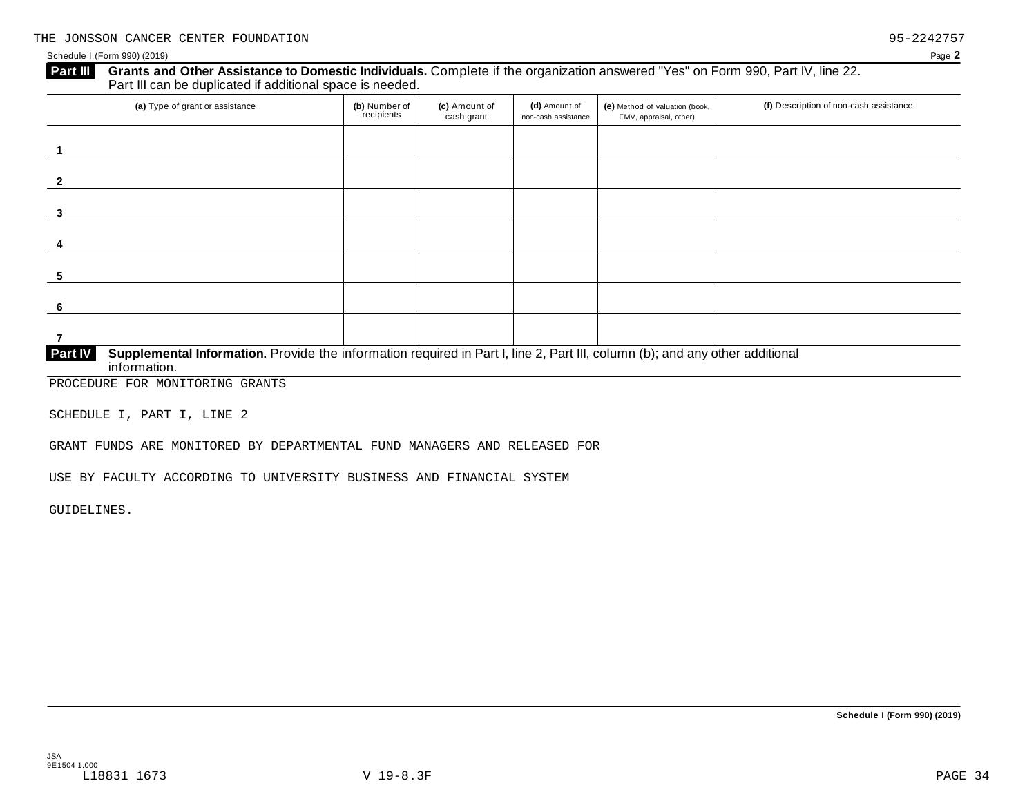THE JONSSON CANCER CENTER FOUNDATION 95-2242757

Schedule I (Form 990) (2019) Page **2**

**Part III** **Grants and Other Assistance to Domestic Individuals.** Complete if the organization answered "Yes" on Form 990, Part IV, line 22. Part III can be duplicated if additional space is needed.

| (a) Type of grant or assistance | (b) Number of recipients | (c) Amount of cash grant | (d) Amount of non-cash assistance | (e) Method of valuation (book, FMV, appraisal, other) | (f) Description of non-cash assistance |
|---|---|---|---|---|---|
| 1 | | | | | |
| 2 | | | | | |
| 3 | | | | | |
| 4 | | | | | |
| 5 | | | | | |
| 6 | | | | | |
| 7 | | | | | |

**Part IV** **Supplemental Information.** Provide the information required in Part I, line 2, Part III, column (b); and any other additional information.

PROCEDURE FOR MONITORING GRANTS

SCHEDULE I, PART I, LINE 2

GRANT FUNDS ARE MONITORED BY DEPARTMENTAL FUND MANAGERS AND RELEASED FOR

USE BY FACULTY ACCORDING TO UNIVERSITY BUSINESS AND FINANCIAL SYSTEM

GUIDELINES.

**Schedule I (Form 990) (2019)**

JSA
9E1504 1.000
L18831 1673 V 19-8.3F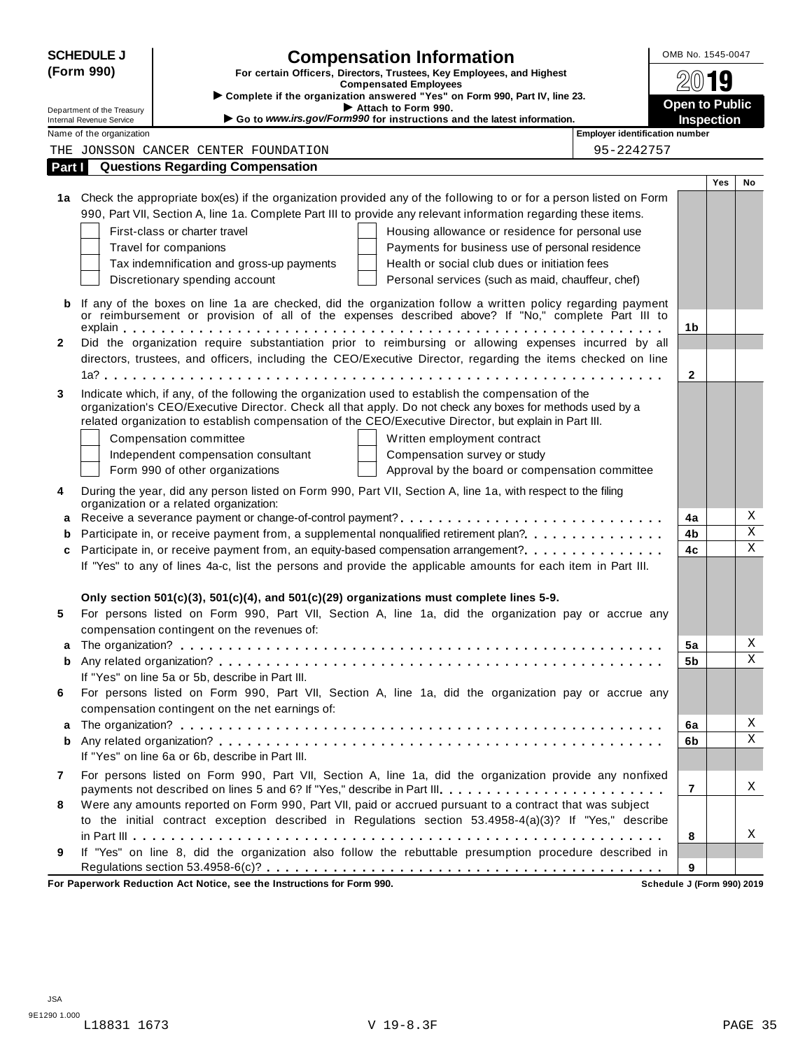**SCHEDULE J (Form 990)**

Department of the Treasury
Internal Revenue Service

# Compensation Information

**For certain Officers, Directors, Trustees, Key Employees, and Highest Compensated Employees**

▶ **Complete if the organization answered "Yes" on Form 990, Part IV, line 23.**
▶ **Attach to Form 990.**
▶ **Go to *www.irs.gov/Form990* for instructions and the latest information.**

OMB No. 1545-0047

**2019**

**Open to Public Inspection**

Name of the organization: THE JONSSON CANCER CENTER FOUNDATION

Employer identification number: 95-2242757

## Part I Questions Regarding Compensation

| | | | Yes | No |
|---|---|---|---|---|
| **1a** | Check the appropriate box(es) if the organization provided any of the following to or for a person listed on Form 990, Part VII, Section A, line 1a. Complete Part III to provide any relevant information regarding these items.<br>☐ First-class or charter travel ☐ Housing allowance or residence for personal use<br>☐ Travel for companions ☐ Payments for business use of personal residence<br>☐ Tax indemnification and gross-up payments ☐ Health or social club dues or initiation fees<br>☐ Discretionary spending account ☐ Personal services (such as maid, chauffeur, chef) | | | |
| **b** | If any of the boxes on line 1a are checked, did the organization follow a written policy regarding payment or reimbursement or provision of all of the expenses described above? If "No," complete Part III to explain | 1b | | |
| **2** | Did the organization require substantiation prior to reimbursing or allowing expenses incurred by all directors, trustees, and officers, including the CEO/Executive Director, regarding the items checked on line 1a? | 2 | | |
| **3** | Indicate which, if any, of the following the organization used to establish the compensation of the organization's CEO/Executive Director. Check all that apply. Do not check any boxes for methods used by a related organization to establish compensation of the CEO/Executive Director, but explain in Part III.<br>☐ Compensation committee ☐ Written employment contract<br>☐ Independent compensation consultant ☐ Compensation survey or study<br>☐ Form 990 of other organizations ☐ Approval by the board or compensation committee | | | |
| **4** | During the year, did any person listed on Form 990, Part VII, Section A, line 1a, with respect to the filing organization or a related organization: | | | |
| **a** | Receive a severance payment or change-of-control payment? | 4a | | X |
| **b** | Participate in, or receive payment from, a supplemental nonqualified retirement plan? | 4b | | X |
| **c** | Participate in, or receive payment from, an equity-based compensation arrangement? | 4c | | X |
| | If "Yes" to any of lines 4a-c, list the persons and provide the applicable amounts for each item in Part III. | | | |
| | **Only section 501(c)(3), 501(c)(4), and 501(c)(29) organizations must complete lines 5-9.** | | | |
| **5** | For persons listed on Form 990, Part VII, Section A, line 1a, did the organization pay or accrue any compensation contingent on the revenues of: | | | |
| **a** | The organization? | 5a | | X |
| **b** | Any related organization? | 5b | | X |
| | If "Yes" on line 5a or 5b, describe in Part III. | | | |
| **6** | For persons listed on Form 990, Part VII, Section A, line 1a, did the organization pay or accrue any compensation contingent on the net earnings of: | | | |
| **a** | The organization? | 6a | | X |
| **b** | Any related organization? | 6b | | X |
| | If "Yes" on line 6a or 6b, describe in Part III. | | | |
| **7** | For persons listed on Form 990, Part VII, Section A, line 1a, did the organization provide any nonfixed payments not described on lines 5 and 6? If "Yes," describe in Part III. | 7 | | X |
| **8** | Were any amounts reported on Form 990, Part VII, paid or accrued pursuant to a contract that was subject to the initial contract exception described in Regulations section 53.4958-4(a)(3)? If "Yes," describe in Part III | 8 | | X |
| **9** | If "Yes" on line 8, did the organization also follow the rebuttable presumption procedure described in Regulations section 53.4958-6(c)? | 9 | | |

**For Paperwork Reduction Act Notice, see the Instructions for Form 990.** **Schedule J (Form 990) 2019**

JSA
9E1290 1.000
L18831 1673 V 19-8.3F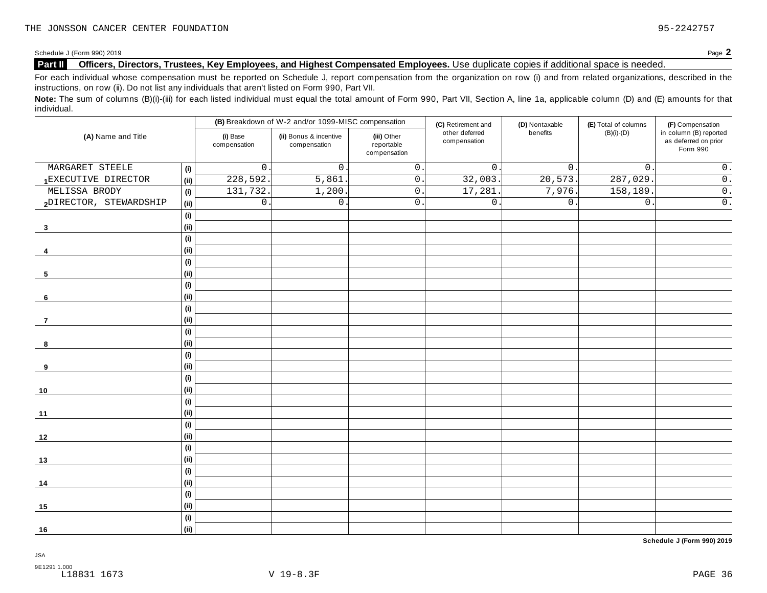THE JONSSON CANCER CENTER FOUNDATION 95-2242757

Schedule J (Form 990) 2019 Page **2**

**Part II** **Officers, Directors, Trustees, Key Employees, and Highest Compensated Employees.** Use duplicate copies if additional space is needed.

For each individual whose compensation must be reported on Schedule J, report compensation from the organization on row (i) and from related organizations, described in the instructions, on row (ii). Do not list any individuals that aren't listed on Form 990, Part VII.

**Note:** The sum of columns (B)(i)-(iii) for each listed individual must equal the total amount of Form 990, Part VII, Section A, line 1a, applicable column (D) and (E) amounts for that individual.

| (A) Name and Title | | (B) Breakdown of W-2 and/or 1099-MISC compensation | | | (C) Retirement and other deferred compensation | (D) Nontaxable benefits | (E) Total of columns (B)(i)-(D) | (F) Compensation in column (B) reported as deferred on prior Form 990 |
|---|---|---|---|---|---|---|---|---|
| | | (i) Base compensation | (ii) Bonus & incentive compensation | (iii) Other reportable compensation | | | | |
| 1 MARGARET STEELE | (i) | 0. | 0. | 0. | 0. | 0. | 0. | 0. |
| EXECUTIVE DIRECTOR | (ii) | 228,592. | 5,861. | 0. | 32,003. | 20,573. | 287,029. | 0. |
| 2 MELISSA BRODY | (i) | 131,732. | 1,200. | 0. | 17,281. | 7,976. | 158,189. | 0. |
| DIRECTOR, STEWARDSHIP | (ii) | 0. | 0. | 0. | 0. | 0. | 0. | 0. |
| 3 | (i) | | | | | | | |
| | (ii) | | | | | | | |
| 4 | (i) | | | | | | | |
| | (ii) | | | | | | | |
| 5 | (i) | | | | | | | |
| | (ii) | | | | | | | |
| 6 | (i) | | | | | | | |
| | (ii) | | | | | | | |
| 7 | (i) | | | | | | | |
| | (ii) | | | | | | | |
| 8 | (i) | | | | | | | |
| | (ii) | | | | | | | |
| 9 | (i) | | | | | | | |
| | (ii) | | | | | | | |
| 10 | (i) | | | | | | | |
| | (ii) | | | | | | | |
| 11 | (i) | | | | | | | |
| | (ii) | | | | | | | |
| 12 | (i) | | | | | | | |
| | (ii) | | | | | | | |
| 13 | (i) | | | | | | | |
| | (ii) | | | | | | | |
| 14 | (i) | | | | | | | |
| | (ii) | | | | | | | |
| 15 | (i) | | | | | | | |
| | (ii) | | | | | | | |
| 16 | (i) | | | | | | | |
| | (ii) | | | | | | | |

**Schedule J (Form 990) 2019**

JSA
9E1291 1.000
L18831 1673 V 19-8.3F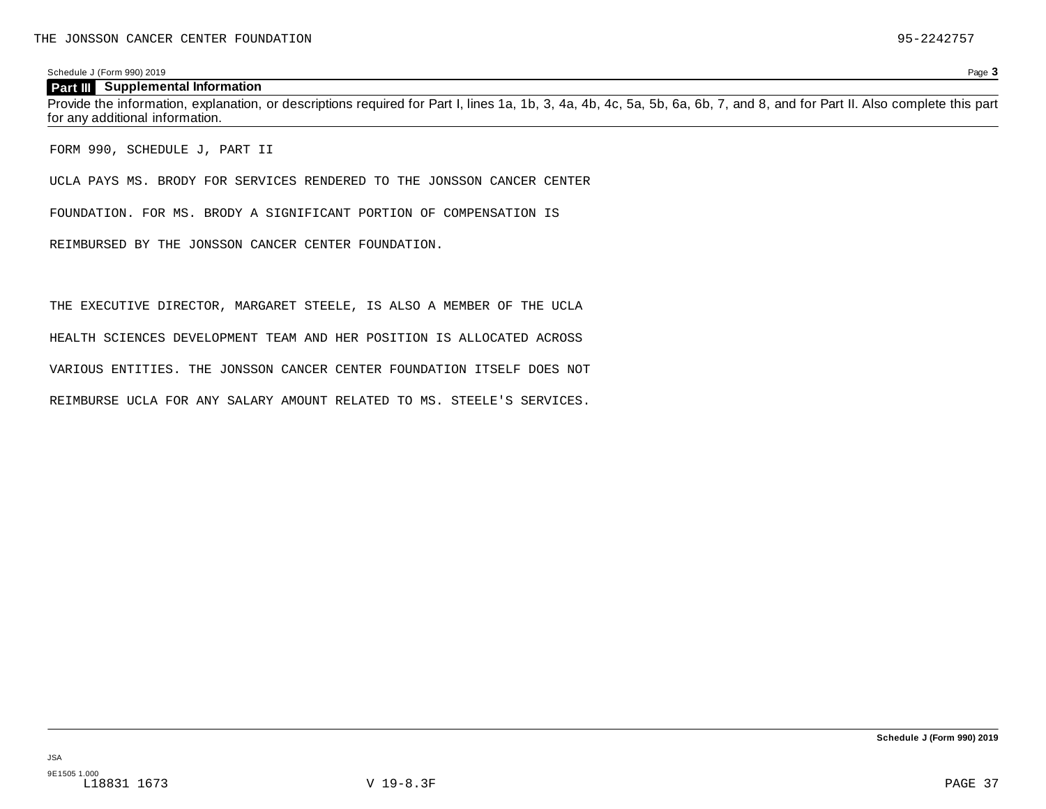## Part III Supplemental Information

Provide the information, explanation, or descriptions required for Part I, lines 1a, 1b, 3, 4a, 4b, 4c, 5a, 5b, 6a, 6b, 7, and 8, and for Part II. Also complete this part for any additional information.

FORM 990, SCHEDULE J, PART II

UCLA PAYS MS. BRODY FOR SERVICES RENDERED TO THE JONSSON CANCER CENTER FOUNDATION. FOR MS. BRODY A SIGNIFICANT PORTION OF COMPENSATION IS REIMBURSED BY THE JONSSON CANCER CENTER FOUNDATION.

THE EXECUTIVE DIRECTOR, MARGARET STEELE, IS ALSO A MEMBER OF THE UCLA HEALTH SCIENCES DEVELOPMENT TEAM AND HER POSITION IS ALLOCATED ACROSS VARIOUS ENTITIES. THE JONSSON CANCER CENTER FOUNDATION ITSELF DOES NOT REIMBURSE UCLA FOR ANY SALARY AMOUNT RELATED TO MS. STEELE'S SERVICES.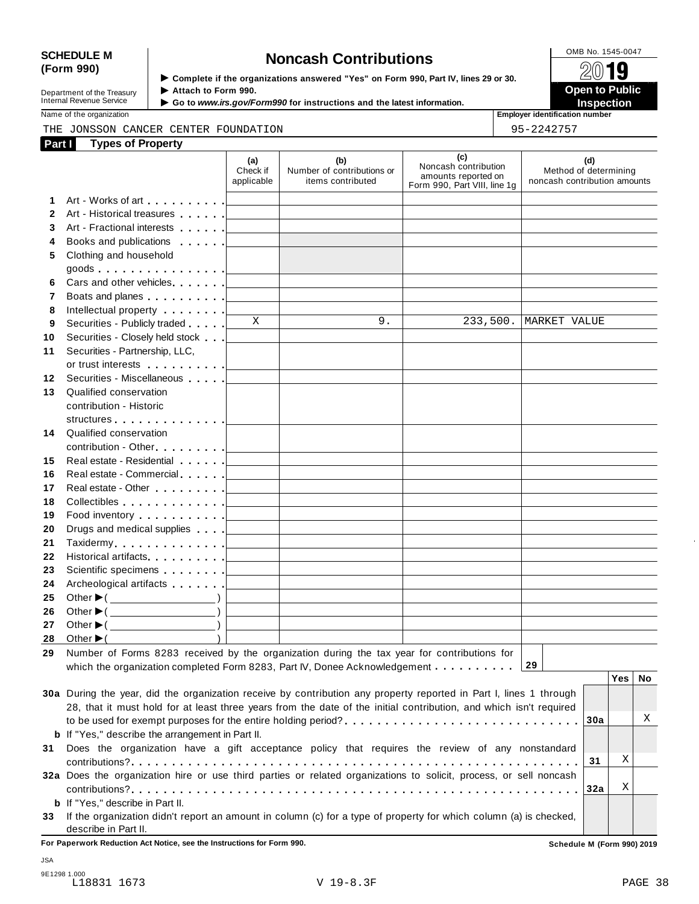**SCHEDULE M (Form 990)**

Department of the Treasury
Internal Revenue Service

# Noncash Contributions

▶ Complete if the organizations answered "Yes" on Form 990, Part IV, lines 29 or 30.
▶ Attach to Form 990.
▶ Go to *www.irs.gov/Form990* for instructions and the latest information.

OMB No. 1545-0047

**2019**

**Open to Public Inspection**

Name of the organization: THE JONSSON CANCER CENTER FOUNDATION

Employer identification number: 95-2242757

## Part I Types of Property

| | | (a) Check if applicable | (b) Number of contributions or items contributed | (c) Noncash contribution amounts reported on Form 990, Part VIII, line 1g | (d) Method of determining noncash contribution amounts |
|---|---|---|---|---|---|
| 1 | Art - Works of art | | | | |
| 2 | Art - Historical treasures | | | | |
| 3 | Art - Fractional interests | | | | |
| 4 | Books and publications | | | | |
| 5 | Clothing and household goods | | | | |
| 6 | Cars and other vehicles | | | | |
| 7 | Boats and planes | | | | |
| 8 | Intellectual property | | | | |
| 9 | Securities - Publicly traded | X | 9. | 233,500. | MARKET VALUE |
| 10 | Securities - Closely held stock | | | | |
| 11 | Securities - Partnership, LLC, or trust interests | | | | |
| 12 | Securities - Miscellaneous | | | | |
| 13 | Qualified conservation contribution - Historic structures | | | | |
| 14 | Qualified conservation contribution - Other | | | | |
| 15 | Real estate - Residential | | | | |
| 16 | Real estate - Commercial | | | | |
| 17 | Real estate - Other | | | | |
| 18 | Collectibles | | | | |
| 19 | Food inventory | | | | |
| 20 | Drugs and medical supplies | | | | |
| 21 | Taxidermy | | | | |
| 22 | Historical artifacts | | | | |
| 23 | Scientific specimens | | | | |
| 24 | Archeological artifacts | | | | |
| 25 | Other ▶ ( ) | | | | |
| 26 | Other ▶ ( ) | | | | |
| 27 | Other ▶ ( ) | | | | |
| 28 | Other ▶ ( ) | | | | |

**29** Number of Forms 8283 received by the organization during the tax year for contributions for which the organization completed Form 8283, Part IV, Donee Acknowledgement . . . . . . . . . . **29**

| | | | Yes | No |
|---|---|---|---|---|
| **30a** | During the year, did the organization receive by contribution any property reported in Part I, lines 1 through 28, that it must hold for at least three years from the date of the initial contribution, and which isn't required to be used for exempt purposes for the entire holding period? | 30a | | X |
| **b** | If "Yes," describe the arrangement in Part II. | | | |
| **31** | Does the organization have a gift acceptance policy that requires the review of any nonstandard contributions? | 31 | X | |
| **32a** | Does the organization hire or use third parties or related organizations to solicit, process, or sell noncash contributions? | 32a | X | |
| **b** | If "Yes," describe in Part II. | | | |
| **33** | If the organization didn't report an amount in column (c) for a type of property for which column (a) is checked, describe in Part II. | | | |

**For Paperwork Reduction Act Notice, see the Instructions for Form 990.** **Schedule M (Form 990) 2019**

JSA
9E1298 1.000
L18831 1673 V 19-8.3F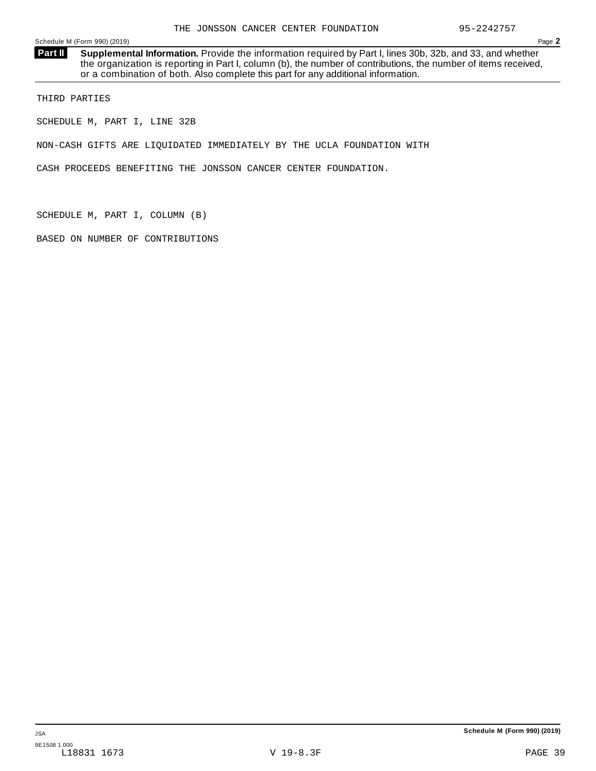THE JONSSON CANCER CENTER FOUNDATION 95-2242757

Schedule M (Form 990) (2019) Page **2**

**Part II** **Supplemental Information.** Provide the information required by Part I, lines 30b, 32b, and 33, and whether the organization is reporting in Part I, column (b), the number of contributions, the number of items received, or a combination of both. Also complete this part for any additional information.

THIRD PARTIES

SCHEDULE M, PART I, LINE 32B

NON-CASH GIFTS ARE LIQUIDATED IMMEDIATELY BY THE UCLA FOUNDATION WITH

CASH PROCEEDS BENEFITING THE JONSSON CANCER CENTER FOUNDATION.

SCHEDULE M, PART I, COLUMN (B)

BASED ON NUMBER OF CONTRIBUTIONS

JSA **Schedule M (Form 990) (2019)**

9E1508 1.000
L18831 1673 V 19-8.3F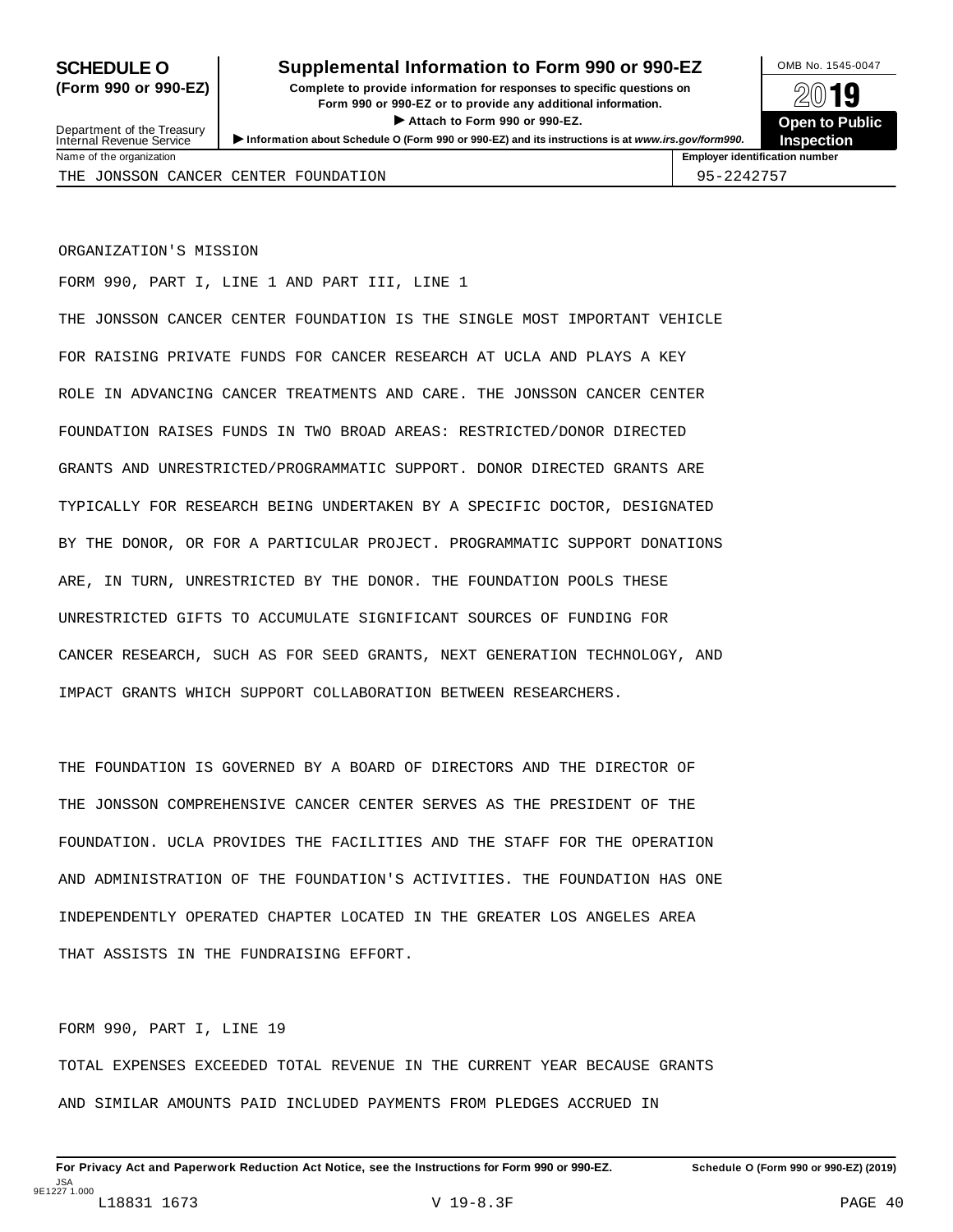# SCHEDULE O (Form 990 or 990-EZ)

## Supplemental Information to Form 990 or 990-EZ

**Complete to provide information for responses to specific questions on Form 990 or 990-EZ or to provide any additional information.**

▶ **Attach to Form 990 or 990-EZ.**

Department of the Treasury
Internal Revenue Service

▶ **Information about Schedule O (Form 990 or 990-EZ) and its instructions is at** ***www.irs.gov/form990.***

OMB No. 1545-0047

**2019**

**Open to Public Inspection**

| Name of the organization | Employer identification number |
| --- | --- |
| THE JONSSON CANCER CENTER FOUNDATION | 95-2242757 |

ORGANIZATION'S MISSION

FORM 990, PART I, LINE 1 AND PART III, LINE 1

THE JONSSON CANCER CENTER FOUNDATION IS THE SINGLE MOST IMPORTANT VEHICLE FOR RAISING PRIVATE FUNDS FOR CANCER RESEARCH AT UCLA AND PLAYS A KEY ROLE IN ADVANCING CANCER TREATMENTS AND CARE. THE JONSSON CANCER CENTER FOUNDATION RAISES FUNDS IN TWO BROAD AREAS: RESTRICTED/DONOR DIRECTED GRANTS AND UNRESTRICTED/PROGRAMMATIC SUPPORT. DONOR DIRECTED GRANTS ARE TYPICALLY FOR RESEARCH BEING UNDERTAKEN BY A SPECIFIC DOCTOR, DESIGNATED BY THE DONOR, OR FOR A PARTICULAR PROJECT. PROGRAMMATIC SUPPORT DONATIONS ARE, IN TURN, UNRESTRICTED BY THE DONOR. THE FOUNDATION POOLS THESE UNRESTRICTED GIFTS TO ACCUMULATE SIGNIFICANT SOURCES OF FUNDING FOR CANCER RESEARCH, SUCH AS FOR SEED GRANTS, NEXT GENERATION TECHNOLOGY, AND IMPACT GRANTS WHICH SUPPORT COLLABORATION BETWEEN RESEARCHERS.

THE FOUNDATION IS GOVERNED BY A BOARD OF DIRECTORS AND THE DIRECTOR OF THE JONSSON COMPREHENSIVE CANCER CENTER SERVES AS THE PRESIDENT OF THE FOUNDATION. UCLA PROVIDES THE FACILITIES AND THE STAFF FOR THE OPERATION AND ADMINISTRATION OF THE FOUNDATION'S ACTIVITIES. THE FOUNDATION HAS ONE INDEPENDENTLY OPERATED CHAPTER LOCATED IN THE GREATER LOS ANGELES AREA THAT ASSISTS IN THE FUNDRAISING EFFORT.

FORM 990, PART I, LINE 19

TOTAL EXPENSES EXCEEDED TOTAL REVENUE IN THE CURRENT YEAR BECAUSE GRANTS AND SIMILAR AMOUNTS PAID INCLUDED PAYMENTS FROM PLEDGES ACCRUED IN

**For Privacy Act and Paperwork Reduction Act Notice, see the Instructions for Form 990 or 990-EZ.** **Schedule O (Form 990 or 990-EZ) (2019)**

JSA
9E1227 1.000
L18831 1673 V 19-8.3F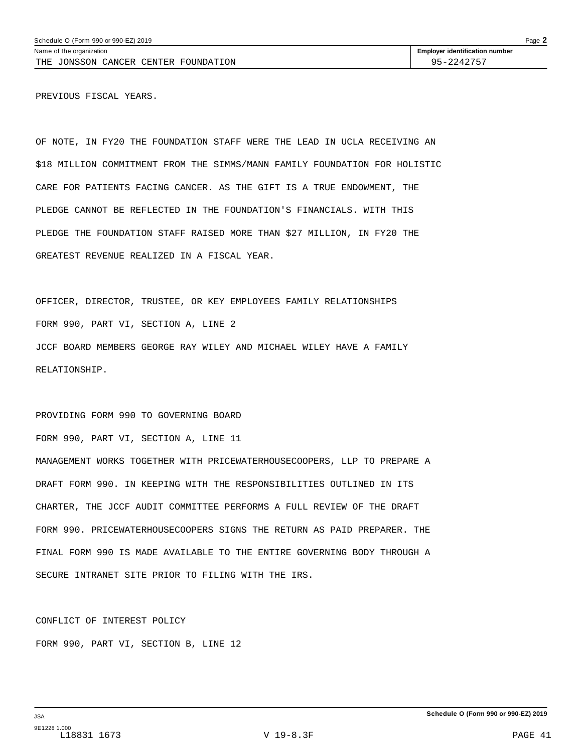Name of the organization: THE JONSSON CANCER CENTER FOUNDATION

Employer identification number: 95-2242757

PREVIOUS FISCAL YEARS.

OF NOTE, IN FY20 THE FOUNDATION STAFF WERE THE LEAD IN UCLA RECEIVING AN $18 MILLION COMMITMENT FROM THE SIMMS/MANN FAMILY FOUNDATION FOR HOLISTIC CARE FOR PATIENTS FACING CANCER. AS THE GIFT IS A TRUE ENDOWMENT, THE PLEDGE CANNOT BE REFLECTED IN THE FOUNDATION'S FINANCIALS. WITH THIS PLEDGE THE FOUNDATION STAFF RAISED MORE THAN $27 MILLION, IN FY20 THE GREATEST REVENUE REALIZED IN A FISCAL YEAR.

OFFICER, DIRECTOR, TRUSTEE, OR KEY EMPLOYEES FAMILY RELATIONSHIPS

FORM 990, PART VI, SECTION A, LINE 2

JCCF BOARD MEMBERS GEORGE RAY WILEY AND MICHAEL WILEY HAVE A FAMILY RELATIONSHIP.

PROVIDING FORM 990 TO GOVERNING BOARD

FORM 990, PART VI, SECTION A, LINE 11

MANAGEMENT WORKS TOGETHER WITH PRICEWATERHOUSECOOPERS, LLP TO PREPARE A DRAFT FORM 990. IN KEEPING WITH THE RESPONSIBILITIES OUTLINED IN ITS CHARTER, THE JCCF AUDIT COMMITTEE PERFORMS A FULL REVIEW OF THE DRAFT FORM 990. PRICEWATERHOUSECOOPERS SIGNS THE RETURN AS PAID PREPARER. THE FINAL FORM 990 IS MADE AVAILABLE TO THE ENTIRE GOVERNING BODY THROUGH A SECURE INTRANET SITE PRIOR TO FILING WITH THE IRS.

CONFLICT OF INTEREST POLICY

FORM 990, PART VI, SECTION B, LINE 12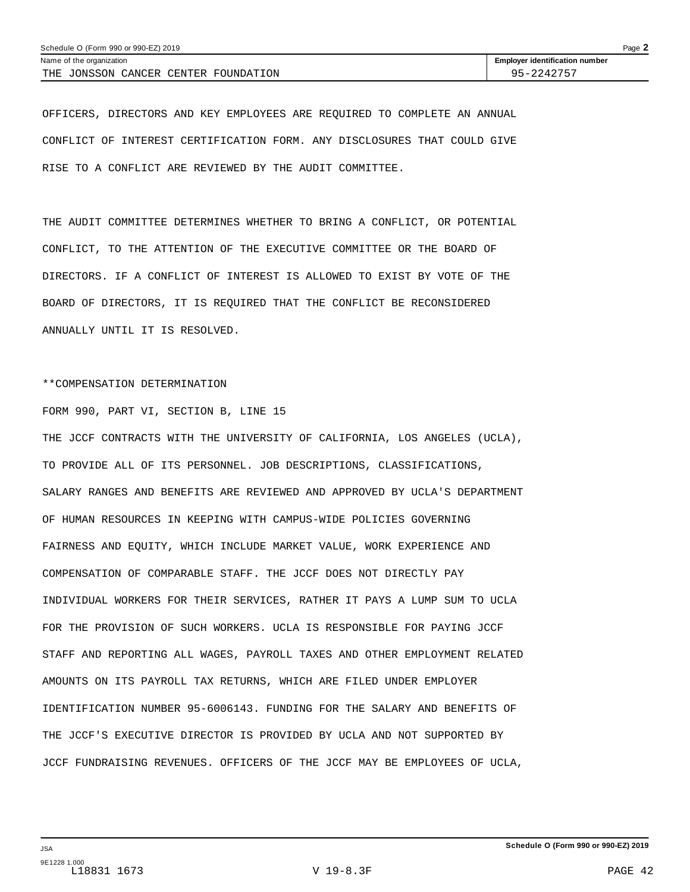Schedule O (Form 990 or 990-EZ) 2019

Name of the organization: THE JONSSON CANCER CENTER FOUNDATION

Employer identification number: 95-2242757

OFFICERS, DIRECTORS AND KEY EMPLOYEES ARE REQUIRED TO COMPLETE AN ANNUAL CONFLICT OF INTEREST CERTIFICATION FORM. ANY DISCLOSURES THAT COULD GIVE RISE TO A CONFLICT ARE REVIEWED BY THE AUDIT COMMITTEE.

THE AUDIT COMMITTEE DETERMINES WHETHER TO BRING A CONFLICT, OR POTENTIAL CONFLICT, TO THE ATTENTION OF THE EXECUTIVE COMMITTEE OR THE BOARD OF DIRECTORS. IF A CONFLICT OF INTEREST IS ALLOWED TO EXIST BY VOTE OF THE BOARD OF DIRECTORS, IT IS REQUIRED THAT THE CONFLICT BE RECONSIDERED ANNUALLY UNTIL IT IS RESOLVED.

**COMPENSATION DETERMINATION

FORM 990, PART VI, SECTION B, LINE 15

THE JCCF CONTRACTS WITH THE UNIVERSITY OF CALIFORNIA, LOS ANGELES (UCLA), TO PROVIDE ALL OF ITS PERSONNEL. JOB DESCRIPTIONS, CLASSIFICATIONS, SALARY RANGES AND BENEFITS ARE REVIEWED AND APPROVED BY UCLA'S DEPARTMENT OF HUMAN RESOURCES IN KEEPING WITH CAMPUS-WIDE POLICIES GOVERNING FAIRNESS AND EQUITY, WHICH INCLUDE MARKET VALUE, WORK EXPERIENCE AND COMPENSATION OF COMPARABLE STAFF. THE JCCF DOES NOT DIRECTLY PAY INDIVIDUAL WORKERS FOR THEIR SERVICES, RATHER IT PAYS A LUMP SUM TO UCLA FOR THE PROVISION OF SUCH WORKERS. UCLA IS RESPONSIBLE FOR PAYING JCCF STAFF AND REPORTING ALL WAGES, PAYROLL TAXES AND OTHER EMPLOYMENT RELATED AMOUNTS ON ITS PAYROLL TAX RETURNS, WHICH ARE FILED UNDER EMPLOYER IDENTIFICATION NUMBER 95-6006143. FUNDING FOR THE SALARY AND BENEFITS OF THE JCCF'S EXECUTIVE DIRECTOR IS PROVIDED BY UCLA AND NOT SUPPORTED BY JCCF FUNDRAISING REVENUES. OFFICERS OF THE JCCF MAY BE EMPLOYEES OF UCLA,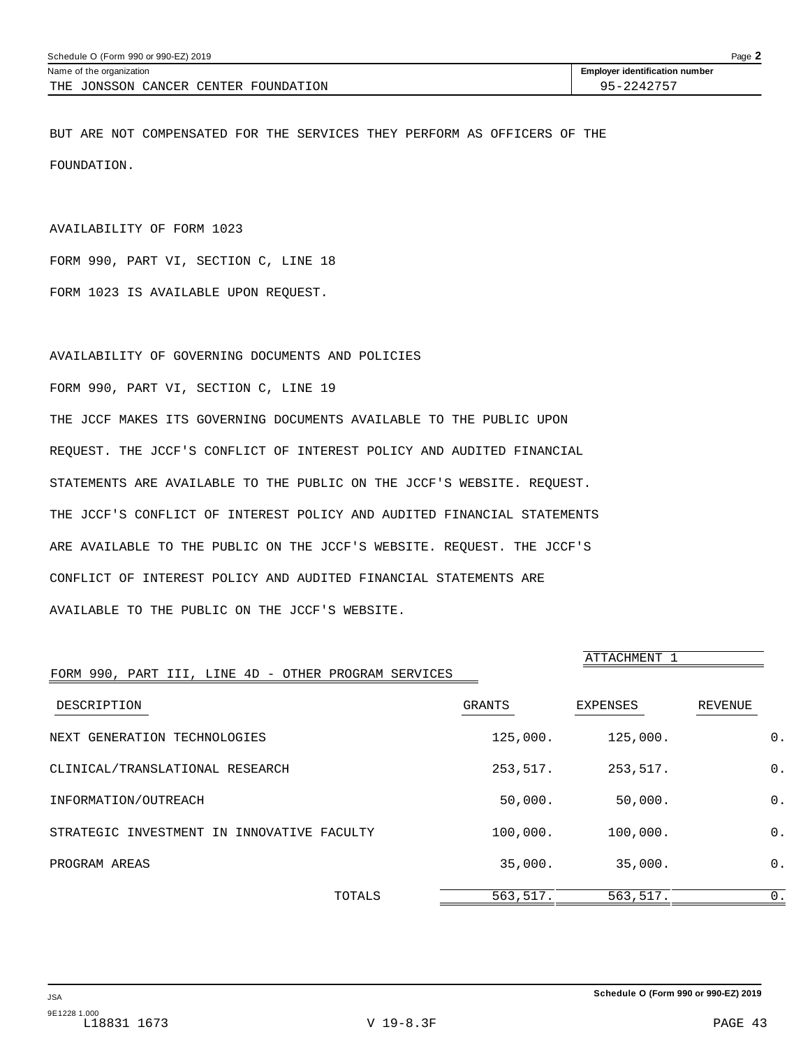Schedule O (Form 990 or 990-EZ) 2019

Name of the organization: THE JONSSON CANCER CENTER FOUNDATION

Employer identification number: 95-2242757

BUT ARE NOT COMPENSATED FOR THE SERVICES THEY PERFORM AS OFFICERS OF THE FOUNDATION.

AVAILABILITY OF FORM 1023

FORM 990, PART VI, SECTION C, LINE 18

FORM 1023 IS AVAILABLE UPON REQUEST.

AVAILABILITY OF GOVERNING DOCUMENTS AND POLICIES

FORM 990, PART VI, SECTION C, LINE 19

THE JCCF MAKES ITS GOVERNING DOCUMENTS AVAILABLE TO THE PUBLIC UPON REQUEST. THE JCCF'S CONFLICT OF INTEREST POLICY AND AUDITED FINANCIAL STATEMENTS ARE AVAILABLE TO THE PUBLIC ON THE JCCF'S WEBSITE. REQUEST. THE JCCF'S CONFLICT OF INTEREST POLICY AND AUDITED FINANCIAL STATEMENTS ARE AVAILABLE TO THE PUBLIC ON THE JCCF'S WEBSITE. REQUEST. THE JCCF'S CONFLICT OF INTEREST POLICY AND AUDITED FINANCIAL STATEMENTS ARE AVAILABLE TO THE PUBLIC ON THE JCCF'S WEBSITE.

ATTACHMENT 1

FORM 990, PART III, LINE 4D - OTHER PROGRAM SERVICES

| DESCRIPTION | GRANTS | EXPENSES | REVENUE |
|---|---|---|---|
| NEXT GENERATION TECHNOLOGIES | 125,000. | 125,000. | 0. |
| CLINICAL/TRANSLATIONAL RESEARCH | 253,517. | 253,517. | 0. |
| INFORMATION/OUTREACH | 50,000. | 50,000. | 0. |
| STRATEGIC INVESTMENT IN INNOVATIVE FACULTY | 100,000. | 100,000. | 0. |
| PROGRAM AREAS | 35,000. | 35,000. | 0. |
| TOTALS | 563,517. | 563,517. | 0. |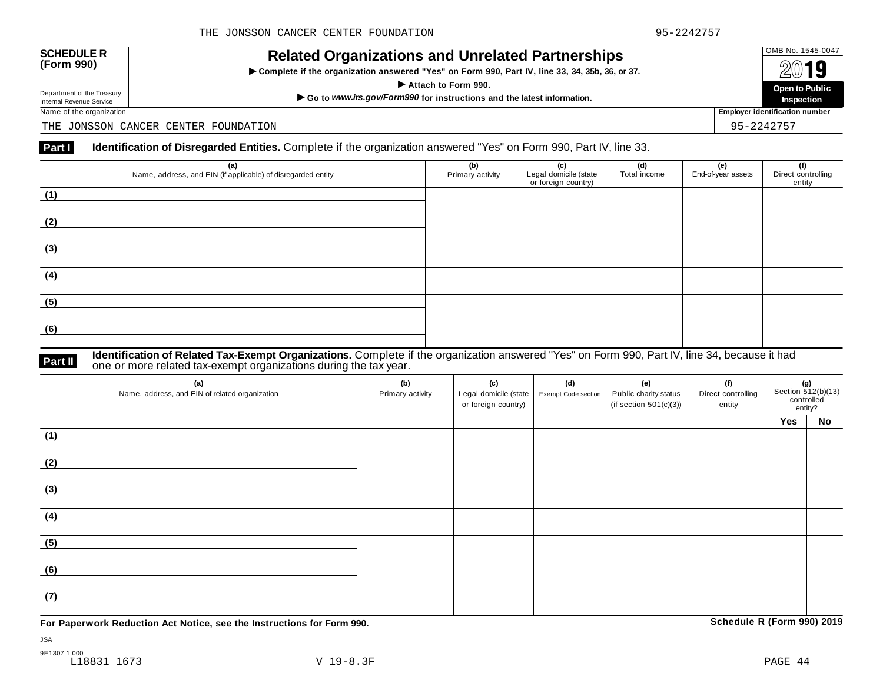THE JONSSON CANCER CENTER FOUNDATION 95-2242757

**SCHEDULE R (Form 990)**

Department of the Treasury
Internal Revenue Service

# Related Organizations and Unrelated Partnerships

▶ **Complete if the organization answered "Yes" on Form 990, Part IV, line 33, 34, 35b, 36, or 37.**

▶ **Attach to Form 990.**

▶ **Go to *www.irs.gov/Form990* for instructions and the latest information.**

OMB No. 1545-0047

**2019**

**Open to Public Inspection**

Name of the organization: THE JONSSON CANCER CENTER FOUNDATION

**Employer identification number**: 95-2242757

## Part I Identification of Disregarded Entities.

Complete if the organization answered "Yes" on Form 990, Part IV, line 33.

| (a) Name, address, and EIN (if applicable) of disregarded entity | (b) Primary activity | (c) Legal domicile (state or foreign country) | (d) Total income | (e) End-of-year assets | (f) Direct controlling entity |
|---|---|---|---|---|---|
| (1) | | | | | |
| (2) | | | | | |
| (3) | | | | | |
| (4) | | | | | |
| (5) | | | | | |
| (6) | | | | | |

## Part II Identification of Related Tax-Exempt Organizations.

Complete if the organization answered "Yes" on Form 990, Part IV, line 34, because it had one or more related tax-exempt organizations during the tax year.

| (a) Name, address, and EIN of related organization | (b) Primary activity | (c) Legal domicile (state or foreign country) | (d) Exempt Code section | (e) Public charity status (if section 501(c)(3)) | (f) Direct controlling entity | (g) Section 512(b)(13) controlled entity? | |
|---|---|---|---|---|---|---|---|
| | | | | | | Yes | No |
| (1) | | | | | | | |
| (2) | | | | | | | |
| (3) | | | | | | | |
| (4) | | | | | | | |
| (5) | | | | | | | |
| (6) | | | | | | | |
| (7) | | | | | | | |

**For Paperwork Reduction Act Notice, see the Instructions for Form 990.**

**Schedule R (Form 990) 2019**

JSA
9E1307 1.000
L18831 1673 V 19-8.3F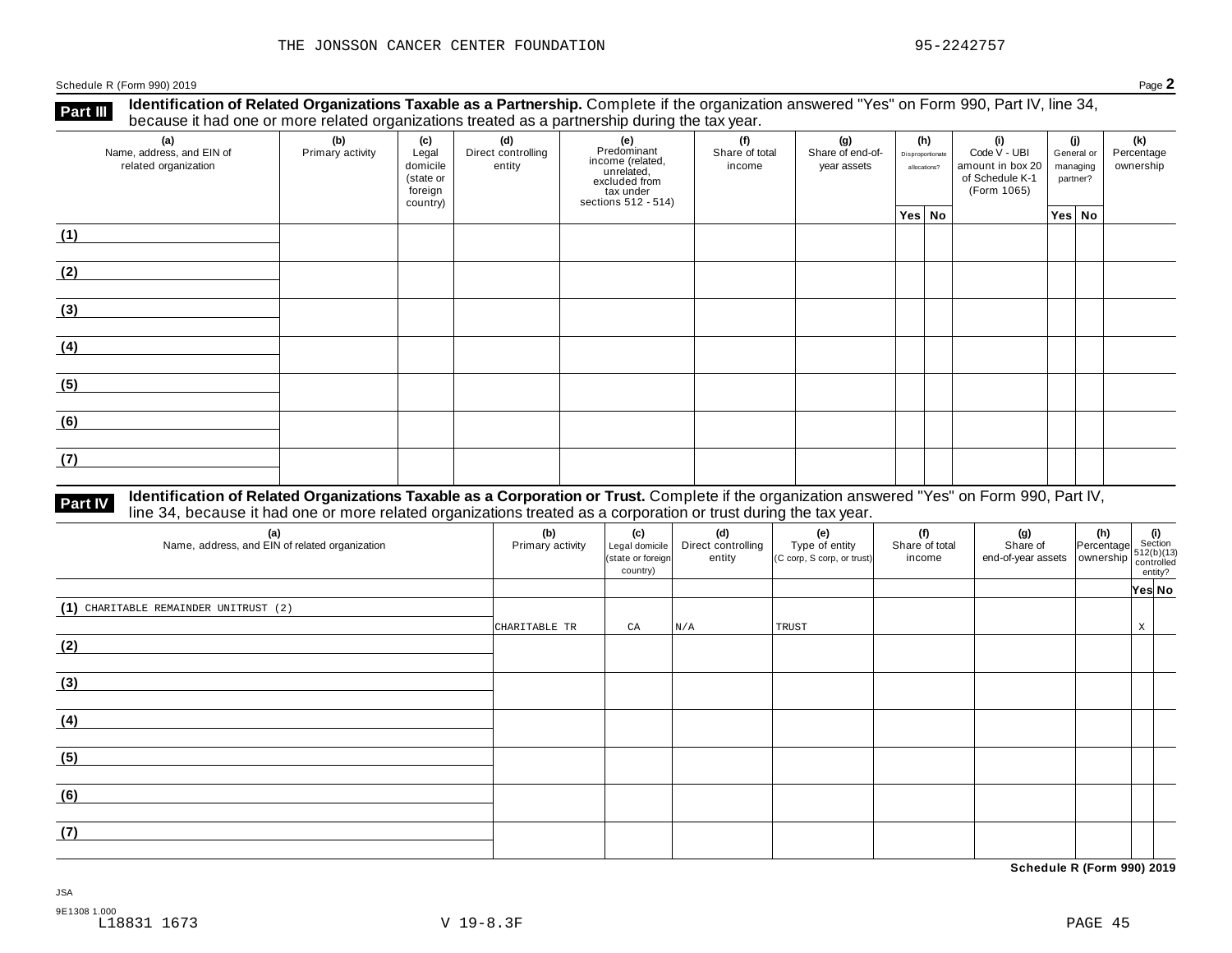THE JONSSON CANCER CENTER FOUNDATION 95-2242757

Schedule R (Form 990) 2019 Page **2**

**Part III** **Identification of Related Organizations Taxable as a Partnership.** Complete if the organization answered "Yes" on Form 990, Part IV, line 34, because it had one or more related organizations treated as a partnership during the tax year.

| (a) Name, address, and EIN of related organization | (b) Primary activity | (c) Legal domicile (state or foreign country) | (d) Direct controlling entity | (e) Predominant income (related, unrelated, excluded from tax under sections 512 - 514) | (f) Share of total income | (g) Share of end-of-year assets | (h) Disproportionate allocations? Yes | (h) No | (i) Code V - UBI amount in box 20 of Schedule K-1 (Form 1065) | (j) General or managing partner? Yes | (j) No | (k) Percentage ownership |
|---|---|---|---|---|---|---|---|---|---|---|---|---|
| (1) | | | | | | | | | | | | |
| (2) | | | | | | | | | | | | |
| (3) | | | | | | | | | | | | |
| (4) | | | | | | | | | | | | |
| (5) | | | | | | | | | | | | |
| (6) | | | | | | | | | | | | |
| (7) | | | | | | | | | | | | |

**Part IV** **Identification of Related Organizations Taxable as a Corporation or Trust.** Complete if the organization answered "Yes" on Form 990, Part IV, line 34, because it had one or more related organizations treated as a corporation or trust during the tax year.

| (a) Name, address, and EIN of related organization | (b) Primary activity | (c) Legal domicile (state or foreign country) | (d) Direct controlling entity | (e) Type of entity (C corp, S corp, or trust) | (f) Share of total income | (g) Share of end-of-year assets | (h) Percentage ownership | (i) Section 512(b)(13) controlled entity? Yes | (i) No |
|---|---|---|---|---|---|---|---|---|---|
| (1) CHARITABLE REMAINDER UNITRUST (2) | CHARITABLE TR | CA | N/A | TRUST | | | | X | |
| (2) | | | | | | | | | |
| (3) | | | | | | | | | |
| (4) | | | | | | | | | |
| (5) | | | | | | | | | |
| (6) | | | | | | | | | |
| (7) | | | | | | | | | |

**Schedule R (Form 990) 2019**

JSA
9E1308 1.000
L18831 1673 V 19-8.3F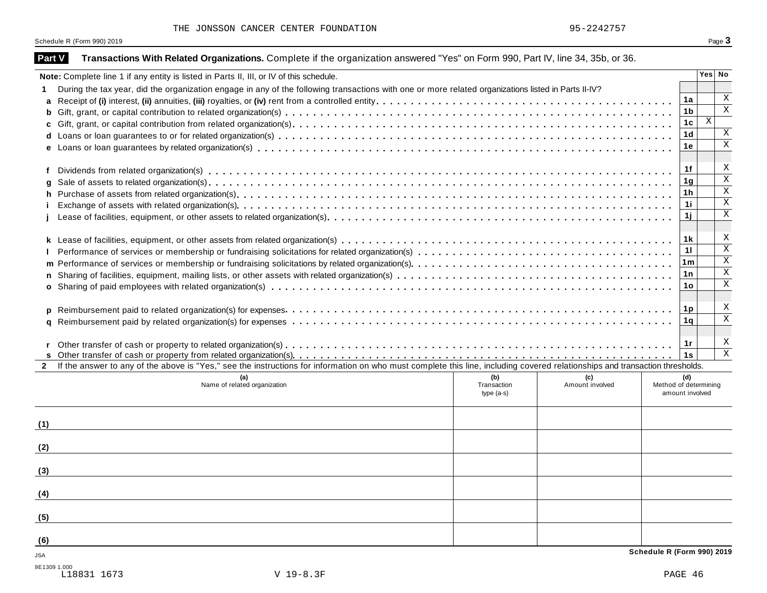THE JONSSON CANCER CENTER FOUNDATION 95-2242757

Schedule R (Form 990) 2019 Page **3**

## Part V Transactions With Related Organizations. Complete if the organization answered "Yes" on Form 990, Part IV, line 34, 35b, or 36.

| **Note:** Complete line 1 if any entity is listed in Parts II, III, or IV of this schedule. | | Yes | No |
|---|---|---|---|
| **1** During the tax year, did the organization engage in any of the following transactions with one or more related organizations listed in Parts II-IV? | | | |
| **a** Receipt of **(i)** interest, **(ii)** annuities, **(iii)** royalties, or **(iv)** rent from a controlled entity | 1a | | X |
| **b** Gift, grant, or capital contribution to related organization(s) | 1b | | X |
| **c** Gift, grant, or capital contribution from related organization(s) | 1c | X | |
| **d** Loans or loan guarantees to or for related organization(s) | 1d | | X |
| **e** Loans or loan guarantees by related organization(s) | 1e | | X |
| **f** Dividends from related organization(s) | 1f | | X |
| **g** Sale of assets to related organization(s) | 1g | | X |
| **h** Purchase of assets from related organization(s) | 1h | | X |
| **i** Exchange of assets with related organization(s) | 1i | | X |
| **j** Lease of facilities, equipment, or other assets to related organization(s) | 1j | | X |
| **k** Lease of facilities, equipment, or other assets from related organization(s) | 1k | | X |
| **l** Performance of services or membership or fundraising solicitations for related organization(s) | 1l | | X |
| **m** Performance of services or membership or fundraising solicitations by related organization(s) | 1m | | X |
| **n** Sharing of facilities, equipment, mailing lists, or other assets with related organization(s) | 1n | | X |
| **o** Sharing of paid employees with related organization(s) | 1o | | X |
| **p** Reimbursement paid to related organization(s) for expenses | 1p | | X |
| **q** Reimbursement paid by related organization(s) for expenses | 1q | | X |
| **r** Other transfer of cash or property to related organization(s) | 1r | | X |
| **s** Other transfer of cash or property from related organization(s) | 1s | | X |

**2** If the answer to any of the above is "Yes," see the instructions for information on who must complete this line, including covered relationships and transaction thresholds.

| | **(a)** Name of related organization | **(b)** Transaction type (a-s) | **(c)** Amount involved | **(d)** Method of determining amount involved |
|---|---|---|---|---|
| **(1)** | | | | |
| **(2)** | | | | |
| **(3)** | | | | |
| **(4)** | | | | |
| **(5)** | | | | |
| **(6)** | | | | |

**Schedule R (Form 990) 2019**

JSA
9E1309 1.000
L18831 1673 V 19-8.3F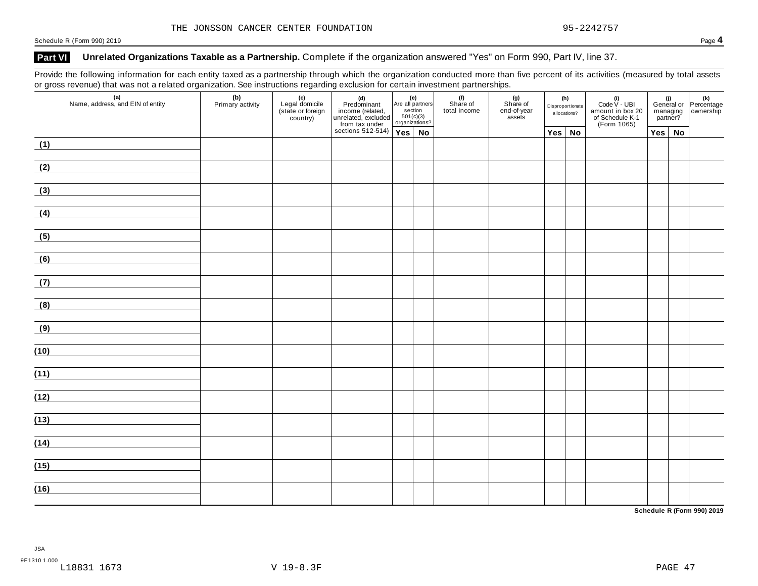THE JONSSON CANCER CENTER FOUNDATION 95-2242757

## Part VI Unrelated Organizations Taxable as a Partnership. Complete if the organization answered "Yes" on Form 990, Part IV, line 37.

Provide the following information for each entity taxed as a partnership through which the organization conducted more than five percent of its activities (measured by total assets or gross revenue) that was not a related organization. See instructions regarding exclusion for certain investment partnerships.

| (a) Name, address, and EIN of entity | (b) Primary activity | (c) Legal domicile (state or foreign country) | (d) Predominant income (related, unrelated, excluded from tax under sections 512-514) | (e) Are all partners section 501(c)(3) organizations? | | (f) Share of total income | (g) Share of end-of-year assets | (h) Disproportionate allocations? | | (i) Code V - UBI amount in box 20 of Schedule K-1 (Form 1065) | (j) General or managing partner? | | (k) Percentage ownership |
|---|---|---|---|---|---|---|---|---|---|---|---|---|---|
| | | | | Yes | No | | | Yes | No | | Yes | No | |
| (1) | | | | | | | | | | | | | |
| (2) | | | | | | | | | | | | | |
| (3) | | | | | | | | | | | | | |
| (4) | | | | | | | | | | | | | |
| (5) | | | | | | | | | | | | | |
| (6) | | | | | | | | | | | | | |
| (7) | | | | | | | | | | | | | |
| (8) | | | | | | | | | | | | | |
| (9) | | | | | | | | | | | | | |
| (10) | | | | | | | | | | | | | |
| (11) | | | | | | | | | | | | | |
| (12) | | | | | | | | | | | | | |
| (13) | | | | | | | | | | | | | |
| (14) | | | | | | | | | | | | | |
| (15) | | | | | | | | | | | | | |
| (16) | | | | | | | | | | | | | |

Schedule R (Form 990) 2019

JSA
9E1310 1.000
L18831 1673 V 19-8.3F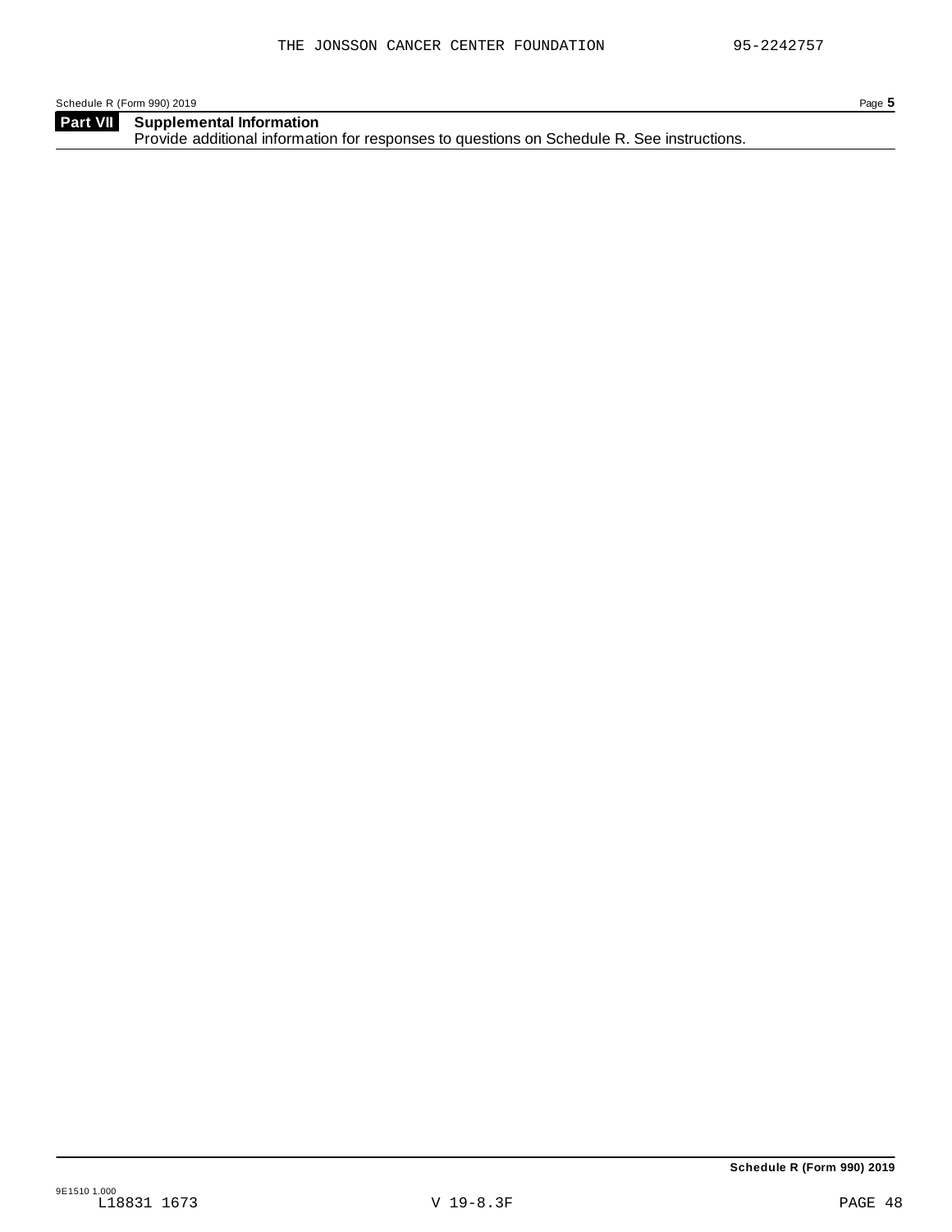THE JONSSON CANCER CENTER FOUNDATION 95-2242757

Schedule R (Form 990) 2019

## Part VII Supplemental Information

Provide additional information for responses to questions on Schedule R. See instructions.

Schedule R (Form 990) 2019

9E1510 1.000
L18831 1673 V 19-8.3F